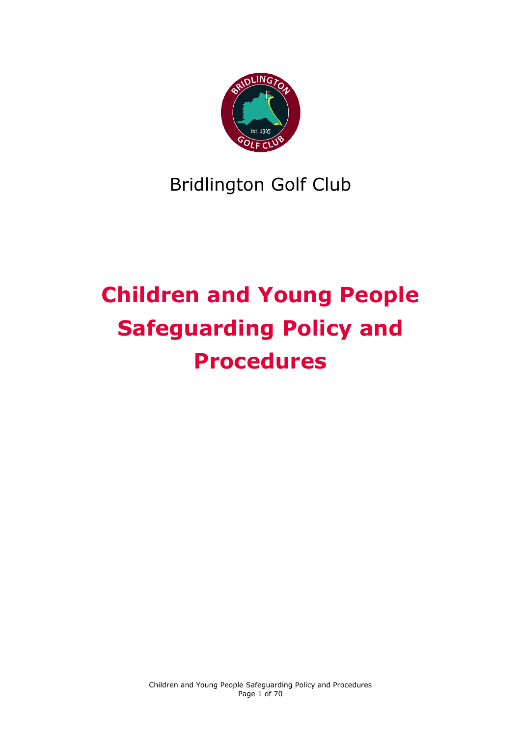Bridlington Golf Club

# Children and Young People Safeguarding Policy and Procedures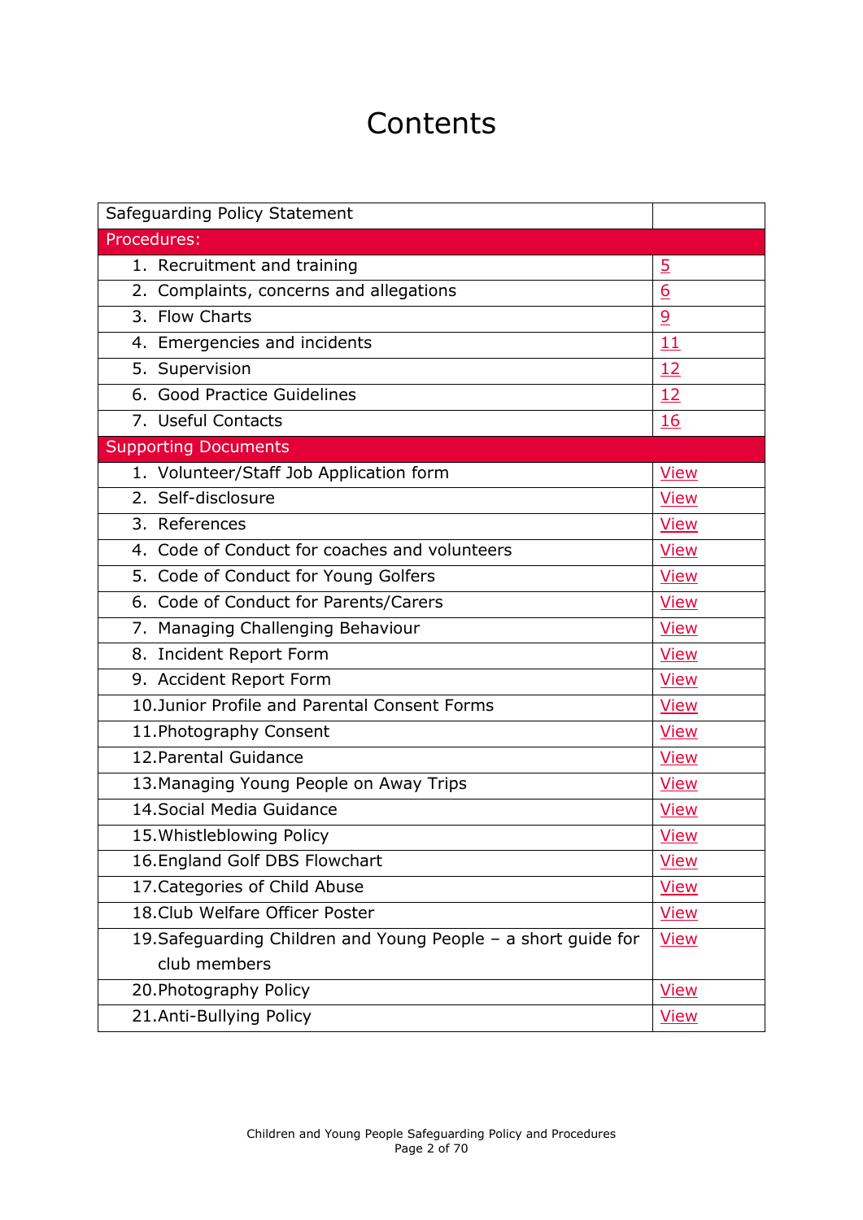# Contents

| Safeguarding Policy Statement | |
|---|---|
| **Procedures:** | |
| 1. Recruitment and training | 5 |
| 2. Complaints, concerns and allegations | 6 |
| 3. Flow Charts | 9 |
| 4. Emergencies and incidents | 11 |
| 5. Supervision | 12 |
| 6. Good Practice Guidelines | 12 |
| 7. Useful Contacts | 16 |
| **Supporting Documents** | |
| 1. Volunteer/Staff Job Application form | View |
| 2. Self-disclosure | View |
| 3. References | View |
| 4. Code of Conduct for coaches and volunteers | View |
| 5. Code of Conduct for Young Golfers | View |
| 6. Code of Conduct for Parents/Carers | View |
| 7. Managing Challenging Behaviour | View |
| 8. Incident Report Form | View |
| 9. Accident Report Form | View |
| 10. Junior Profile and Parental Consent Forms | View |
| 11. Photography Consent | View |
| 12. Parental Guidance | View |
| 13. Managing Young People on Away Trips | View |
| 14. Social Media Guidance | View |
| 15. Whistleblowing Policy | View |
| 16. England Golf DBS Flowchart | View |
| 17. Categories of Child Abuse | View |
| 18. Club Welfare Officer Poster | View |
| 19. Safeguarding Children and Young People – a short guide for club members | View |
| 20. Photography Policy | View |
| 21. Anti-Bullying Policy | View |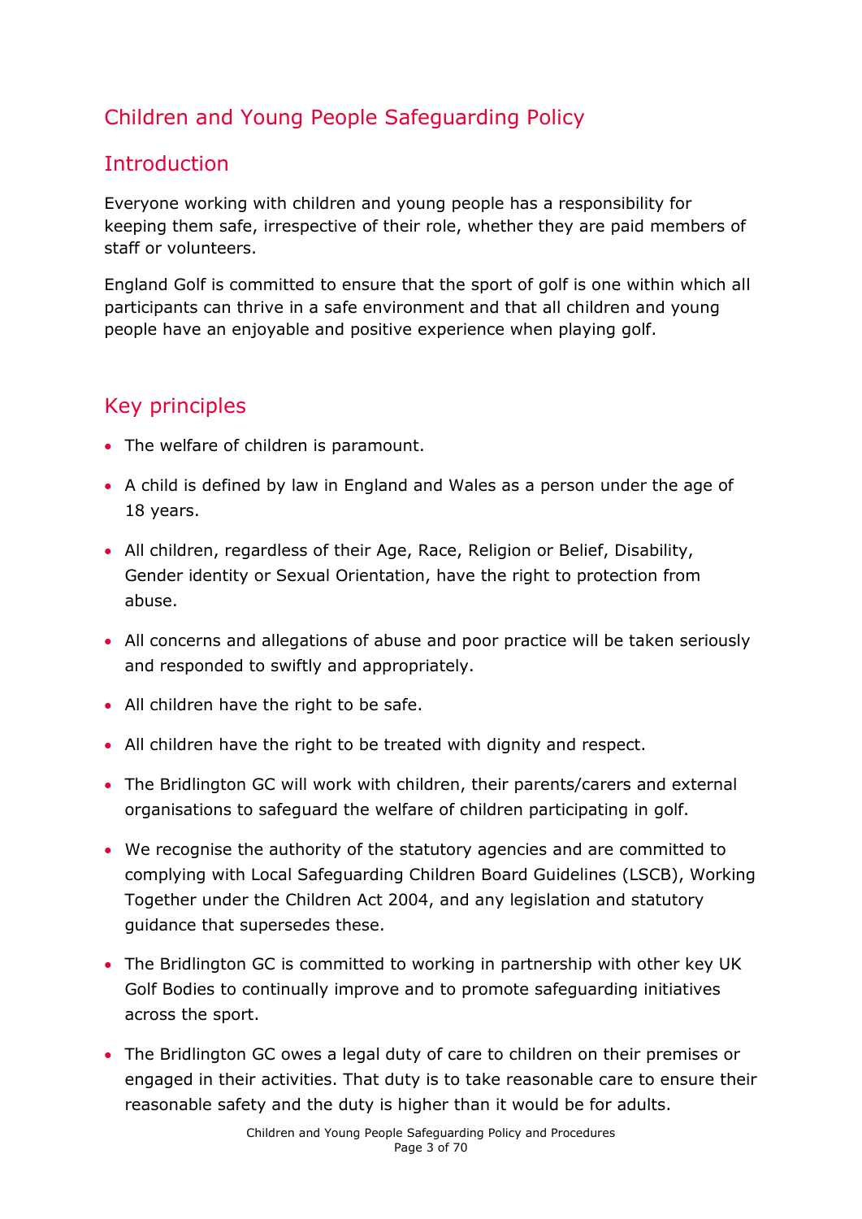## Children and Young People Safeguarding Policy

## Introduction

Everyone working with children and young people has a responsibility for keeping them safe, irrespective of their role, whether they are paid members of staff or volunteers.

England Golf is committed to ensure that the sport of golf is one within which all participants can thrive in a safe environment and that all children and young people have an enjoyable and positive experience when playing golf.

## Key principles

- The welfare of children is paramount.
- A child is defined by law in England and Wales as a person under the age of 18 years.
- All children, regardless of their Age, Race, Religion or Belief, Disability, Gender identity or Sexual Orientation, have the right to protection from abuse.
- All concerns and allegations of abuse and poor practice will be taken seriously and responded to swiftly and appropriately.
- All children have the right to be safe.
- All children have the right to be treated with dignity and respect.
- The Bridlington GC will work with children, their parents/carers and external organisations to safeguard the welfare of children participating in golf.
- We recognise the authority of the statutory agencies and are committed to complying with Local Safeguarding Children Board Guidelines (LSCB), Working Together under the Children Act 2004, and any legislation and statutory guidance that supersedes these.
- The Bridlington GC is committed to working in partnership with other key UK Golf Bodies to continually improve and to promote safeguarding initiatives across the sport.
- The Bridlington GC owes a legal duty of care to children on their premises or engaged in their activities. That duty is to take reasonable care to ensure their reasonable safety and the duty is higher than it would be for adults.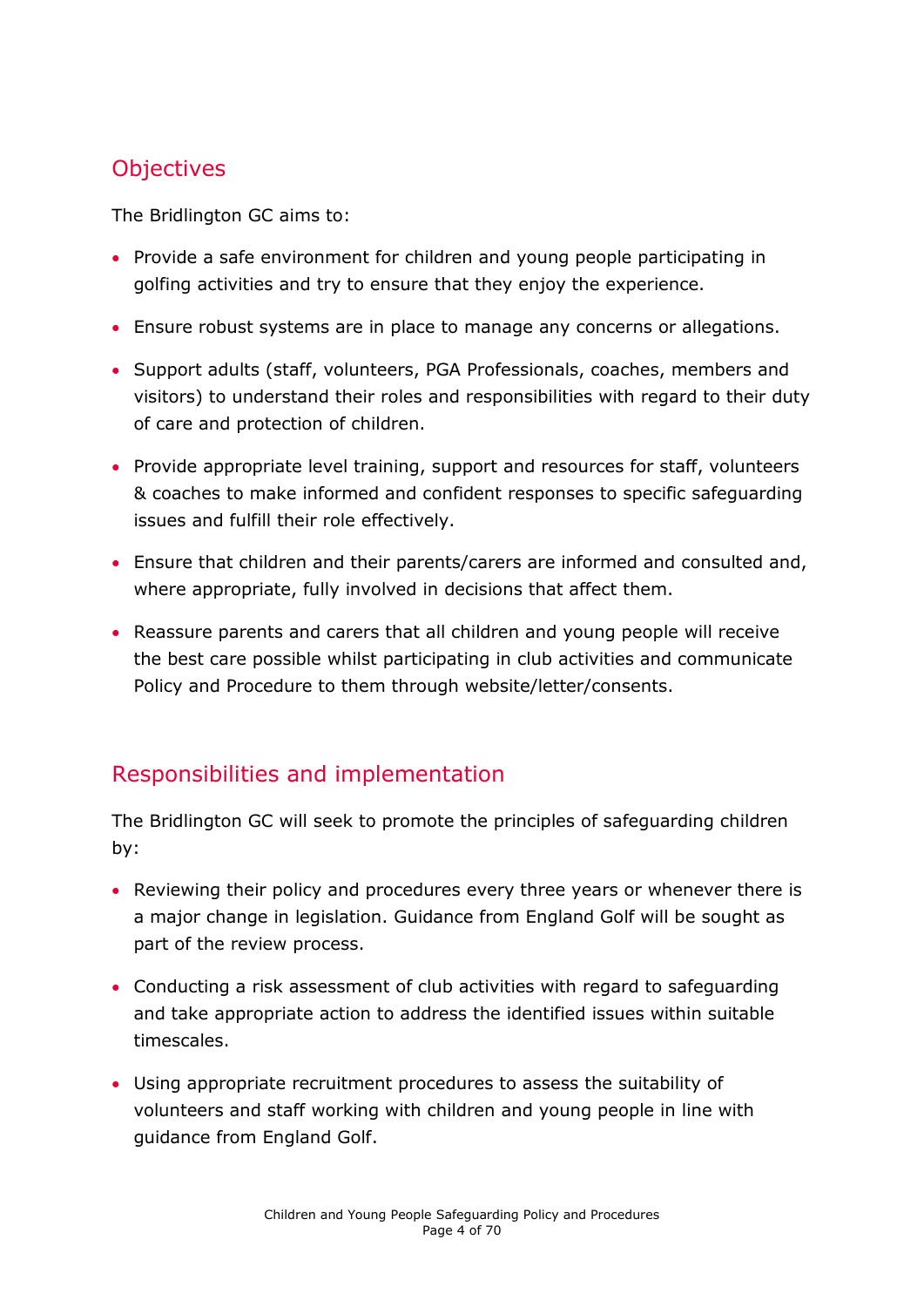## Objectives

The Bridlington GC aims to:

- Provide a safe environment for children and young people participating in golfing activities and try to ensure that they enjoy the experience.
- Ensure robust systems are in place to manage any concerns or allegations.
- Support adults (staff, volunteers, PGA Professionals, coaches, members and visitors) to understand their roles and responsibilities with regard to their duty of care and protection of children.
- Provide appropriate level training, support and resources for staff, volunteers & coaches to make informed and confident responses to specific safeguarding issues and fulfill their role effectively.
- Ensure that children and their parents/carers are informed and consulted and, where appropriate, fully involved in decisions that affect them.
- Reassure parents and carers that all children and young people will receive the best care possible whilst participating in club activities and communicate Policy and Procedure to them through website/letter/consents.

## Responsibilities and implementation

The Bridlington GC will seek to promote the principles of safeguarding children by:

- Reviewing their policy and procedures every three years or whenever there is a major change in legislation. Guidance from England Golf will be sought as part of the review process.
- Conducting a risk assessment of club activities with regard to safeguarding and take appropriate action to address the identified issues within suitable timescales.
- Using appropriate recruitment procedures to assess the suitability of volunteers and staff working with children and young people in line with guidance from England Golf.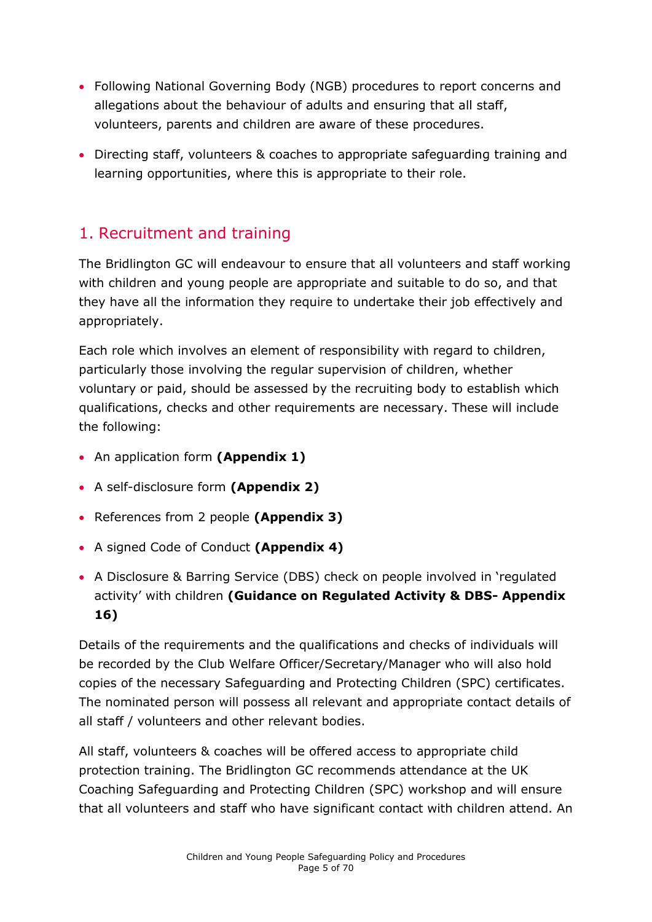- Following National Governing Body (NGB) procedures to report concerns and allegations about the behaviour of adults and ensuring that all staff, volunteers, parents and children are aware of these procedures.
- Directing staff, volunteers & coaches to appropriate safeguarding training and learning opportunities, where this is appropriate to their role.

## 1. Recruitment and training

The Bridlington GC will endeavour to ensure that all volunteers and staff working with children and young people are appropriate and suitable to do so, and that they have all the information they require to undertake their job effectively and appropriately.

Each role which involves an element of responsibility with regard to children, particularly those involving the regular supervision of children, whether voluntary or paid, should be assessed by the recruiting body to establish which qualifications, checks and other requirements are necessary. These will include the following:

- An application form **(Appendix 1)**
- A self-disclosure form **(Appendix 2)**
- References from 2 people **(Appendix 3)**
- A signed Code of Conduct **(Appendix 4)**
- A Disclosure & Barring Service (DBS) check on people involved in 'regulated activity' with children **(Guidance on Regulated Activity & DBS- Appendix 16)**

Details of the requirements and the qualifications and checks of individuals will be recorded by the Club Welfare Officer/Secretary/Manager who will also hold copies of the necessary Safeguarding and Protecting Children (SPC) certificates. The nominated person will possess all relevant and appropriate contact details of all staff / volunteers and other relevant bodies.

All staff, volunteers & coaches will be offered access to appropriate child protection training. The Bridlington GC recommends attendance at the UK Coaching Safeguarding and Protecting Children (SPC) workshop and will ensure that all volunteers and staff who have significant contact with children attend. An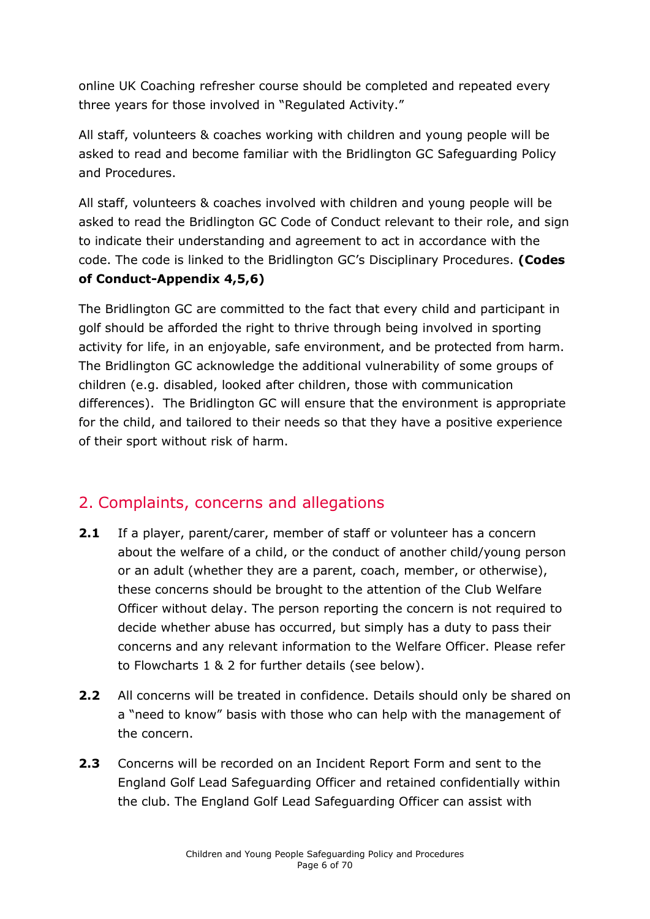online UK Coaching refresher course should be completed and repeated every three years for those involved in "Regulated Activity."

All staff, volunteers & coaches working with children and young people will be asked to read and become familiar with the Bridlington GC Safeguarding Policy and Procedures.

All staff, volunteers & coaches involved with children and young people will be asked to read the Bridlington GC Code of Conduct relevant to their role, and sign to indicate their understanding and agreement to act in accordance with the code. The code is linked to the Bridlington GC's Disciplinary Procedures. **(Codes of Conduct-Appendix 4,5,6)**

The Bridlington GC are committed to the fact that every child and participant in golf should be afforded the right to thrive through being involved in sporting activity for life, in an enjoyable, safe environment, and be protected from harm. The Bridlington GC acknowledge the additional vulnerability of some groups of children (e.g. disabled, looked after children, those with communication differences). The Bridlington GC will ensure that the environment is appropriate for the child, and tailored to their needs so that they have a positive experience of their sport without risk of harm.

## 2. Complaints, concerns and allegations

**2.1** If a player, parent/carer, member of staff or volunteer has a concern about the welfare of a child, or the conduct of another child/young person or an adult (whether they are a parent, coach, member, or otherwise), these concerns should be brought to the attention of the Club Welfare Officer without delay. The person reporting the concern is not required to decide whether abuse has occurred, but simply has a duty to pass their concerns and any relevant information to the Welfare Officer. Please refer to Flowcharts 1 & 2 for further details (see below).

**2.2** All concerns will be treated in confidence. Details should only be shared on a "need to know" basis with those who can help with the management of the concern.

**2.3** Concerns will be recorded on an Incident Report Form and sent to the England Golf Lead Safeguarding Officer and retained confidentially within the club. The England Golf Lead Safeguarding Officer can assist with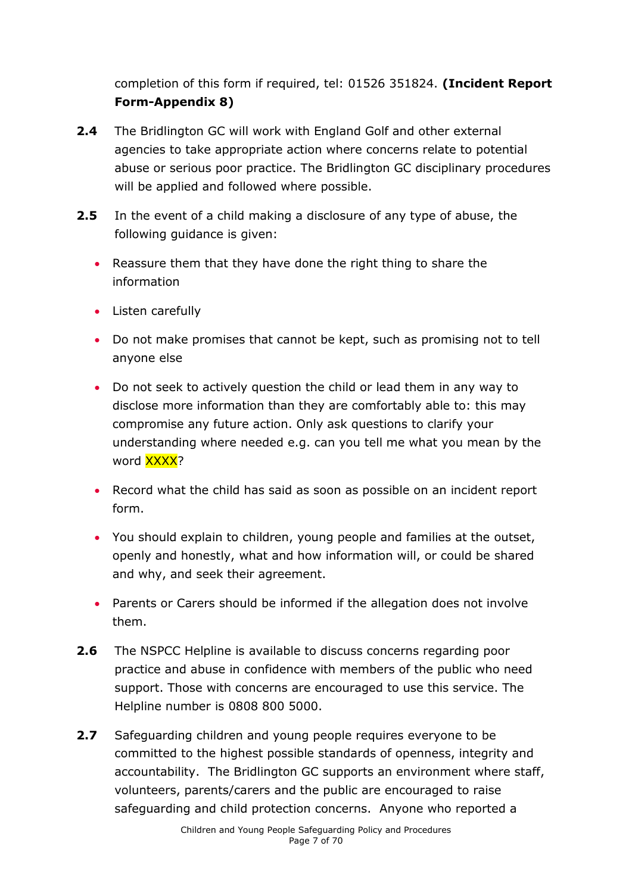completion of this form if required, tel: 01526 351824. **(Incident Report Form-Appendix 8)**

**2.4** The Bridlington GC will work with England Golf and other external agencies to take appropriate action where concerns relate to potential abuse or serious poor practice. The Bridlington GC disciplinary procedures will be applied and followed where possible.

**2.5** In the event of a child making a disclosure of any type of abuse, the following guidance is given:

- Reassure them that they have done the right thing to share the information
- Listen carefully
- Do not make promises that cannot be kept, such as promising not to tell anyone else
- Do not seek to actively question the child or lead them in any way to disclose more information than they are comfortably able to: this may compromise any future action. Only ask questions to clarify your understanding where needed e.g. can you tell me what you mean by the word XXXX?
- Record what the child has said as soon as possible on an incident report form.
- You should explain to children, young people and families at the outset, openly and honestly, what and how information will, or could be shared and why, and seek their agreement.
- Parents or Carers should be informed if the allegation does not involve them.

**2.6** The NSPCC Helpline is available to discuss concerns regarding poor practice and abuse in confidence with members of the public who need support. Those with concerns are encouraged to use this service. The Helpline number is 0808 800 5000.

**2.7** Safeguarding children and young people requires everyone to be committed to the highest possible standards of openness, integrity and accountability. The Bridlington GC supports an environment where staff, volunteers, parents/carers and the public are encouraged to raise safeguarding and child protection concerns. Anyone who reported a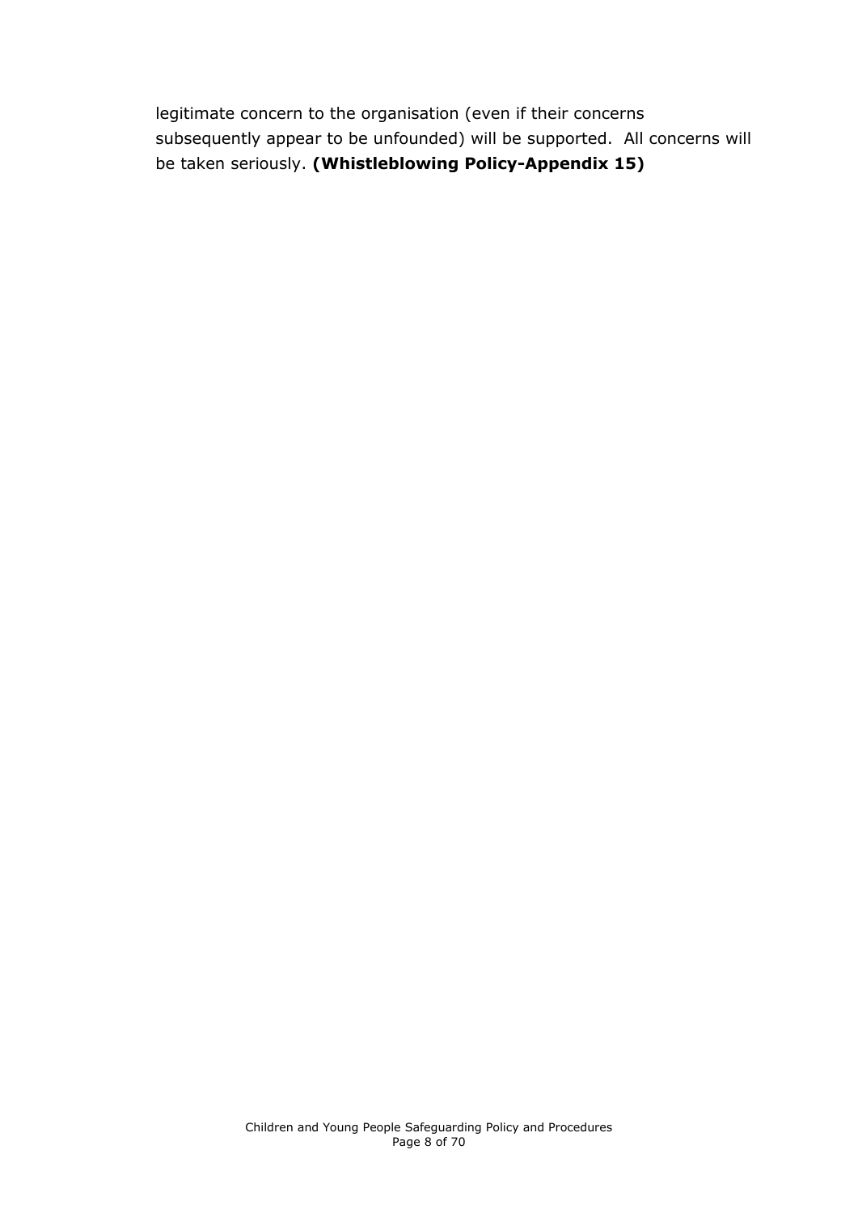legitimate concern to the organisation (even if their concerns subsequently appear to be unfounded) will be supported. All concerns will be taken seriously. **(Whistleblowing Policy-Appendix 15)**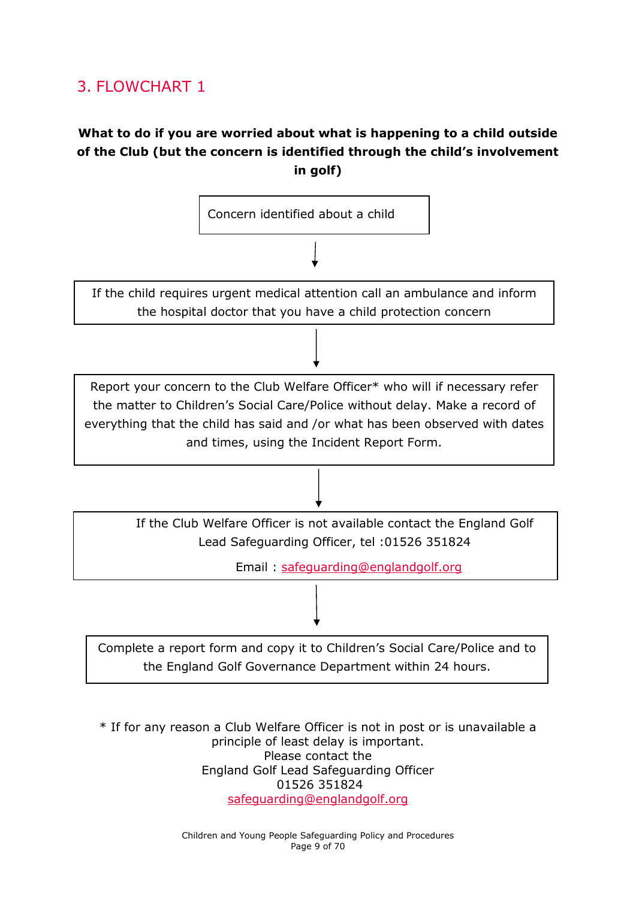## 3. FLOWCHART 1

**What to do if you are worried about what is happening to a child outside of the Club (but the concern is identified through the child's involvement in golf)**

Concern identified about a child

↓

If the child requires urgent medical attention call an ambulance and inform the hospital doctor that you have a child protection concern

↓

Report your concern to the Club Welfare Officer* who will if necessary refer the matter to Children's Social Care/Police without delay. Make a record of everything that the child has said and /or what has been observed with dates and times, using the Incident Report Form.

↓

If the Club Welfare Officer is not available contact the England Golf Lead Safeguarding Officer, tel :01526 351824

Email : safeguarding@englandgolf.org

↓

Complete a report form and copy it to Children's Social Care/Police and to the England Golf Governance Department within 24 hours.

* If for any reason a Club Welfare Officer is not in post or is unavailable a principle of least delay is important.
Please contact the
England Golf Lead Safeguarding Officer
01526 351824
safeguarding@englandgolf.org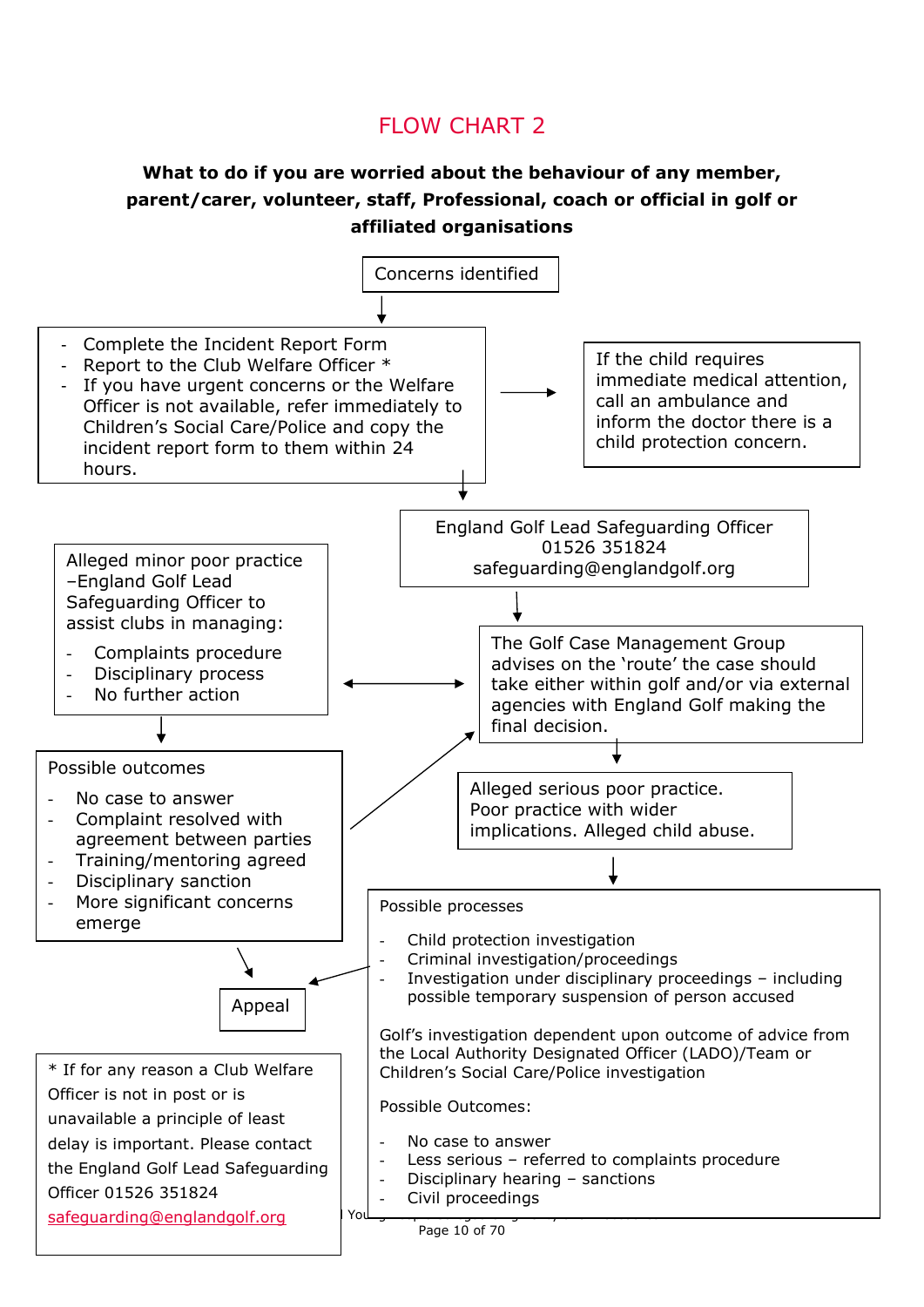# FLOW CHART 2

**What to do if you are worried about the behaviour of any member, parent/carer, volunteer, staff, Professional, coach or official in golf or affiliated organisations**

Concerns identified

- Complete the Incident Report Form
- Report to the Club Welfare Officer *
- If you have urgent concerns or the Welfare Officer is not available, refer immediately to Children's Social Care/Police and copy the incident report form to them within 24 hours.

If the child requires immediate medical attention, call an ambulance and inform the doctor there is a child protection concern.

England Golf Lead Safeguarding Officer
01526 351824
safeguarding@englandgolf.org

The Golf Case Management Group advises on the 'route' the case should take either within golf and/or via external agencies with England Golf making the final decision.

Alleged minor poor practice –England Golf Lead Safeguarding Officer to assist clubs in managing:

- Complaints procedure
- Disciplinary process
- No further action

Possible outcomes

- No case to answer
- Complaint resolved with agreement between parties
- Training/mentoring agreed
- Disciplinary sanction
- More significant concerns emerge

Alleged serious poor practice. Poor practice with wider implications. Alleged child abuse.

Possible processes

- Child protection investigation
- Criminal investigation/proceedings
- Investigation under disciplinary proceedings – including possible temporary suspension of person accused

Golf's investigation dependent upon outcome of advice from the Local Authority Designated Officer (LADO)/Team or Children's Social Care/Police investigation

Possible Outcomes:

- No case to answer
- Less serious – referred to complaints procedure
- Disciplinary hearing – sanctions
- Civil proceedings

Appeal

\* If for any reason a Club Welfare Officer is not in post or is unavailable a principle of least delay is important. Please contact the England Golf Lead Safeguarding Officer 01526 351824 safeguarding@englandgolf.org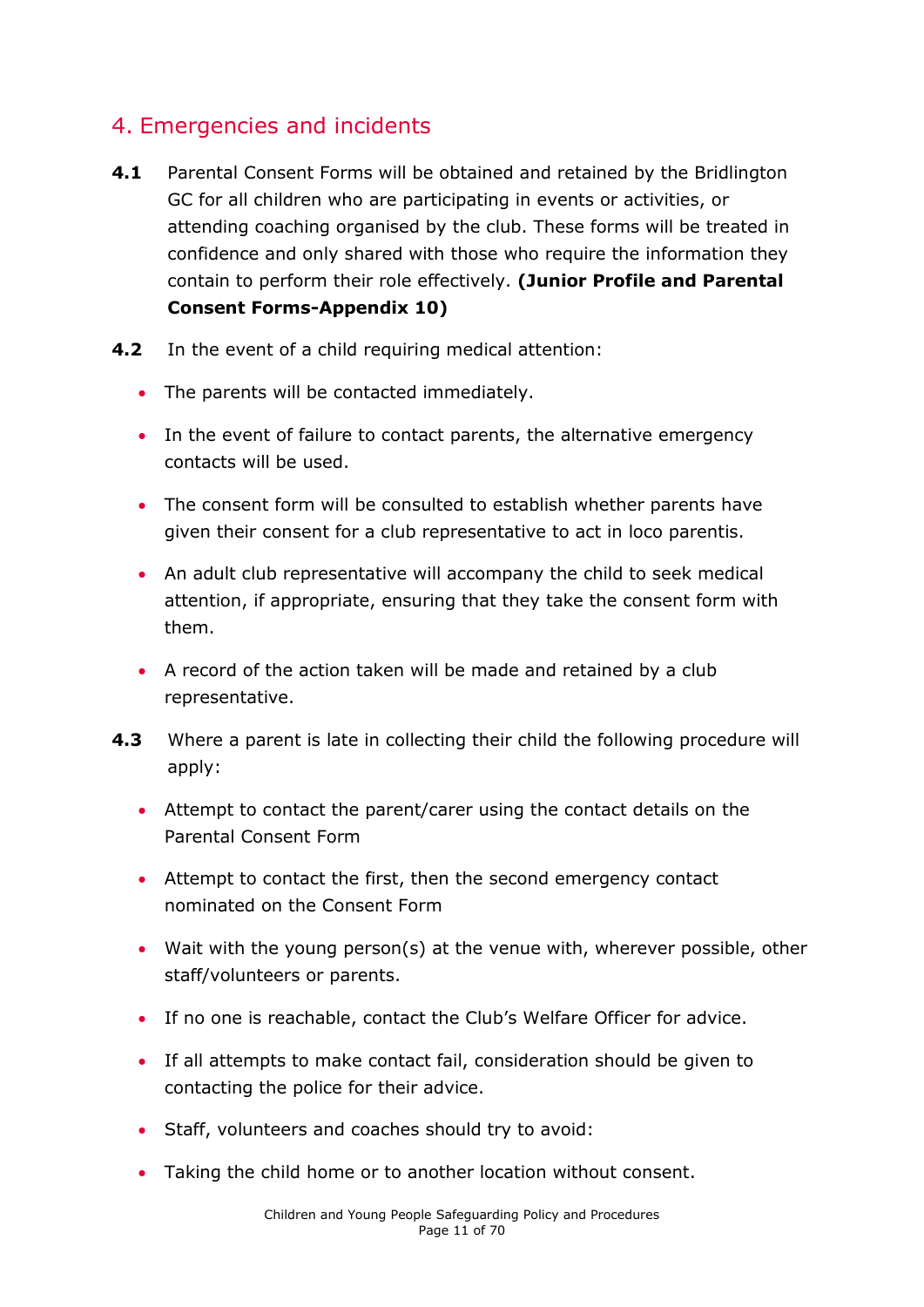## 4. Emergencies and incidents

**4.1** Parental Consent Forms will be obtained and retained by the Bridlington GC for all children who are participating in events or activities, or attending coaching organised by the club. These forms will be treated in confidence and only shared with those who require the information they contain to perform their role effectively. **(Junior Profile and Parental Consent Forms-Appendix 10)**

**4.2** In the event of a child requiring medical attention:

- The parents will be contacted immediately.
- In the event of failure to contact parents, the alternative emergency contacts will be used.
- The consent form will be consulted to establish whether parents have given their consent for a club representative to act in loco parentis.
- An adult club representative will accompany the child to seek medical attention, if appropriate, ensuring that they take the consent form with them.
- A record of the action taken will be made and retained by a club representative.

**4.3** Where a parent is late in collecting their child the following procedure will apply:

- Attempt to contact the parent/carer using the contact details on the Parental Consent Form
- Attempt to contact the first, then the second emergency contact nominated on the Consent Form
- Wait with the young person(s) at the venue with, wherever possible, other staff/volunteers or parents.
- If no one is reachable, contact the Club's Welfare Officer for advice.
- If all attempts to make contact fail, consideration should be given to contacting the police for their advice.
- Staff, volunteers and coaches should try to avoid:
- Taking the child home or to another location without consent.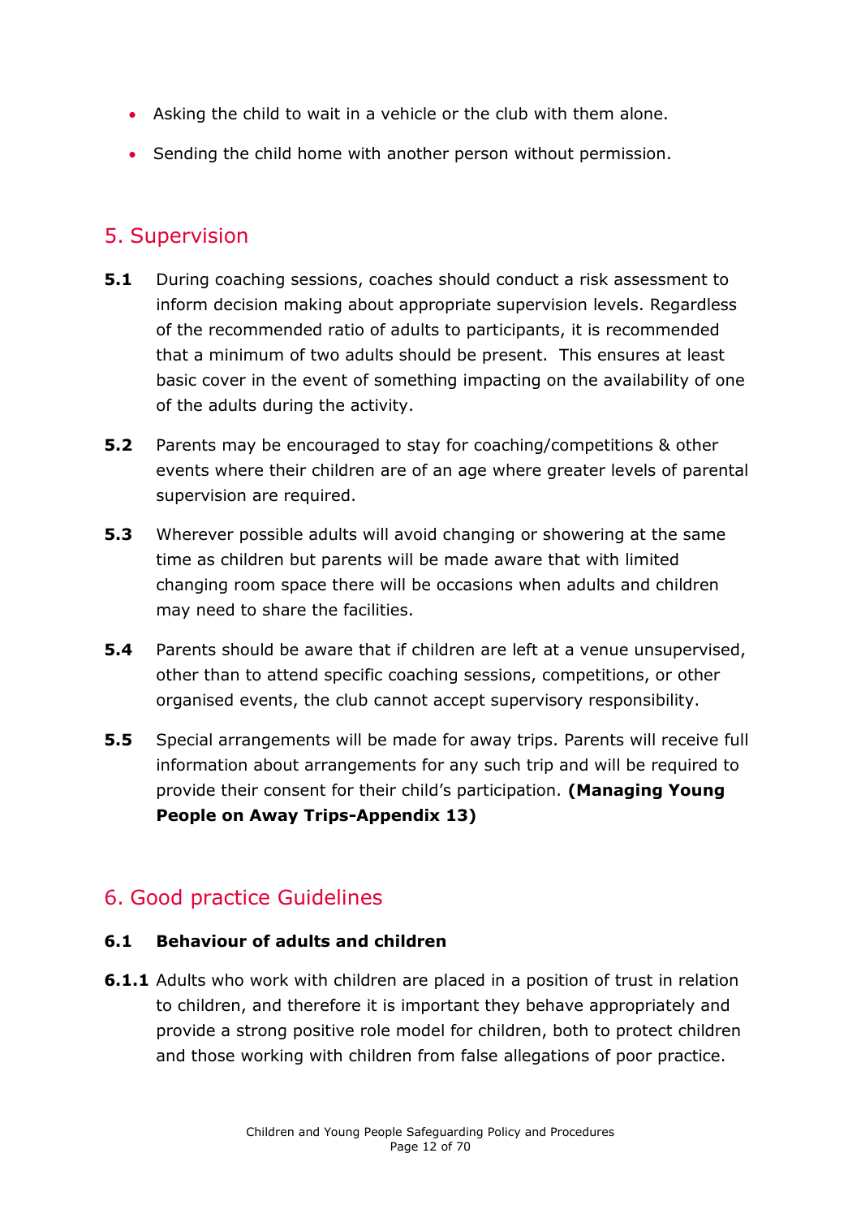- Asking the child to wait in a vehicle or the club with them alone.
- Sending the child home with another person without permission.

## 5. Supervision

**5.1** During coaching sessions, coaches should conduct a risk assessment to inform decision making about appropriate supervision levels. Regardless of the recommended ratio of adults to participants, it is recommended that a minimum of two adults should be present. This ensures at least basic cover in the event of something impacting on the availability of one of the adults during the activity.

**5.2** Parents may be encouraged to stay for coaching/competitions & other events where their children are of an age where greater levels of parental supervision are required.

**5.3** Wherever possible adults will avoid changing or showering at the same time as children but parents will be made aware that with limited changing room space there will be occasions when adults and children may need to share the facilities.

**5.4** Parents should be aware that if children are left at a venue unsupervised, other than to attend specific coaching sessions, competitions, or other organised events, the club cannot accept supervisory responsibility.

**5.5** Special arrangements will be made for away trips. Parents will receive full information about arrangements for any such trip and will be required to provide their consent for their child's participation. **(Managing Young People on Away Trips-Appendix 13)**

## 6. Good practice Guidelines

### 6.1 Behaviour of adults and children

**6.1.1** Adults who work with children are placed in a position of trust in relation to children, and therefore it is important they behave appropriately and provide a strong positive role model for children, both to protect children and those working with children from false allegations of poor practice.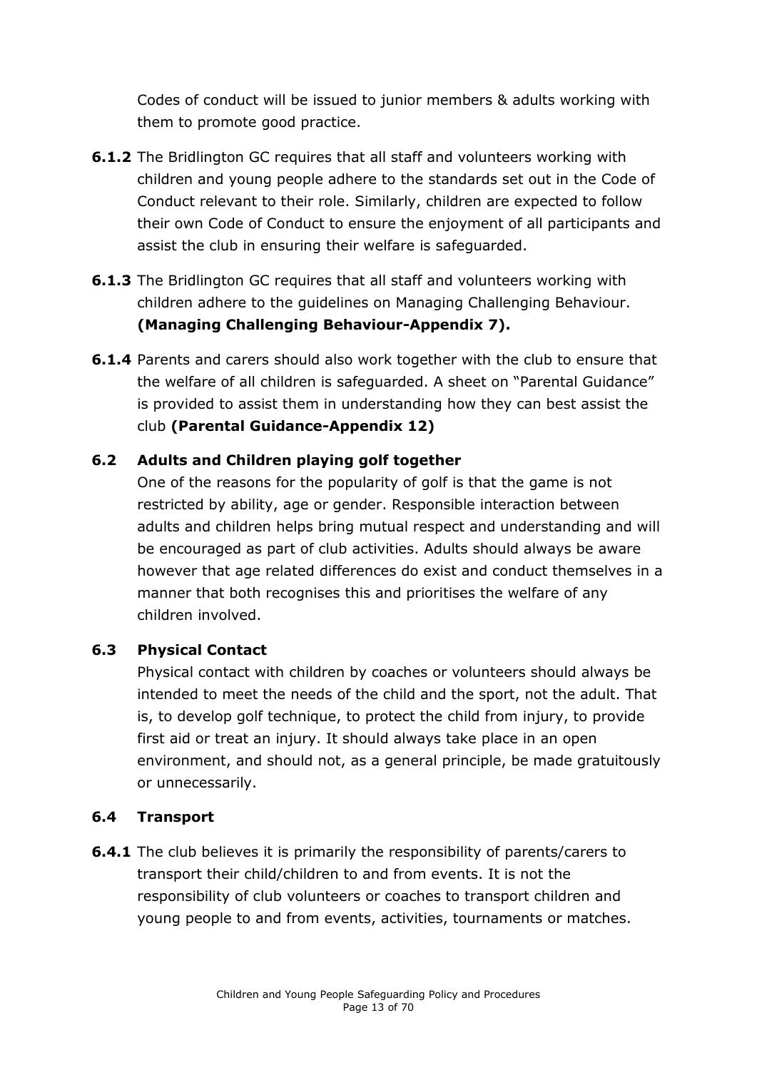Codes of conduct will be issued to junior members & adults working with them to promote good practice.

**6.1.2** The Bridlington GC requires that all staff and volunteers working with children and young people adhere to the standards set out in the Code of Conduct relevant to their role. Similarly, children are expected to follow their own Code of Conduct to ensure the enjoyment of all participants and assist the club in ensuring their welfare is safeguarded.

**6.1.3** The Bridlington GC requires that all staff and volunteers working with children adhere to the guidelines on Managing Challenging Behaviour. **(Managing Challenging Behaviour-Appendix 7).**

**6.1.4** Parents and carers should also work together with the club to ensure that the welfare of all children is safeguarded. A sheet on "Parental Guidance" is provided to assist them in understanding how they can best assist the club **(Parental Guidance-Appendix 12)**

### 6.2 Adults and Children playing golf together

One of the reasons for the popularity of golf is that the game is not restricted by ability, age or gender. Responsible interaction between adults and children helps bring mutual respect and understanding and will be encouraged as part of club activities. Adults should always be aware however that age related differences do exist and conduct themselves in a manner that both recognises this and prioritises the welfare of any children involved.

### 6.3 Physical Contact

Physical contact with children by coaches or volunteers should always be intended to meet the needs of the child and the sport, not the adult. That is, to develop golf technique, to protect the child from injury, to provide first aid or treat an injury. It should always take place in an open environment, and should not, as a general principle, be made gratuitously or unnecessarily.

### 6.4 Transport

**6.4.1** The club believes it is primarily the responsibility of parents/carers to transport their child/children to and from events. It is not the responsibility of club volunteers or coaches to transport children and young people to and from events, activities, tournaments or matches.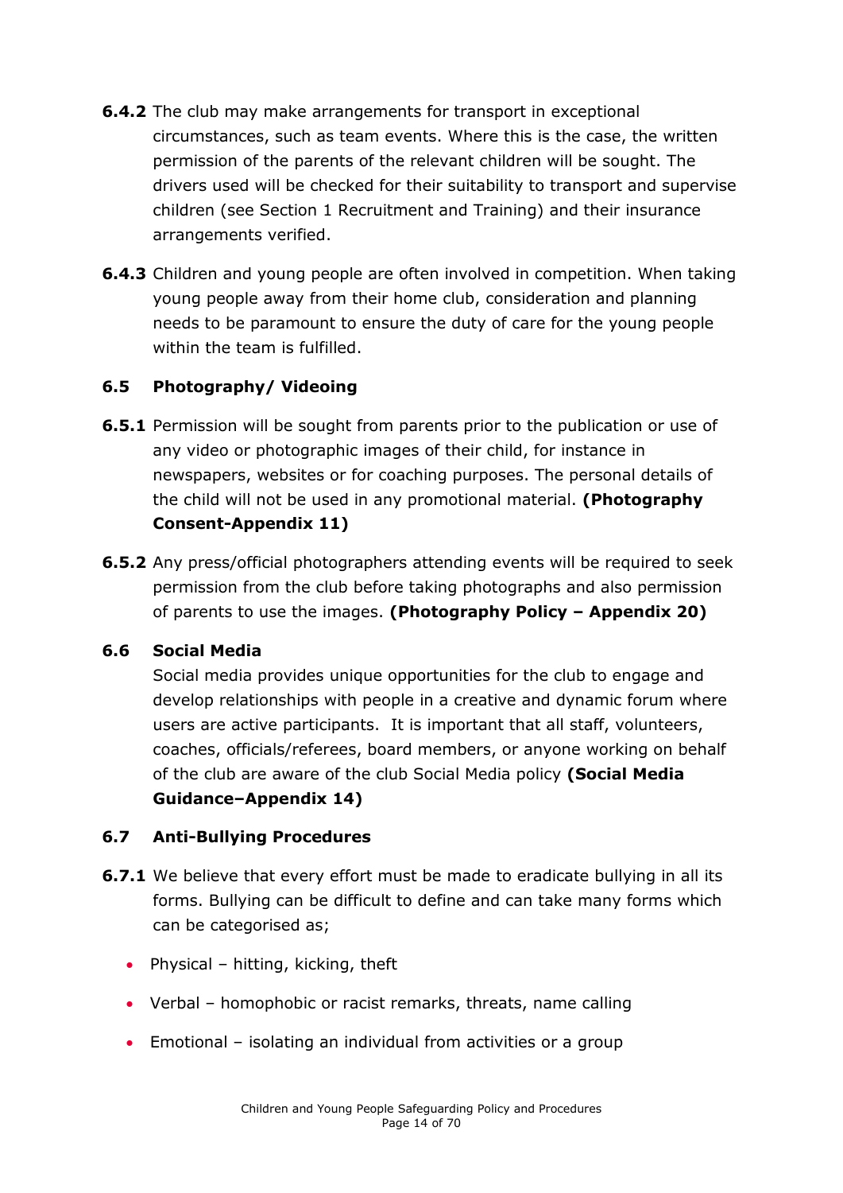**6.4.2** The club may make arrangements for transport in exceptional circumstances, such as team events. Where this is the case, the written permission of the parents of the relevant children will be sought. The drivers used will be checked for their suitability to transport and supervise children (see Section 1 Recruitment and Training) and their insurance arrangements verified.

**6.4.3** Children and young people are often involved in competition. When taking young people away from their home club, consideration and planning needs to be paramount to ensure the duty of care for the young people within the team is fulfilled.

### 6.5 Photography/ Videoing

**6.5.1** Permission will be sought from parents prior to the publication or use of any video or photographic images of their child, for instance in newspapers, websites or for coaching purposes. The personal details of the child will not be used in any promotional material. **(Photography Consent-Appendix 11)**

**6.5.2** Any press/official photographers attending events will be required to seek permission from the club before taking photographs and also permission of parents to use the images. **(Photography Policy – Appendix 20)**

### 6.6 Social Media

Social media provides unique opportunities for the club to engage and develop relationships with people in a creative and dynamic forum where users are active participants. It is important that all staff, volunteers, coaches, officials/referees, board members, or anyone working on behalf of the club are aware of the club Social Media policy **(Social Media Guidance–Appendix 14)**

### 6.7 Anti-Bullying Procedures

**6.7.1** We believe that every effort must be made to eradicate bullying in all its forms. Bullying can be difficult to define and can take many forms which can be categorised as;

- Physical – hitting, kicking, theft
- Verbal – homophobic or racist remarks, threats, name calling
- Emotional – isolating an individual from activities or a group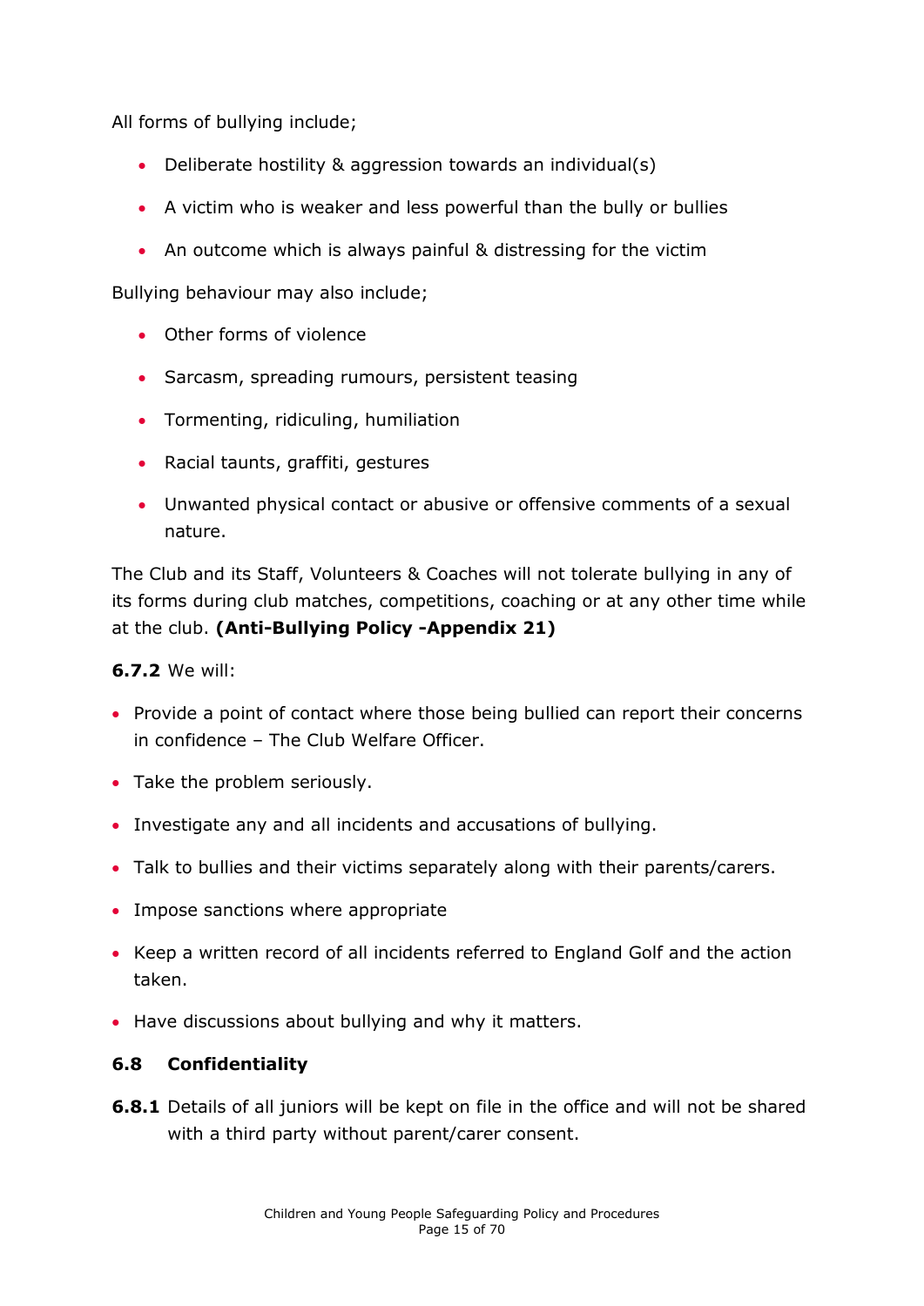All forms of bullying include;

- Deliberate hostility & aggression towards an individual(s)
- A victim who is weaker and less powerful than the bully or bullies
- An outcome which is always painful & distressing for the victim

Bullying behaviour may also include;

- Other forms of violence
- Sarcasm, spreading rumours, persistent teasing
- Tormenting, ridiculing, humiliation
- Racial taunts, graffiti, gestures
- Unwanted physical contact or abusive or offensive comments of a sexual nature.

The Club and its Staff, Volunteers & Coaches will not tolerate bullying in any of its forms during club matches, competitions, coaching or at any other time while at the club. **(Anti-Bullying Policy -Appendix 21)**

**6.7.2** We will:

- Provide a point of contact where those being bullied can report their concerns in confidence – The Club Welfare Officer.
- Take the problem seriously.
- Investigate any and all incidents and accusations of bullying.
- Talk to bullies and their victims separately along with their parents/carers.
- Impose sanctions where appropriate
- Keep a written record of all incidents referred to England Golf and the action taken.
- Have discussions about bullying and why it matters.

### 6.8 Confidentiality

**6.8.1** Details of all juniors will be kept on file in the office and will not be shared with a third party without parent/carer consent.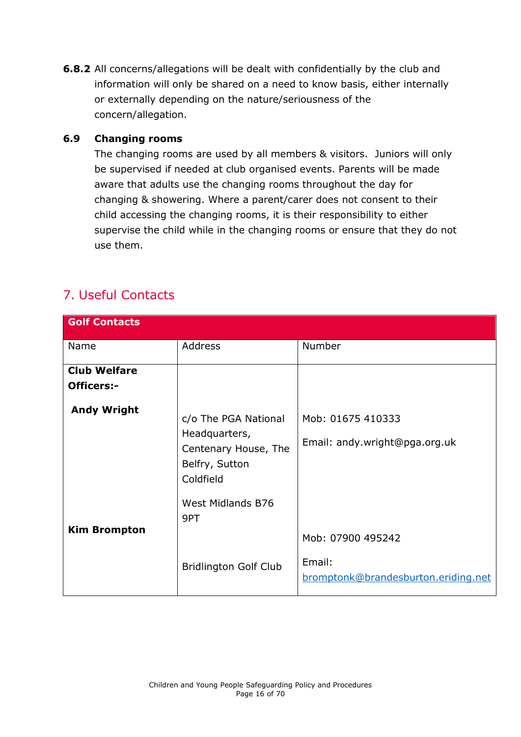**6.8.2** All concerns/allegations will be dealt with confidentially by the club and information will only be shared on a need to know basis, either internally or externally depending on the nature/seriousness of the concern/allegation.

### 6.9 Changing rooms

The changing rooms are used by all members & visitors. Juniors will only be supervised if needed at club organised events. Parents will be made aware that adults use the changing rooms throughout the day for changing & showering. Where a parent/carer does not consent to their child accessing the changing rooms, it is their responsibility to either supervise the child while in the changing rooms or ensure that they do not use them.

## 7. Useful Contacts

| **Golf Contacts** | | |
|---|---|---|
| Name | Address | Number |
| **Club Welfare Officers:-** | | |
| **Andy Wright** | c/o The PGA National Headquarters, Centenary House, The Belfry, Sutton Coldfield West Midlands B76 9PT | Mob: 01675 410333 Email: andy.wright@pga.org.uk |
| **Kim Brompton** | Bridlington Golf Club | Mob: 07900 495242 Email: bromptonk@brandesburton.eriding.net |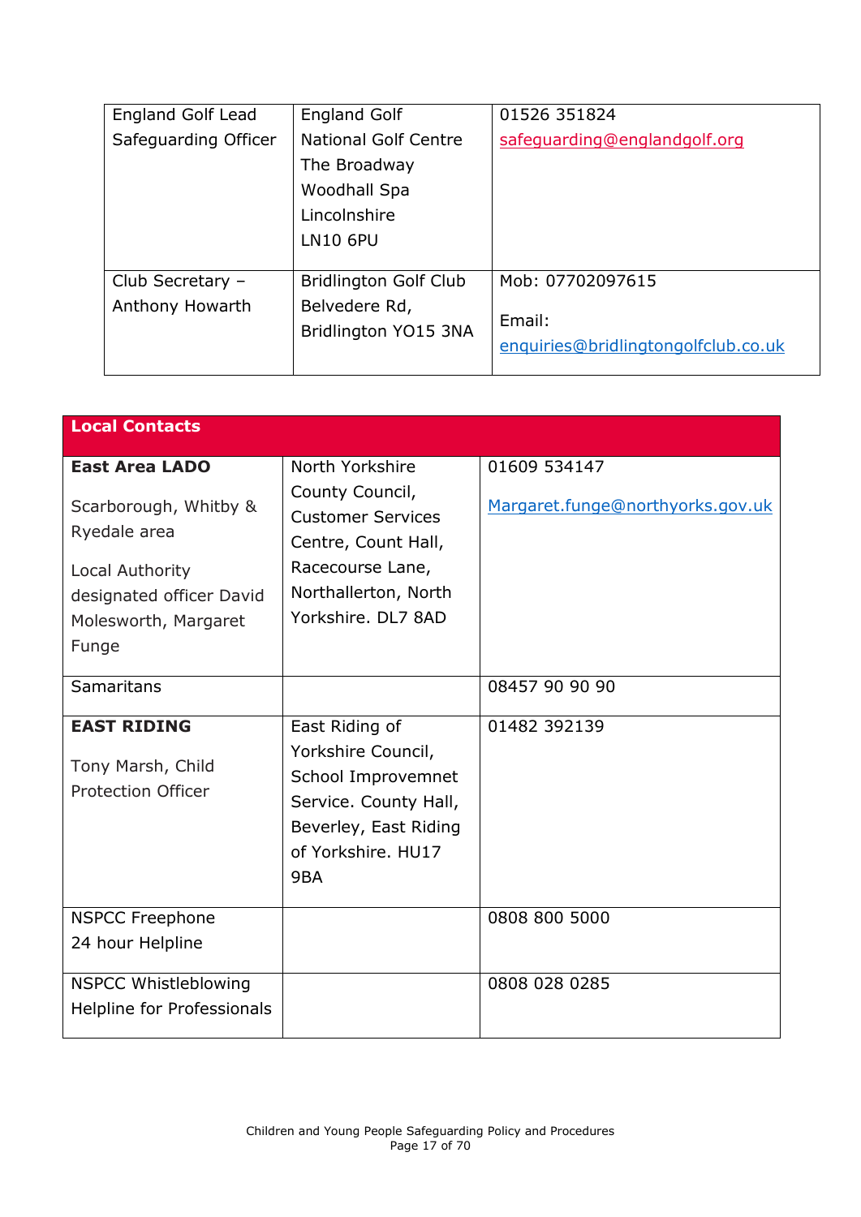| | | |
|---|---|---|
| England Golf Lead Safeguarding Officer | England Golf<br>National Golf Centre<br>The Broadway<br>Woodhall Spa<br>Lincolnshire<br>LN10 6PU | 01526 351824<br>safeguarding@englandgolf.org |
| Club Secretary – Anthony Howarth | Bridlington Golf Club<br>Belvedere Rd,<br>Bridlington YO15 3NA | Mob: 07702097615<br><br>Email:<br>enquiries@bridlingtongolfclub.co.uk |

| **Local Contacts** | | |
|---|---|---|
| **East Area LADO**<br><br>Scarborough, Whitby & Ryedale area<br><br>Local Authority designated officer David Molesworth, Margaret Funge | North Yorkshire County Council, Customer Services Centre, Count Hall, Racecourse Lane, Northallerton, North Yorkshire. DL7 8AD | 01609 534147<br><br>Margaret.funge@northyorks.gov.uk |
| Samaritans | | 08457 90 90 90 |
| **EAST RIDING**<br><br>Tony Marsh, Child Protection Officer | East Riding of Yorkshire Council, School Improvemnet Service. County Hall, Beverley, East Riding of Yorkshire. HU17 9BA | 01482 392139 |
| NSPCC Freephone<br>24 hour Helpline | | 0808 800 5000 |
| NSPCC Whistleblowing Helpline for Professionals | | 0808 028 0285 |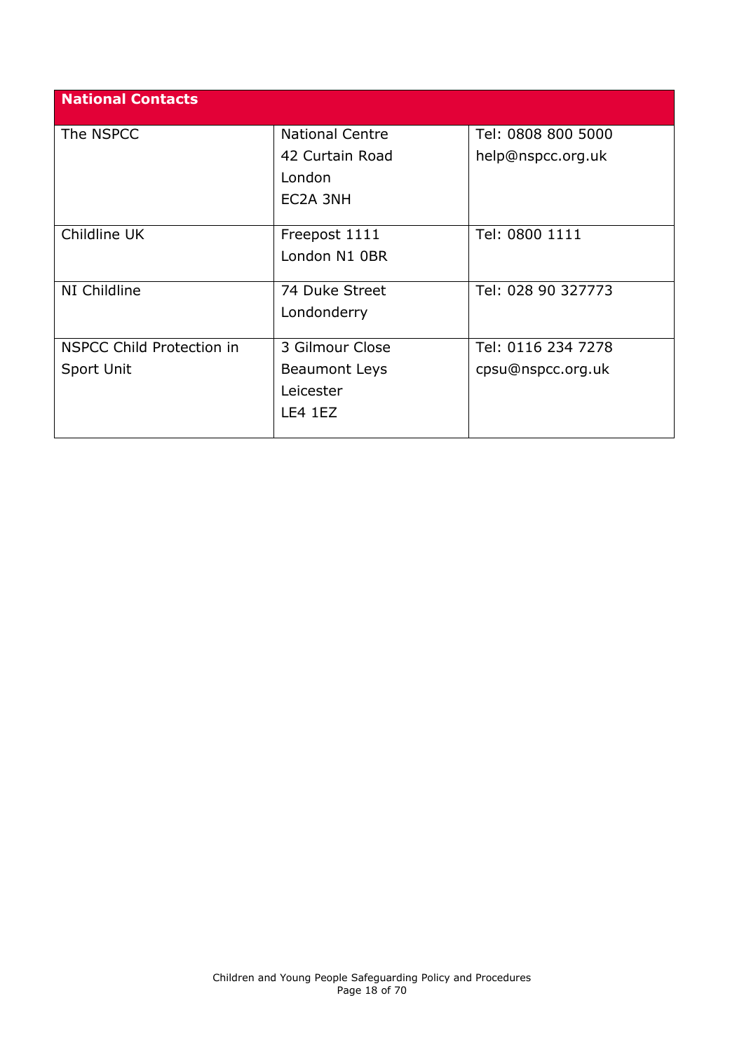| National Contacts | | |
|---|---|---|
| The NSPCC | National Centre<br>42 Curtain Road<br>London<br>EC2A 3NH | Tel: 0808 800 5000<br>help@nspcc.org.uk |
| Childline UK | Freepost 1111<br>London N1 0BR | Tel: 0800 1111 |
| NI Childline | 74 Duke Street<br>Londonderry | Tel: 028 90 327773 |
| NSPCC Child Protection in Sport Unit | 3 Gilmour Close<br>Beaumont Leys<br>Leicester<br>LE4 1EZ | Tel: 0116 234 7278<br>cpsu@nspcc.org.uk |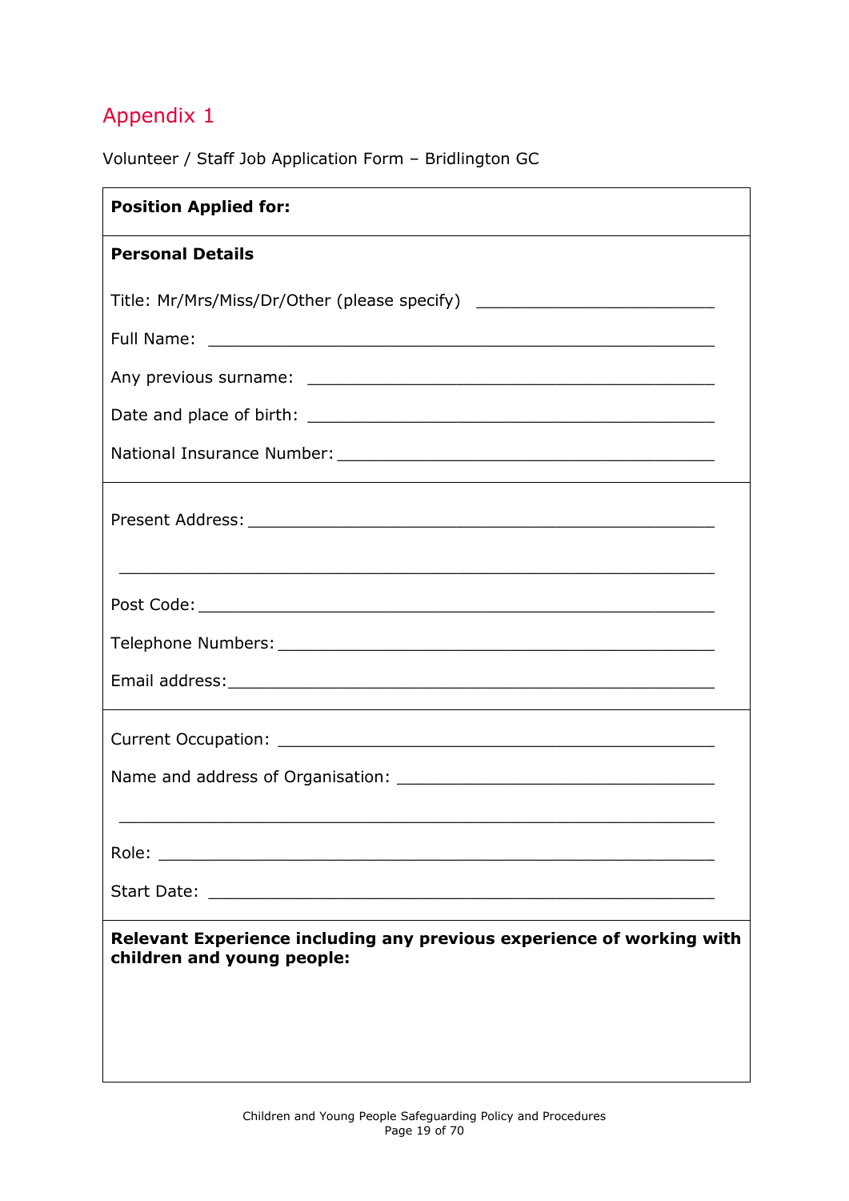## Appendix 1

Volunteer / Staff Job Application Form – Bridlington GC

**Position Applied for:**

---

**Personal Details**

Title: Mr/Mrs/Miss/Dr/Other (please specify) ___________________________

Full Name: ___________________________________________________________

Any previous surname: _______________________________________________

Date and place of birth: _______________________________________________

National Insurance Number: ___________________________________________

---

Present Address: ______________________________________________________

_________________________________________________________________

Post Code: ___________________________________________________________

Telephone Numbers: ___________________________________________________

Email address: ________________________________________________________

---

Current Occupation: ___________________________________________________

Name and address of Organisation: _____________________________________

_________________________________________________________________

Role: ________________________________________________________________

Start Date: ___________________________________________________________

---

**Relevant Experience including any previous experience of working with children and young people:**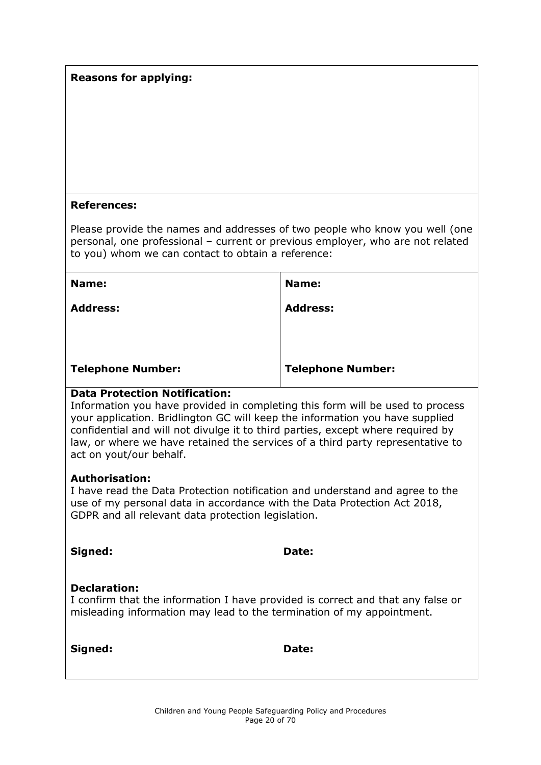**Reasons for applying:**

**References:**

Please provide the names and addresses of two people who know you well (one personal, one professional – current or previous employer, who are not related to you) whom we can contact to obtain a reference:

| **Name:** | **Name:** |
| --- | --- |
| **Address:** | **Address:** |
| **Telephone Number:** | **Telephone Number:** |

**Data Protection Notification:**
Information you have provided in completing this form will be used to process your application. Bridlington GC will keep the information you have supplied confidential and will not divulge it to third parties, except where required by law, or where we have retained the services of a third party representative to act on yout/our behalf.

**Authorisation:**
I have read the Data Protection notification and understand and agree to the use of my personal data in accordance with the Data Protection Act 2018, GDPR and all relevant data protection legislation.

**Signed:** **Date:**

**Declaration:**
I confirm that the information I have provided is correct and that any false or misleading information may lead to the termination of my appointment.

**Signed:** **Date:**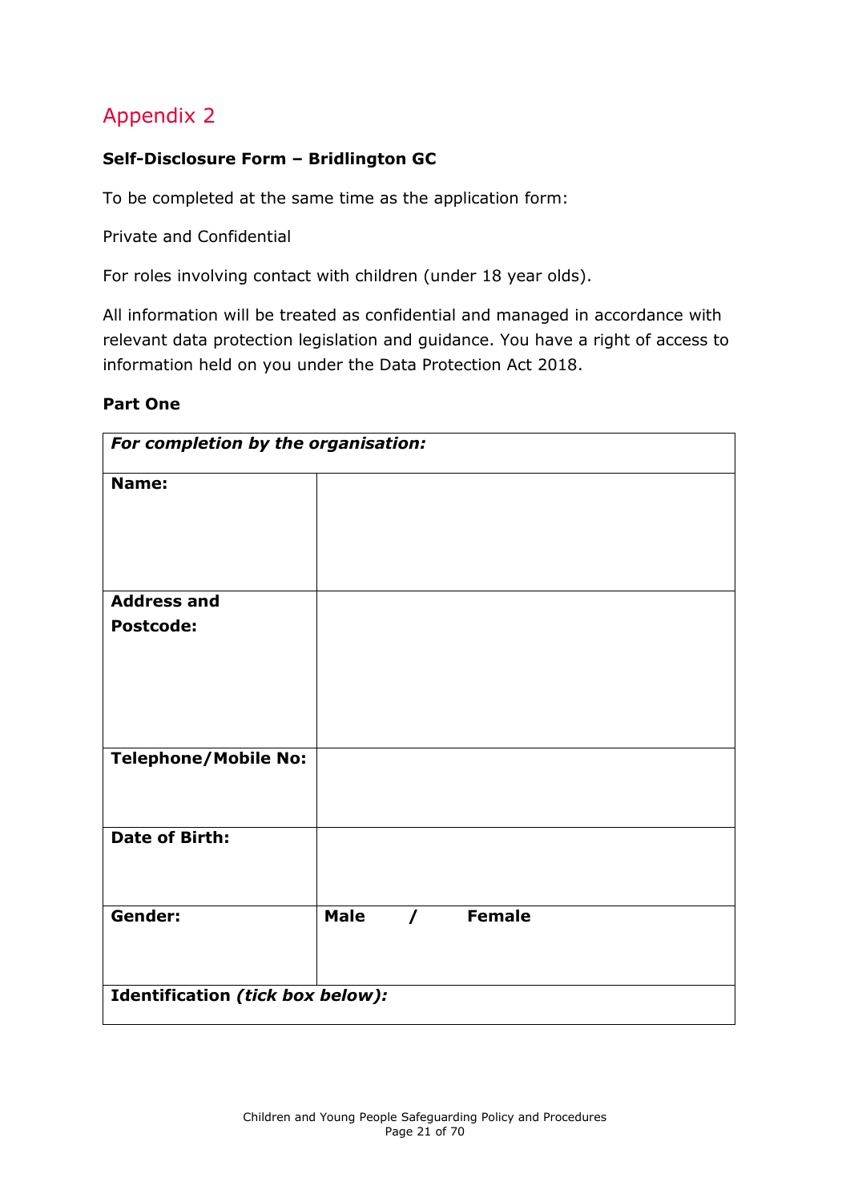## Appendix 2

**Self-Disclosure Form – Bridlington GC**

To be completed at the same time as the application form:

Private and Confidential

For roles involving contact with children (under 18 year olds).

All information will be treated as confidential and managed in accordance with relevant data protection legislation and guidance. You have a right of access to information held on you under the Data Protection Act 2018.

**Part One**

| ***For completion by the organisation:*** | |
|---|---|
| **Name:** | |
| **Address and Postcode:** | |
| **Telephone/Mobile No:** | |
| **Date of Birth:** | |
| **Gender:** | **Male / Female** |
| **Identification *(tick box below)*:** | |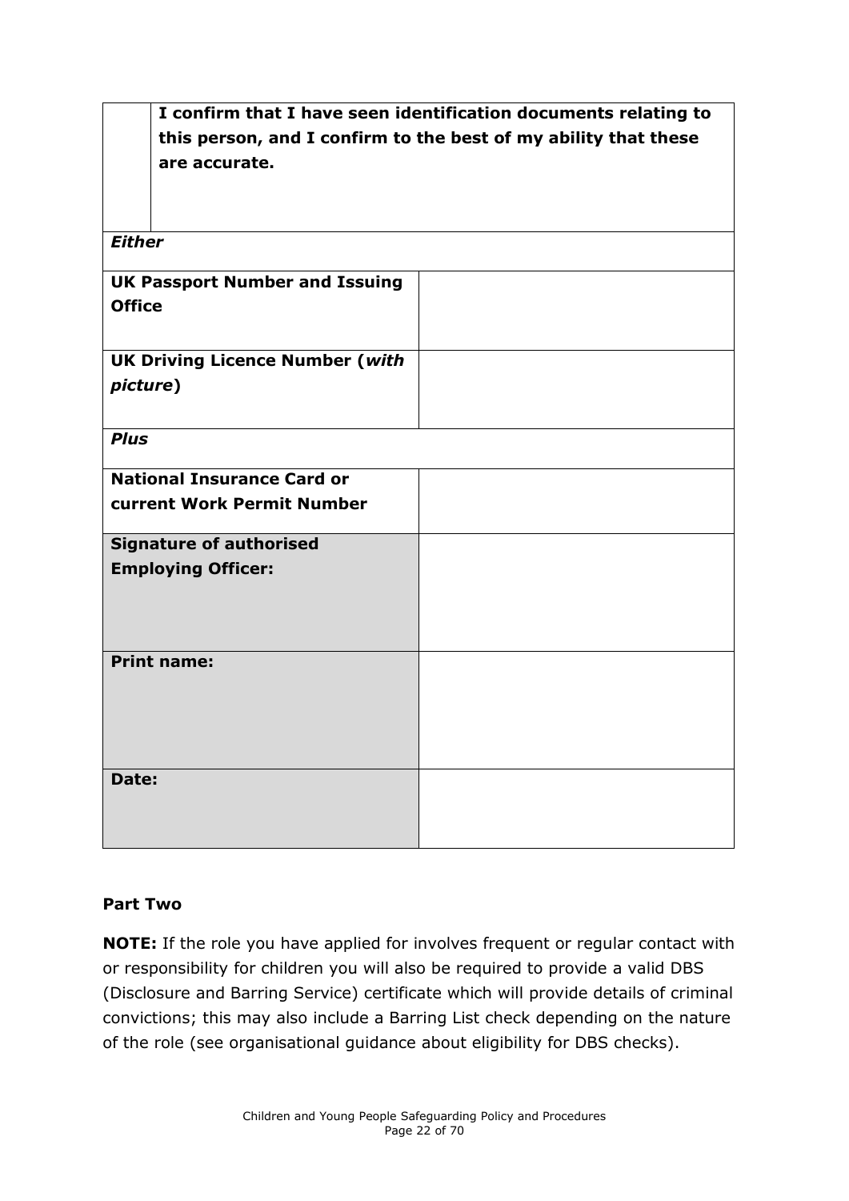| | **I confirm that I have seen identification documents relating to this person, and I confirm to the best of my ability that these are accurate.** |
|---|---|
| ***Either*** | |
| **UK Passport Number and Issuing Office** | |
| **UK Driving Licence Number (*with picture*)** | |
| ***Plus*** | |
| **National Insurance Card or current Work Permit Number** | |
| **Signature of authorised Employing Officer:** | |
| **Print name:** | |
| **Date:** | |

**Part Two**

**NOTE:** If the role you have applied for involves frequent or regular contact with or responsibility for children you will also be required to provide a valid DBS (Disclosure and Barring Service) certificate which will provide details of criminal convictions; this may also include a Barring List check depending on the nature of the role (see organisational guidance about eligibility for DBS checks).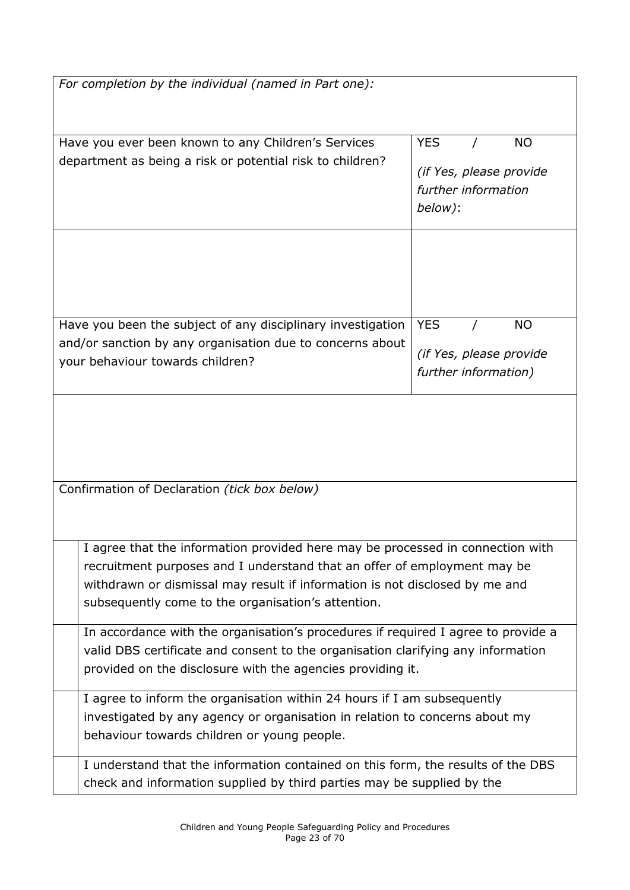| *For completion by the individual (named in Part one):* | |
|---|---|
| Have you ever been known to any Children's Services department as being a risk or potential risk to children? | YES / NO<br>*(if Yes, please provide further information below)*: |
| | |
| Have you been the subject of any disciplinary investigation and/or sanction by any organisation due to concerns about your behaviour towards children? | YES / NO<br>*(if Yes, please provide further information)* |
| | |

| Confirmation of Declaration *(tick box below)* | |
|---|---|
| | I agree that the information provided here may be processed in connection with recruitment purposes and I understand that an offer of employment may be withdrawn or dismissal may result if information is not disclosed by me and subsequently come to the organisation's attention. |
| | In accordance with the organisation's procedures if required I agree to provide a valid DBS certificate and consent to the organisation clarifying any information provided on the disclosure with the agencies providing it. |
| | I agree to inform the organisation within 24 hours if I am subsequently investigated by any agency or organisation in relation to concerns about my behaviour towards children or young people. |
| | I understand that the information contained on this form, the results of the DBS check and information supplied by third parties may be supplied by the |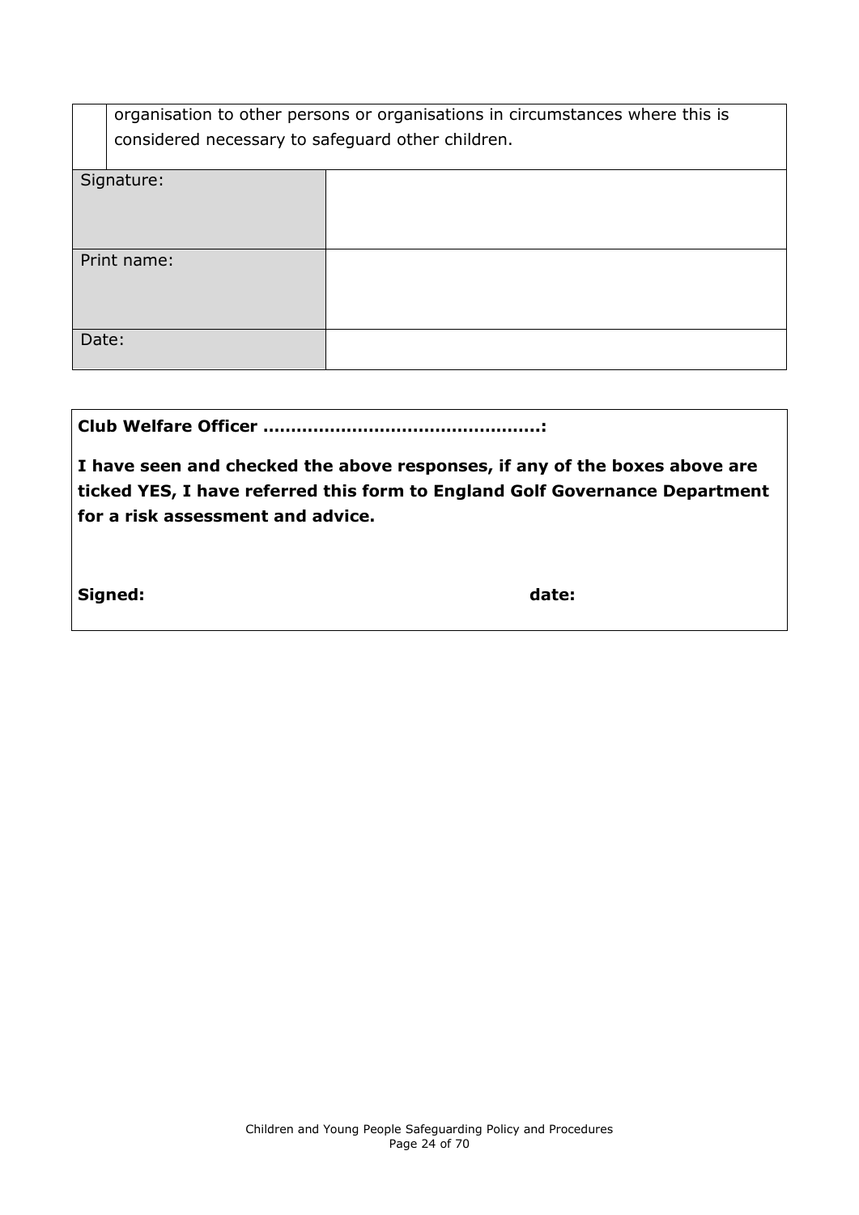| | organisation to other persons or organisations in circumstances where this is considered necessary to safeguard other children. |
|---|---|

| | |
|---|---|
| Signature: | |
| Print name: | |
| Date: | |

**Club Welfare Officer ………………………………………….:**

**I have seen and checked the above responses, if any of the boxes above are ticked YES, I have referred this form to England Golf Governance Department for a risk assessment and advice.**

**Signed:** **date:**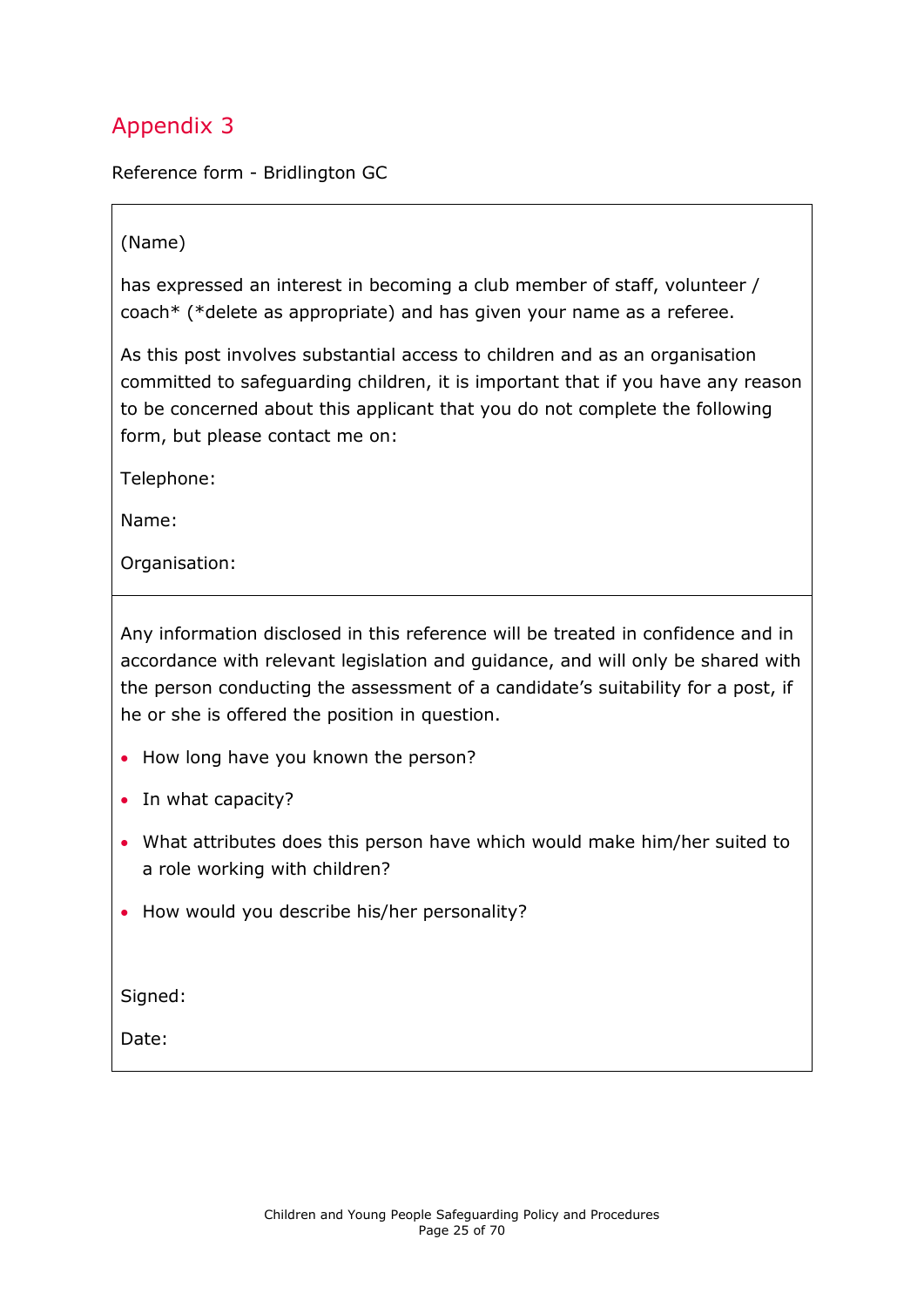## Appendix 3

Reference form - Bridlington GC

(Name)

has expressed an interest in becoming a club member of staff, volunteer / coach* (*delete as appropriate) and has given your name as a referee.

As this post involves substantial access to children and as an organisation committed to safeguarding children, it is important that if you have any reason to be concerned about this applicant that you do not complete the following form, but please contact me on:

Telephone:

Name:

Organisation:

---

Any information disclosed in this reference will be treated in confidence and in accordance with relevant legislation and guidance, and will only be shared with the person conducting the assessment of a candidate's suitability for a post, if he or she is offered the position in question.

- How long have you known the person?
- In what capacity?
- What attributes does this person have which would make him/her suited to a role working with children?
- How would you describe his/her personality?

Signed:

Date: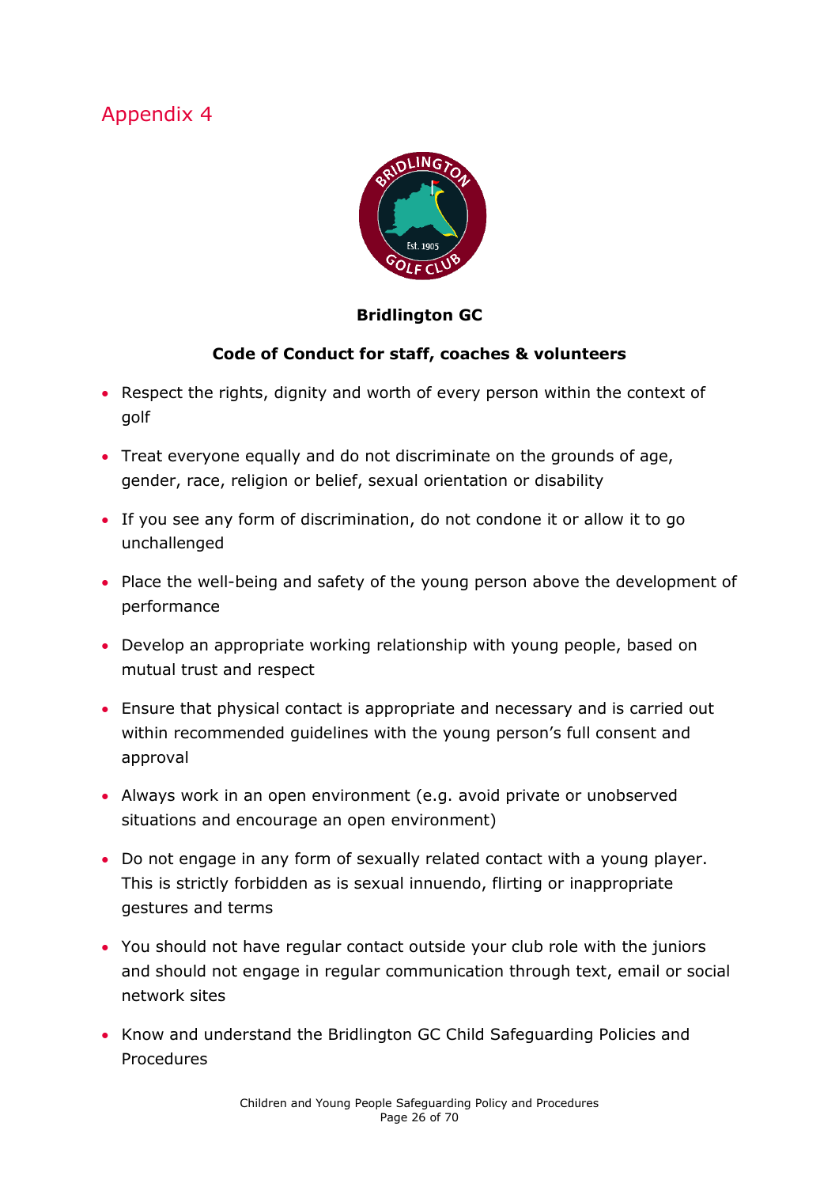# Appendix 4

**Bridlington GC**

**Code of Conduct for staff, coaches & volunteers**

- Respect the rights, dignity and worth of every person within the context of golf
- Treat everyone equally and do not discriminate on the grounds of age, gender, race, religion or belief, sexual orientation or disability
- If you see any form of discrimination, do not condone it or allow it to go unchallenged
- Place the well-being and safety of the young person above the development of performance
- Develop an appropriate working relationship with young people, based on mutual trust and respect
- Ensure that physical contact is appropriate and necessary and is carried out within recommended guidelines with the young person's full consent and approval
- Always work in an open environment (e.g. avoid private or unobserved situations and encourage an open environment)
- Do not engage in any form of sexually related contact with a young player. This is strictly forbidden as is sexual innuendo, flirting or inappropriate gestures and terms
- You should not have regular contact outside your club role with the juniors and should not engage in regular communication through text, email or social network sites
- Know and understand the Bridlington GC Child Safeguarding Policies and Procedures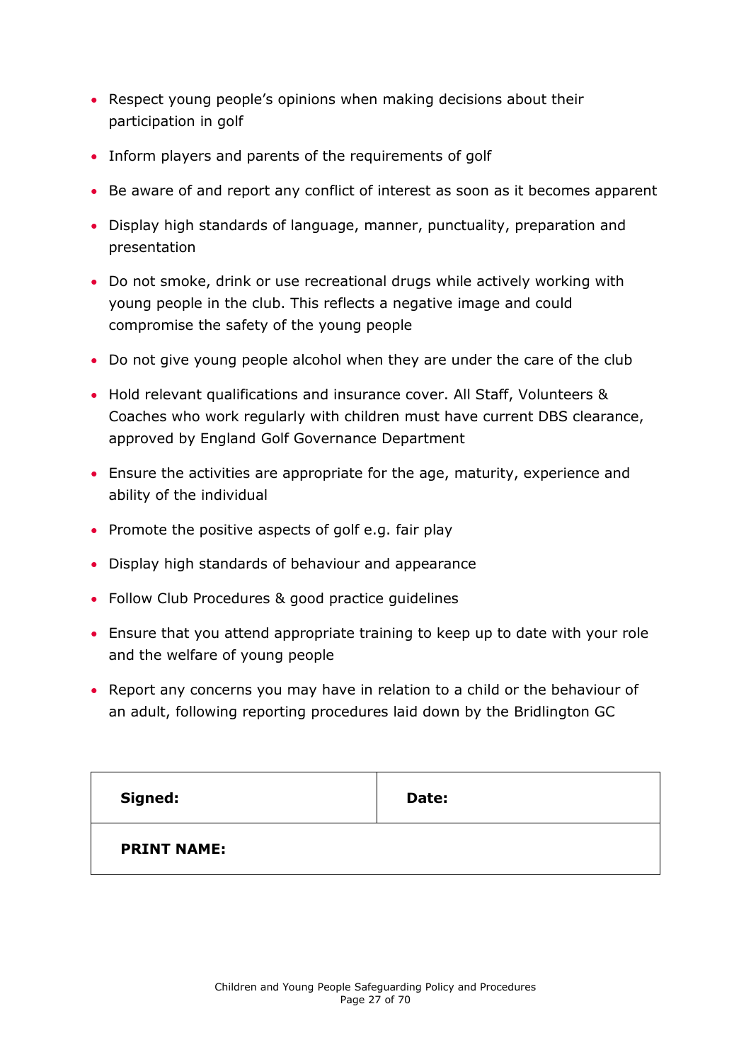- Respect young people's opinions when making decisions about their participation in golf
- Inform players and parents of the requirements of golf
- Be aware of and report any conflict of interest as soon as it becomes apparent
- Display high standards of language, manner, punctuality, preparation and presentation
- Do not smoke, drink or use recreational drugs while actively working with young people in the club. This reflects a negative image and could compromise the safety of the young people
- Do not give young people alcohol when they are under the care of the club
- Hold relevant qualifications and insurance cover. All Staff, Volunteers & Coaches who work regularly with children must have current DBS clearance, approved by England Golf Governance Department
- Ensure the activities are appropriate for the age, maturity, experience and ability of the individual
- Promote the positive aspects of golf e.g. fair play
- Display high standards of behaviour and appearance
- Follow Club Procedures & good practice guidelines
- Ensure that you attend appropriate training to keep up to date with your role and the welfare of young people
- Report any concerns you may have in relation to a child or the behaviour of an adult, following reporting procedures laid down by the Bridlington GC

| **Signed:** | **Date:** |
| --- | --- |
| **PRINT NAME:** | |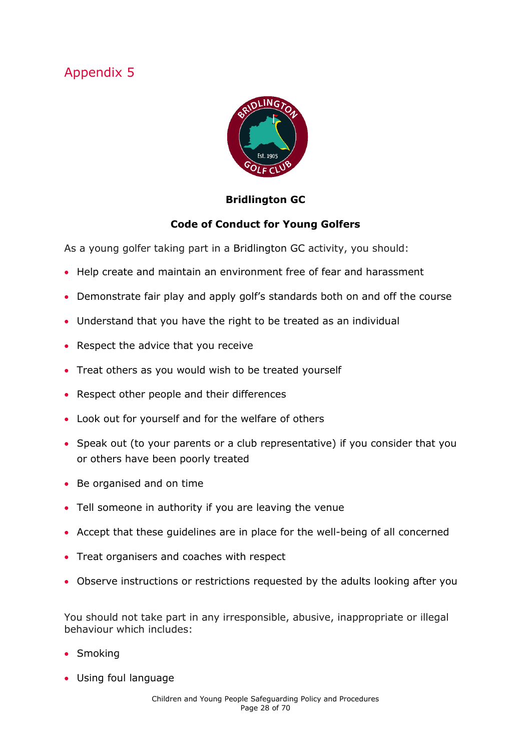# Appendix 5

**Bridlington GC**

**Code of Conduct for Young Golfers**

As a young golfer taking part in a Bridlington GC activity, you should:

- Help create and maintain an environment free of fear and harassment
- Demonstrate fair play and apply golf's standards both on and off the course
- Understand that you have the right to be treated as an individual
- Respect the advice that you receive
- Treat others as you would wish to be treated yourself
- Respect other people and their differences
- Look out for yourself and for the welfare of others
- Speak out (to your parents or a club representative) if you consider that you or others have been poorly treated
- Be organised and on time
- Tell someone in authority if you are leaving the venue
- Accept that these guidelines are in place for the well-being of all concerned
- Treat organisers and coaches with respect
- Observe instructions or restrictions requested by the adults looking after you

You should not take part in any irresponsible, abusive, inappropriate or illegal behaviour which includes:

- Smoking
- Using foul language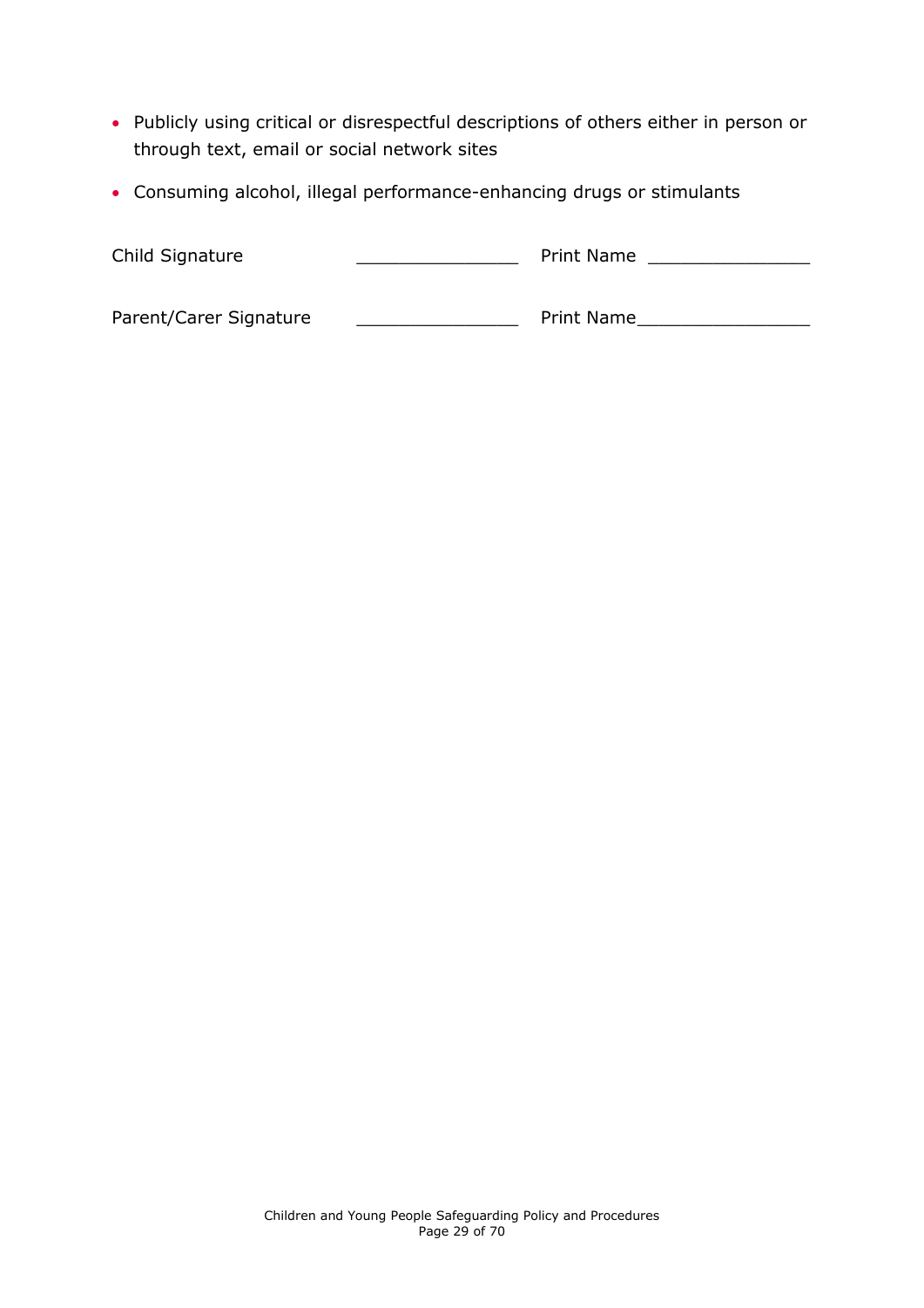- Publicly using critical or disrespectful descriptions of others either in person or through text, email or social network sites
- Consuming alcohol, illegal performance-enhancing drugs or stimulants

Child Signature ________________ Print Name ________________

Parent/Carer Signature ________________ Print Name________________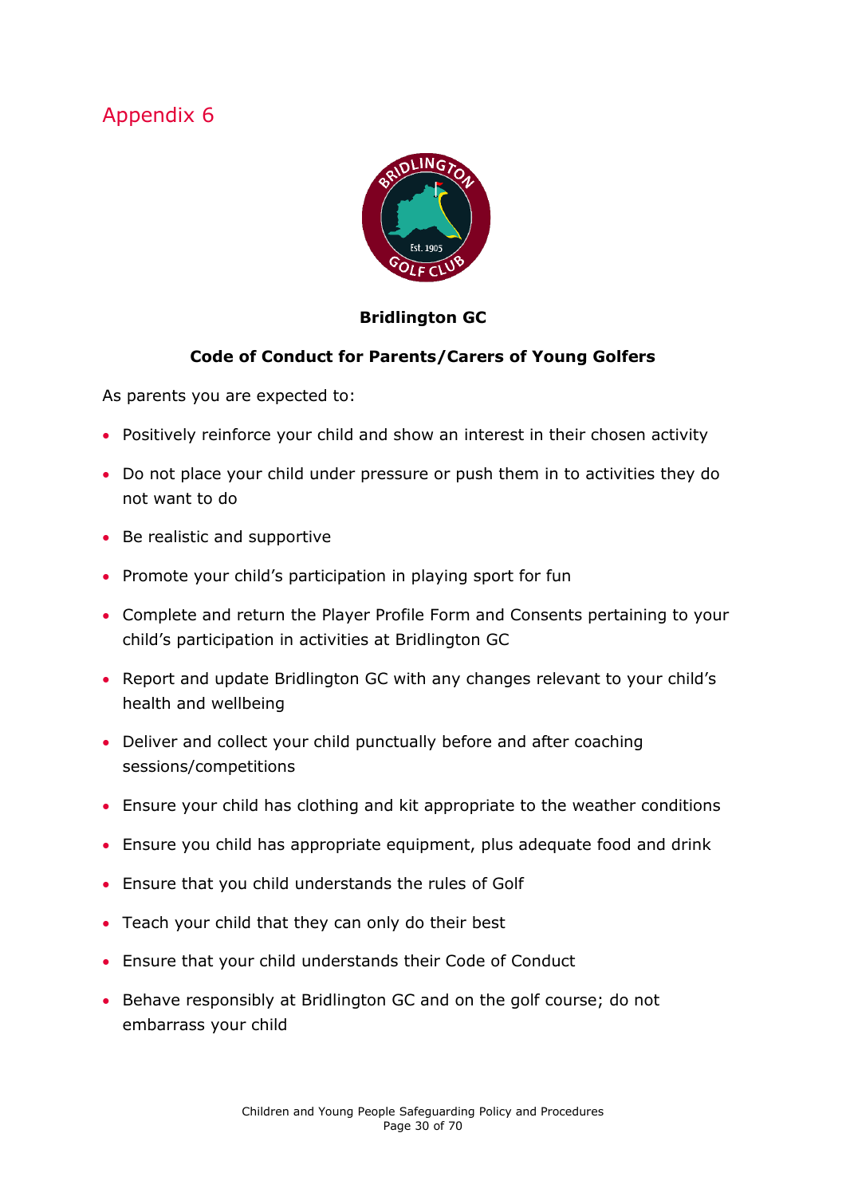# Appendix 6

**Bridlington GC**

**Code of Conduct for Parents/Carers of Young Golfers**

As parents you are expected to:

- Positively reinforce your child and show an interest in their chosen activity
- Do not place your child under pressure or push them in to activities they do not want to do
- Be realistic and supportive
- Promote your child's participation in playing sport for fun
- Complete and return the Player Profile Form and Consents pertaining to your child's participation in activities at Bridlington GC
- Report and update Bridlington GC with any changes relevant to your child's health and wellbeing
- Deliver and collect your child punctually before and after coaching sessions/competitions
- Ensure your child has clothing and kit appropriate to the weather conditions
- Ensure you child has appropriate equipment, plus adequate food and drink
- Ensure that you child understands the rules of Golf
- Teach your child that they can only do their best
- Ensure that your child understands their Code of Conduct
- Behave responsibly at Bridlington GC and on the golf course; do not embarrass your child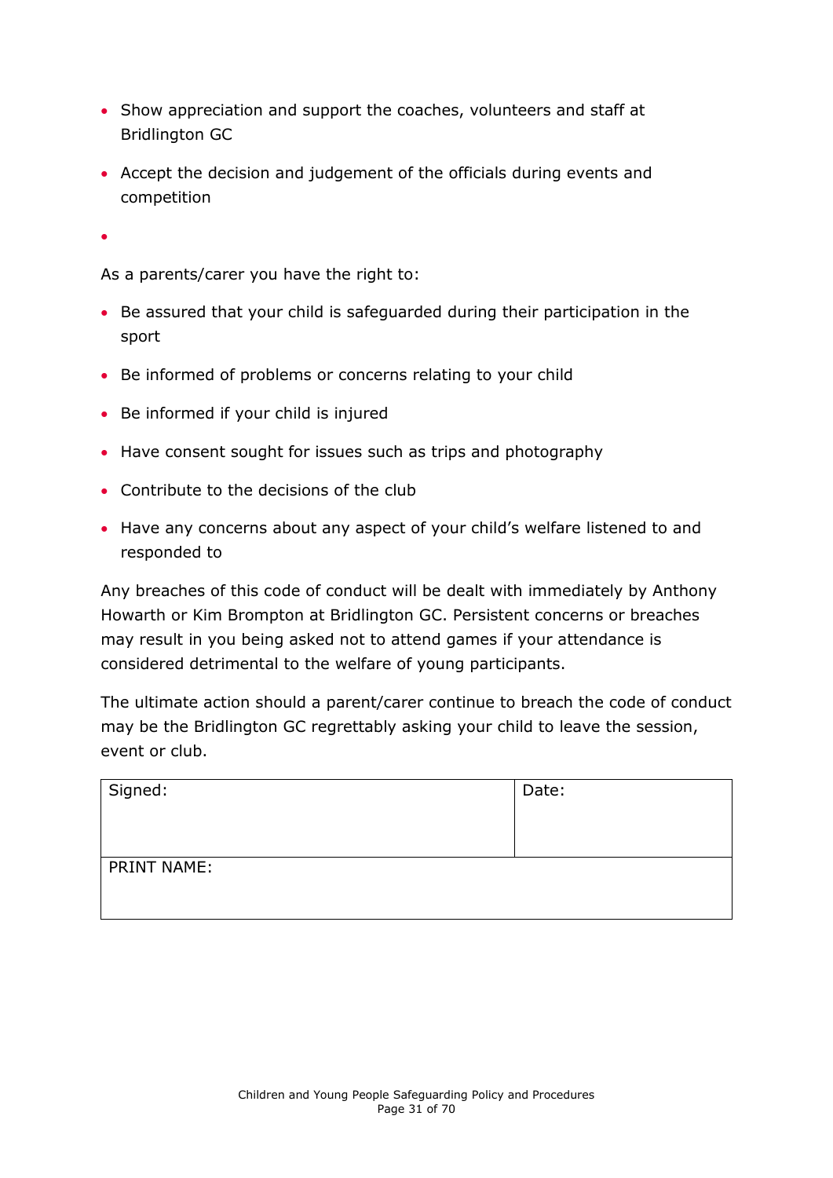- Show appreciation and support the coaches, volunteers and staff at Bridlington GC
- Accept the decision and judgement of the officials during events and competition
- 

As a parents/carer you have the right to:

- Be assured that your child is safeguarded during their participation in the sport
- Be informed of problems or concerns relating to your child
- Be informed if your child is injured
- Have consent sought for issues such as trips and photography
- Contribute to the decisions of the club
- Have any concerns about any aspect of your child's welfare listened to and responded to

Any breaches of this code of conduct will be dealt with immediately by Anthony Howarth or Kim Brompton at Bridlington GC. Persistent concerns or breaches may result in you being asked not to attend games if your attendance is considered detrimental to the welfare of young participants.

The ultimate action should a parent/carer continue to breach the code of conduct may be the Bridlington GC regrettably asking your child to leave the session, event or club.

| Signed: | Date: |
| --- | --- |
| PRINT NAME: | |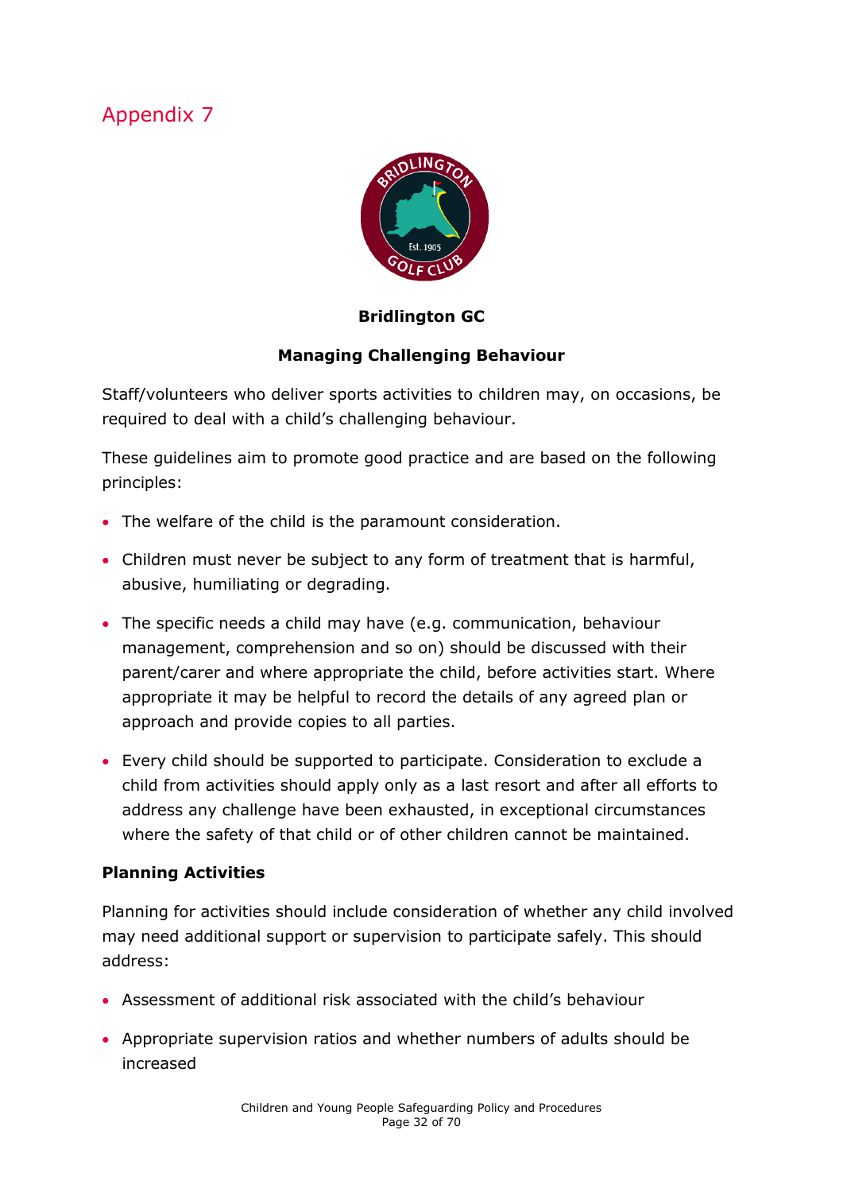# Appendix 7

**Bridlington GC**

**Managing Challenging Behaviour**

Staff/volunteers who deliver sports activities to children may, on occasions, be required to deal with a child's challenging behaviour.

These guidelines aim to promote good practice and are based on the following principles:

- The welfare of the child is the paramount consideration.
- Children must never be subject to any form of treatment that is harmful, abusive, humiliating or degrading.
- The specific needs a child may have (e.g. communication, behaviour management, comprehension and so on) should be discussed with their parent/carer and where appropriate the child, before activities start. Where appropriate it may be helpful to record the details of any agreed plan or approach and provide copies to all parties.
- Every child should be supported to participate. Consideration to exclude a child from activities should apply only as a last resort and after all efforts to address any challenge have been exhausted, in exceptional circumstances where the safety of that child or of other children cannot be maintained.

**Planning Activities**

Planning for activities should include consideration of whether any child involved may need additional support or supervision to participate safely. This should address:

- Assessment of additional risk associated with the child's behaviour
- Appropriate supervision ratios and whether numbers of adults should be increased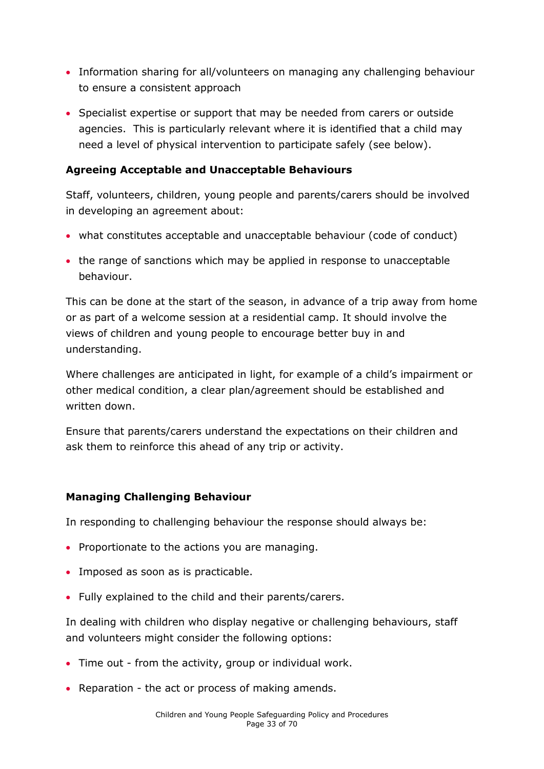- Information sharing for all/volunteers on managing any challenging behaviour to ensure a consistent approach
- Specialist expertise or support that may be needed from carers or outside agencies. This is particularly relevant where it is identified that a child may need a level of physical intervention to participate safely (see below).

**Agreeing Acceptable and Unacceptable Behaviours**

Staff, volunteers, children, young people and parents/carers should be involved in developing an agreement about:

- what constitutes acceptable and unacceptable behaviour (code of conduct)
- the range of sanctions which may be applied in response to unacceptable behaviour.

This can be done at the start of the season, in advance of a trip away from home or as part of a welcome session at a residential camp. It should involve the views of children and young people to encourage better buy in and understanding.

Where challenges are anticipated in light, for example of a child's impairment or other medical condition, a clear plan/agreement should be established and written down.

Ensure that parents/carers understand the expectations on their children and ask them to reinforce this ahead of any trip or activity.

**Managing Challenging Behaviour**

In responding to challenging behaviour the response should always be:

- Proportionate to the actions you are managing.
- Imposed as soon as is practicable.
- Fully explained to the child and their parents/carers.

In dealing with children who display negative or challenging behaviours, staff and volunteers might consider the following options:

- Time out - from the activity, group or individual work.
- Reparation - the act or process of making amends.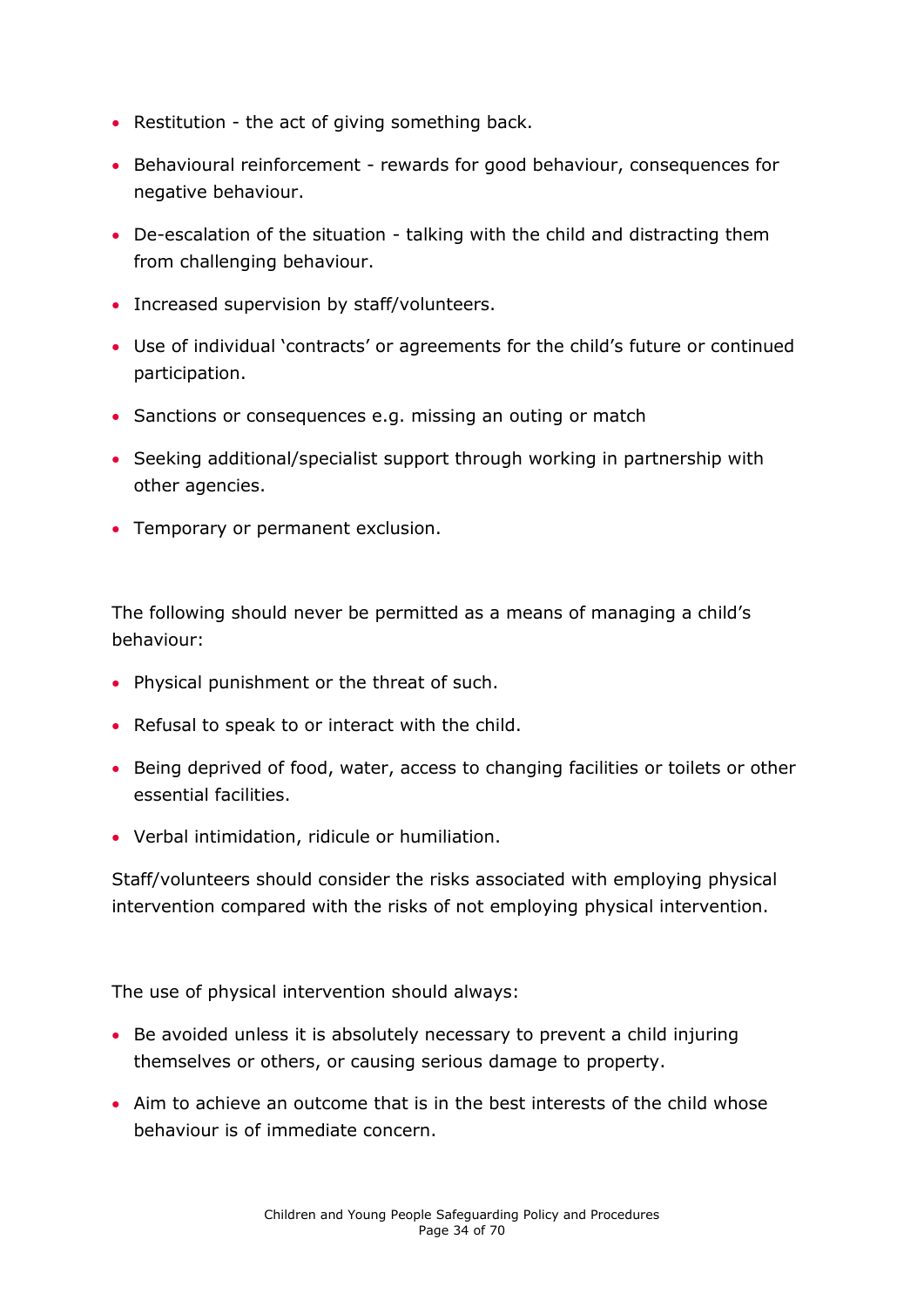- Restitution - the act of giving something back.
- Behavioural reinforcement - rewards for good behaviour, consequences for negative behaviour.
- De-escalation of the situation - talking with the child and distracting them from challenging behaviour.
- Increased supervision by staff/volunteers.
- Use of individual 'contracts' or agreements for the child's future or continued participation.
- Sanctions or consequences e.g. missing an outing or match
- Seeking additional/specialist support through working in partnership with other agencies.
- Temporary or permanent exclusion.

The following should never be permitted as a means of managing a child's behaviour:

- Physical punishment or the threat of such.
- Refusal to speak to or interact with the child.
- Being deprived of food, water, access to changing facilities or toilets or other essential facilities.
- Verbal intimidation, ridicule or humiliation.

Staff/volunteers should consider the risks associated with employing physical intervention compared with the risks of not employing physical intervention.

The use of physical intervention should always:

- Be avoided unless it is absolutely necessary to prevent a child injuring themselves or others, or causing serious damage to property.
- Aim to achieve an outcome that is in the best interests of the child whose behaviour is of immediate concern.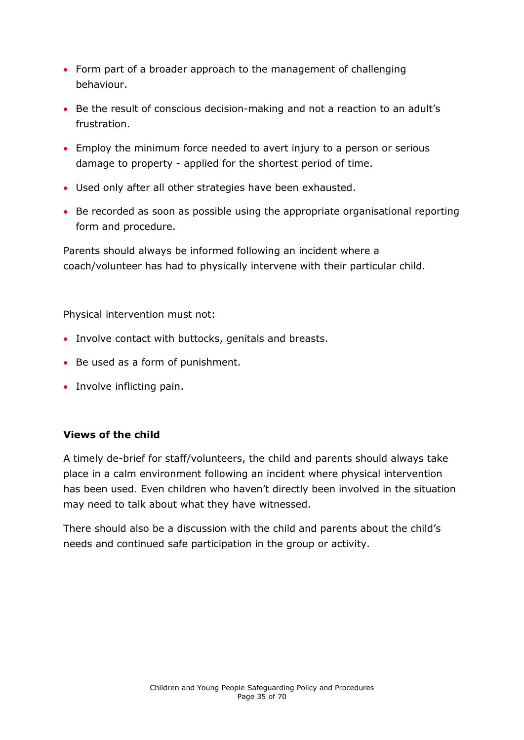- Form part of a broader approach to the management of challenging behaviour.
- Be the result of conscious decision-making and not a reaction to an adult's frustration.
- Employ the minimum force needed to avert injury to a person or serious damage to property - applied for the shortest period of time.
- Used only after all other strategies have been exhausted.
- Be recorded as soon as possible using the appropriate organisational reporting form and procedure.

Parents should always be informed following an incident where a coach/volunteer has had to physically intervene with their particular child.

Physical intervention must not:

- Involve contact with buttocks, genitals and breasts.
- Be used as a form of punishment.
- Involve inflicting pain.

**Views of the child**

A timely de-brief for staff/volunteers, the child and parents should always take place in a calm environment following an incident where physical intervention has been used. Even children who haven't directly been involved in the situation may need to talk about what they have witnessed.

There should also be a discussion with the child and parents about the child's needs and continued safe participation in the group or activity.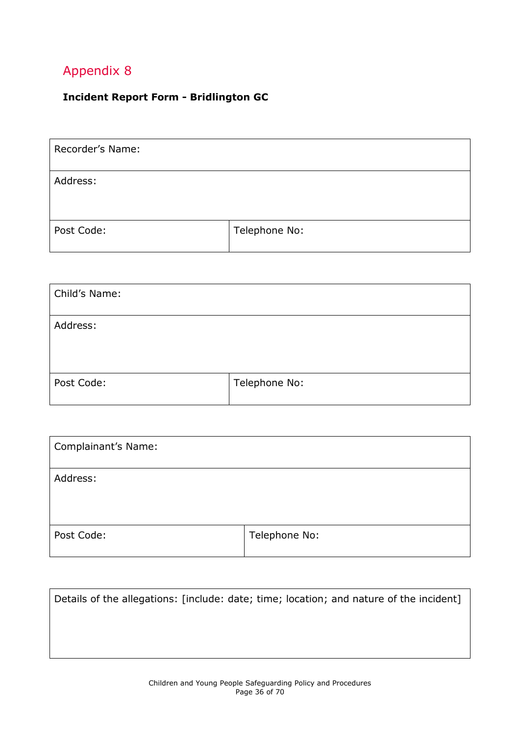# Appendix 8

**Incident Report Form - Bridlington GC**

| Recorder's Name: | |
|---|---|
| Address: | |
| Post Code: | Telephone No: |

| Child's Name: | |
|---|---|
| Address: | |
| Post Code: | Telephone No: |

| Complainant's Name: | |
|---|---|
| Address: | |
| Post Code: | Telephone No: |

| Details of the allegations: [include: date; time; location; and nature of the incident] |
|---|
| |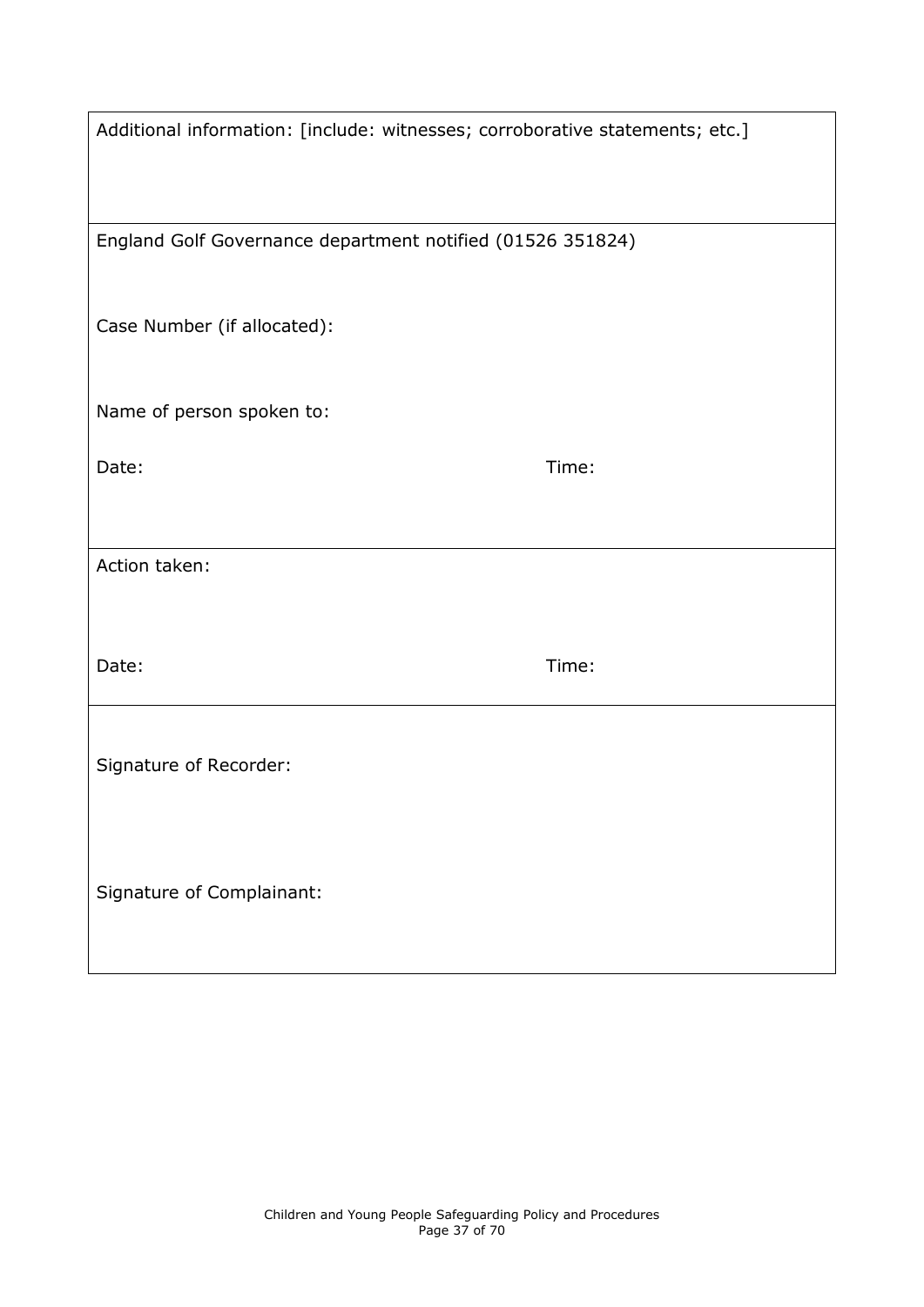| |
|---|
| Additional information: [include: witnesses; corroborative statements; etc.] |
| England Golf Governance department notified (01526 351824)<br><br>Case Number (if allocated):<br><br>Name of person spoken to:<br><br>Date: Time: |
| Action taken:<br><br>Date: Time: |
| Signature of Recorder:<br><br>Signature of Complainant: |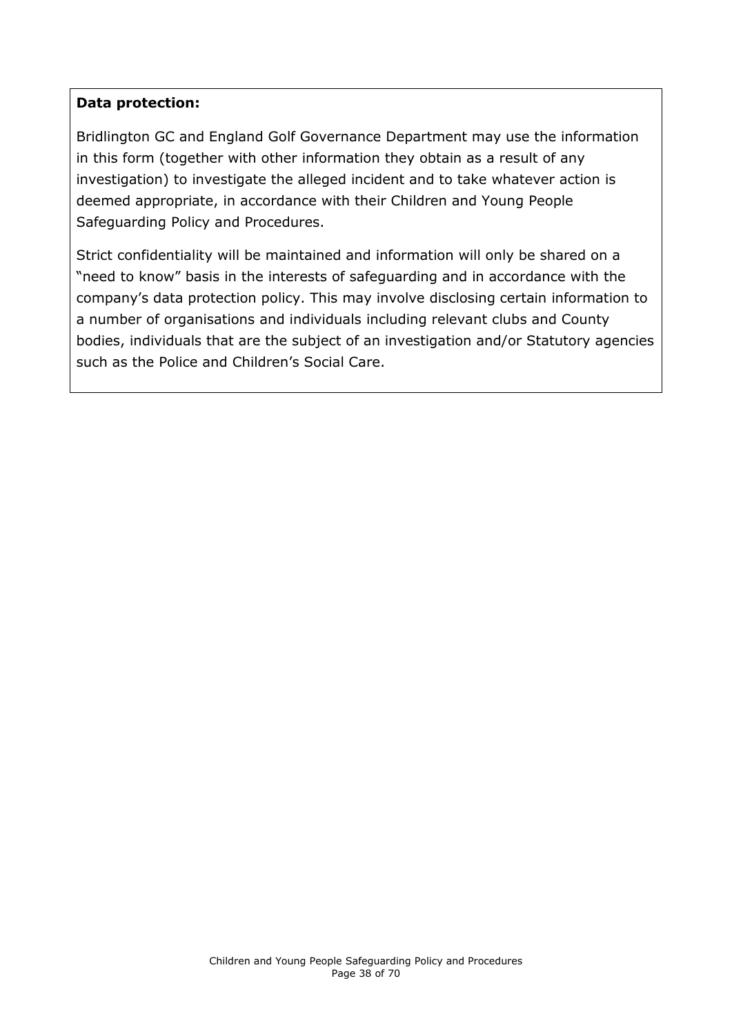**Data protection:**

Bridlington GC and England Golf Governance Department may use the information in this form (together with other information they obtain as a result of any investigation) to investigate the alleged incident and to take whatever action is deemed appropriate, in accordance with their Children and Young People Safeguarding Policy and Procedures.

Strict confidentiality will be maintained and information will only be shared on a "need to know" basis in the interests of safeguarding and in accordance with the company's data protection policy. This may involve disclosing certain information to a number of organisations and individuals including relevant clubs and County bodies, individuals that are the subject of an investigation and/or Statutory agencies such as the Police and Children's Social Care.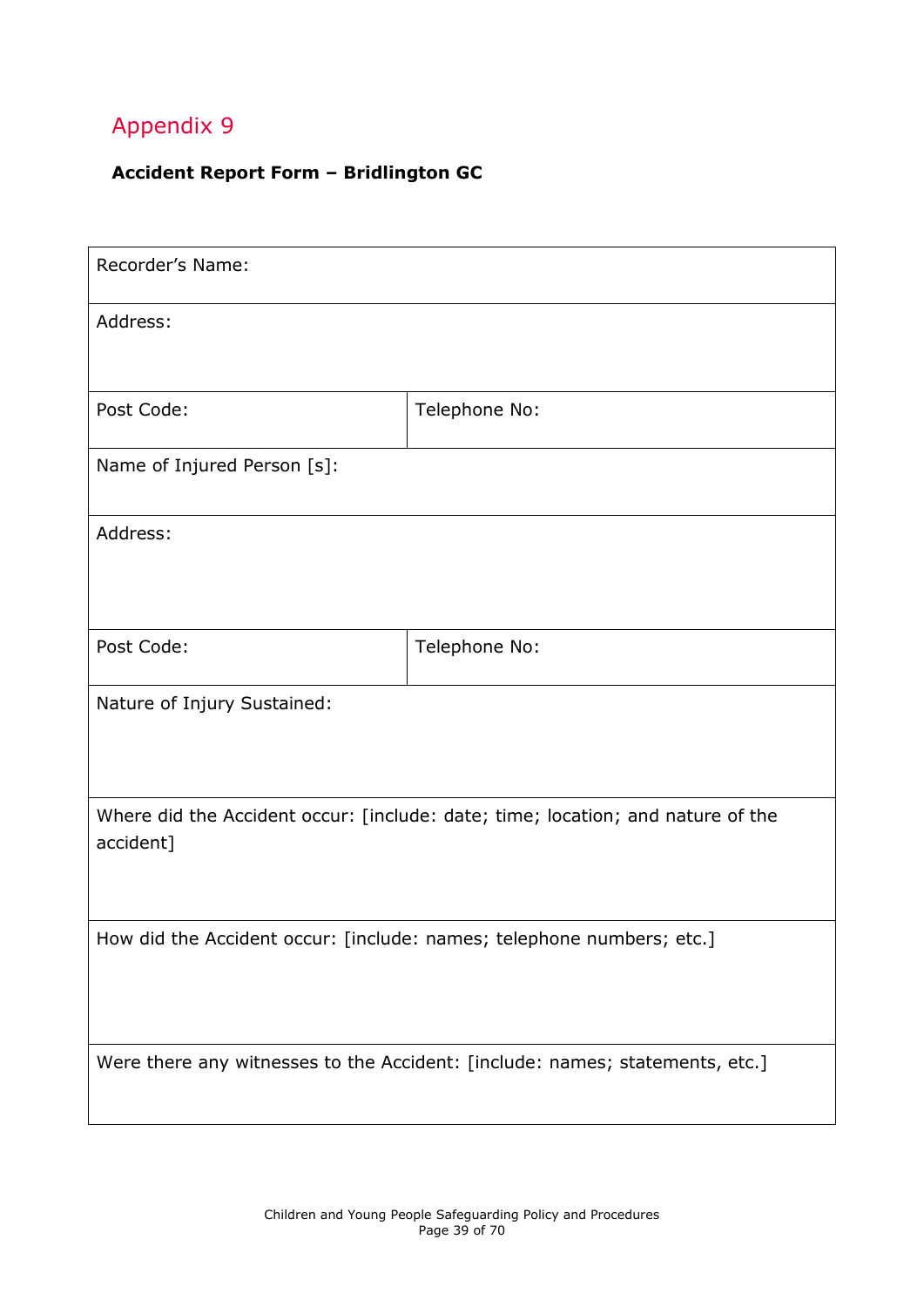## Appendix 9

**Accident Report Form – Bridlington GC**

| Recorder's Name: | |
|---|---|
| Address: | |
| Post Code: | Telephone No: |
| Name of Injured Person [s]: | |
| Address: | |
| Post Code: | Telephone No: |
| Nature of Injury Sustained: | |
| Where did the Accident occur: [include: date; time; location; and nature of the accident] | |
| How did the Accident occur: [include: names; telephone numbers; etc.] | |
| Were there any witnesses to the Accident: [include: names; statements, etc.] | |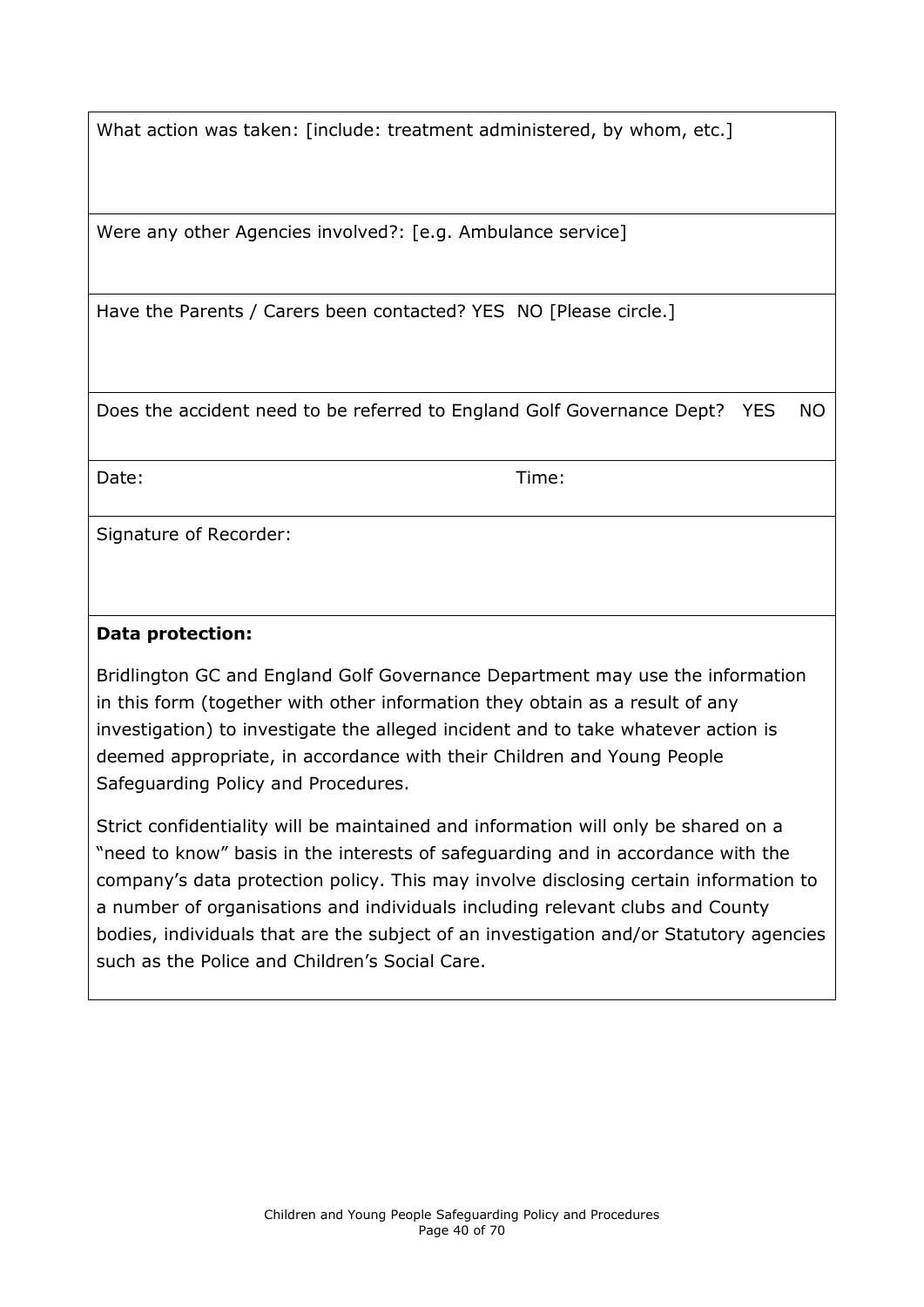What action was taken: [include: treatment administered, by whom, etc.]

Were any other Agencies involved?: [e.g. Ambulance service]

Have the Parents / Carers been contacted? YES NO [Please circle.]

Does the accident need to be referred to England Golf Governance Dept? YES NO

Date: Time:

Signature of Recorder:

**Data protection:**

Bridlington GC and England Golf Governance Department may use the information in this form (together with other information they obtain as a result of any investigation) to investigate the alleged incident and to take whatever action is deemed appropriate, in accordance with their Children and Young People Safeguarding Policy and Procedures.

Strict confidentiality will be maintained and information will only be shared on a "need to know" basis in the interests of safeguarding and in accordance with the company's data protection policy. This may involve disclosing certain information to a number of organisations and individuals including relevant clubs and County bodies, individuals that are the subject of an investigation and/or Statutory agencies such as the Police and Children's Social Care.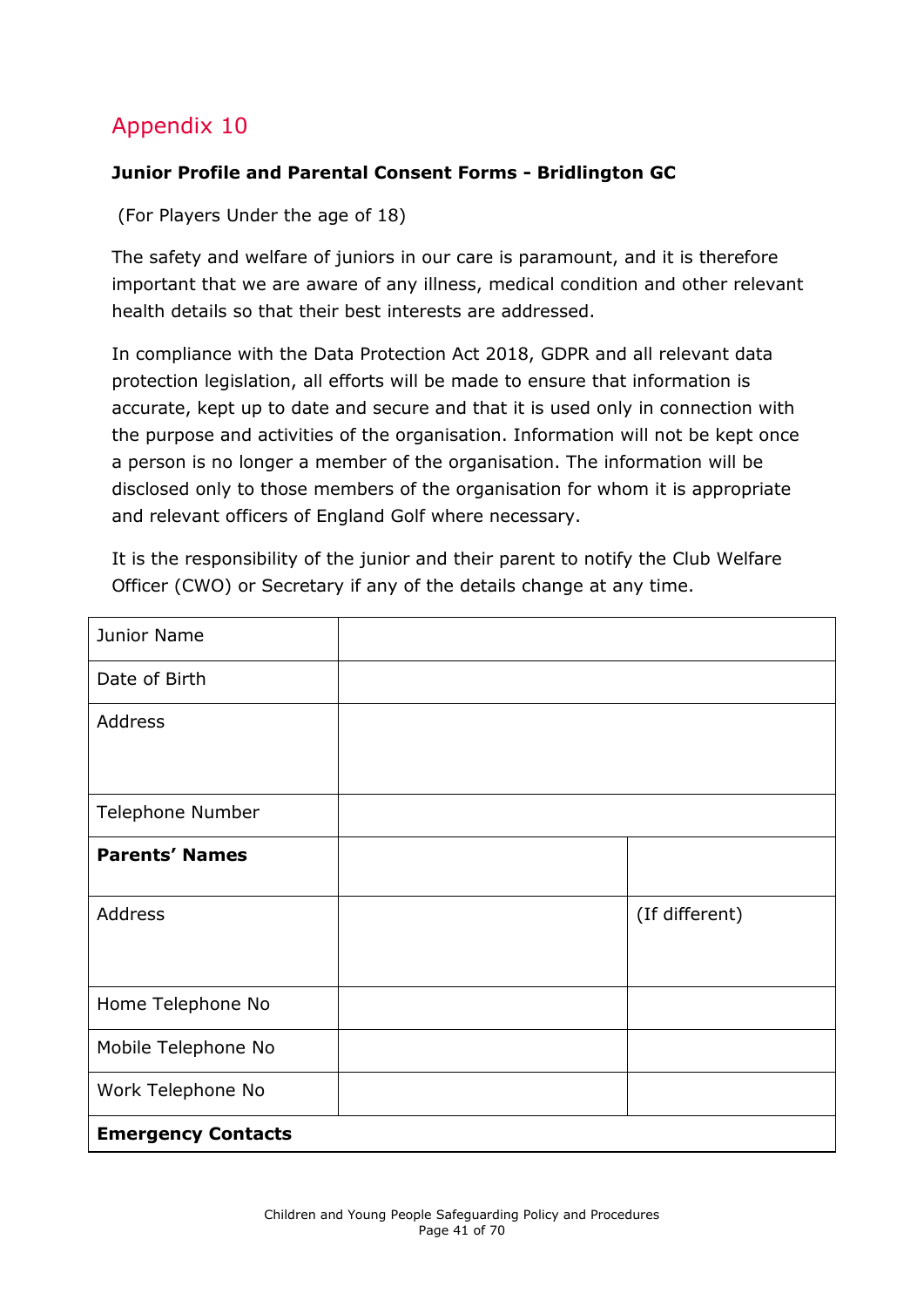## Appendix 10

**Junior Profile and Parental Consent Forms - Bridlington GC**

(For Players Under the age of 18)

The safety and welfare of juniors in our care is paramount, and it is therefore important that we are aware of any illness, medical condition and other relevant health details so that their best interests are addressed.

In compliance with the Data Protection Act 2018, GDPR and all relevant data protection legislation, all efforts will be made to ensure that information is accurate, kept up to date and secure and that it is used only in connection with the purpose and activities of the organisation. Information will not be kept once a person is no longer a member of the organisation. The information will be disclosed only to those members of the organisation for whom it is appropriate and relevant officers of England Golf where necessary.

It is the responsibility of the junior and their parent to notify the Club Welfare Officer (CWO) or Secretary if any of the details change at any time.

| | | |
|---|---|---|
| Junior Name | | |
| Date of Birth | | |
| Address | | |
| Telephone Number | | |
| **Parents' Names** | | |
| Address | | (If different) |
| Home Telephone No | | |
| Mobile Telephone No | | |
| Work Telephone No | | |
| **Emergency Contacts** | | |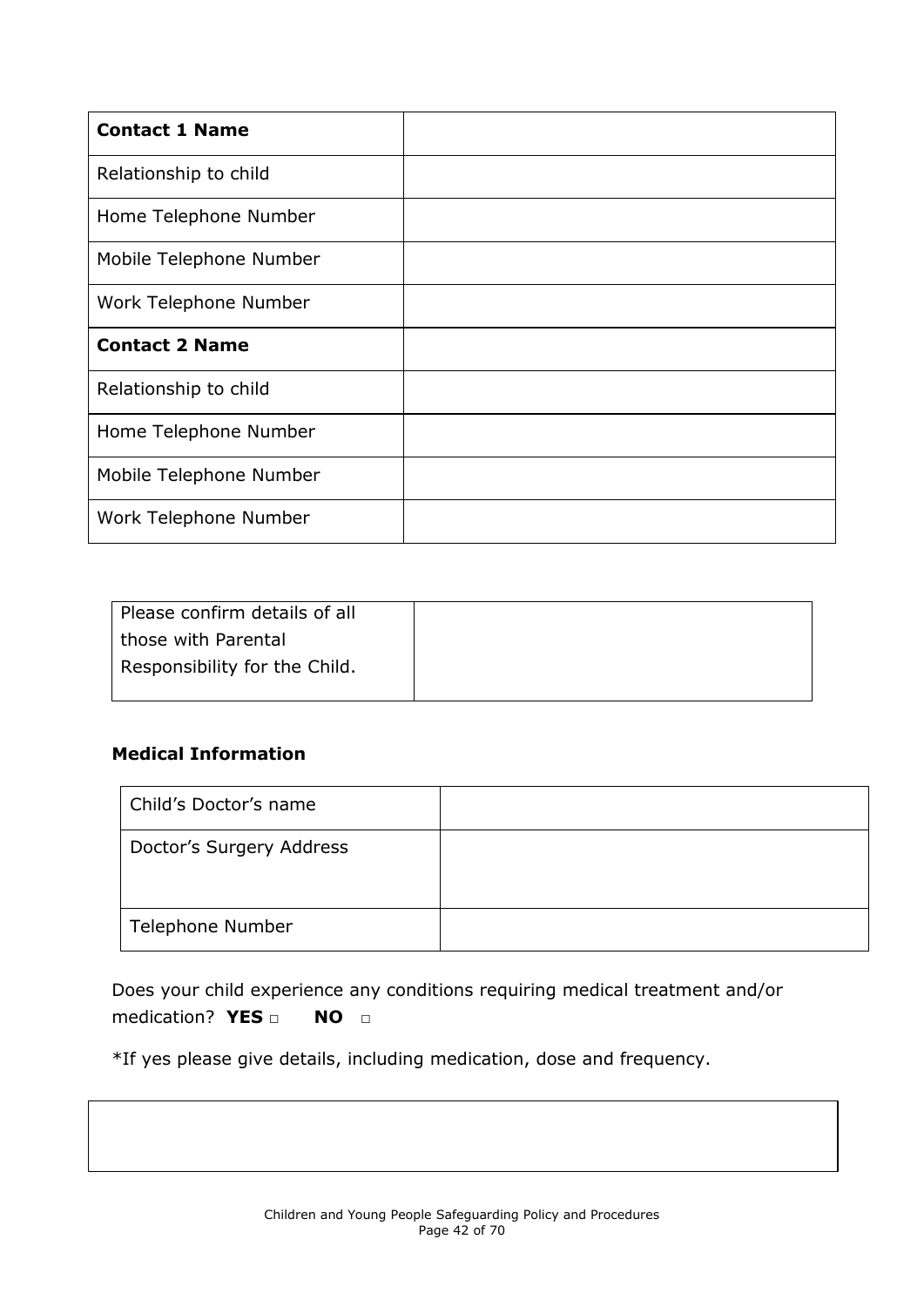| **Contact 1 Name** | |
|---|---|
| Relationship to child | |
| Home Telephone Number | |
| Mobile Telephone Number | |
| Work Telephone Number | |
| **Contact 2 Name** | |
| Relationship to child | |
| Home Telephone Number | |
| Mobile Telephone Number | |
| Work Telephone Number | |

| Please confirm details of all those with Parental Responsibility for the Child. | |
|---|---|

**Medical Information**

| Child's Doctor's name | |
|---|---|
| Doctor's Surgery Address | |
| Telephone Number | |

Does your child experience any conditions requiring medical treatment and/or medication? **YES** □ **NO** □

*If yes please give details, including medication, dose and frequency.

| |
|---|
| |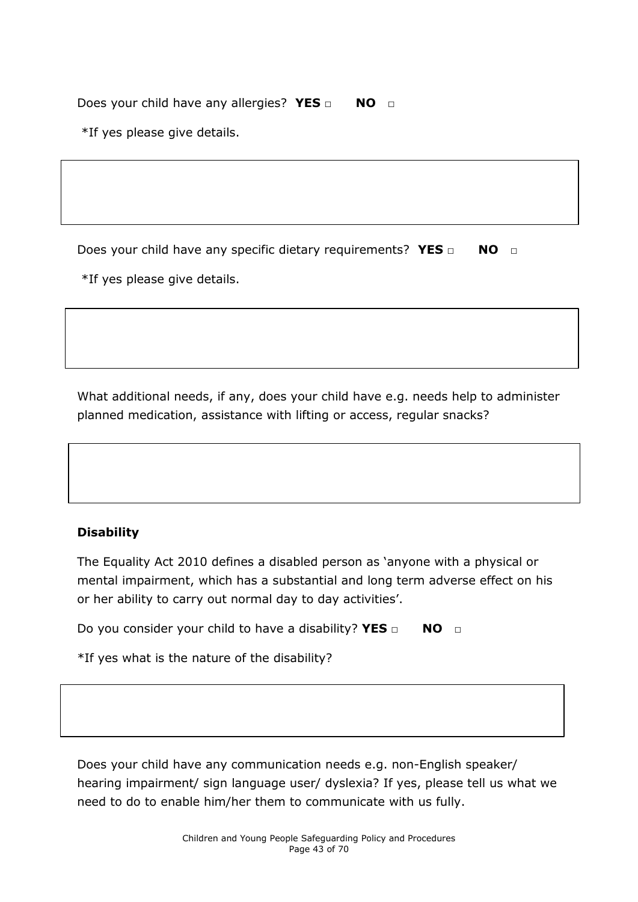Does your child have any allergies? **YES** □ **NO** □

*If yes please give details.

Does your child have any specific dietary requirements? **YES** □ **NO** □

*If yes please give details.

What additional needs, if any, does your child have e.g. needs help to administer planned medication, assistance with lifting or access, regular snacks?

**Disability**

The Equality Act 2010 defines a disabled person as 'anyone with a physical or mental impairment, which has a substantial and long term adverse effect on his or her ability to carry out normal day to day activities'.

Do you consider your child to have a disability? **YES** □ **NO** □

*If yes what is the nature of the disability?

Does your child have any communication needs e.g. non-English speaker/ hearing impairment/ sign language user/ dyslexia? If yes, please tell us what we need to do to enable him/her them to communicate with us fully.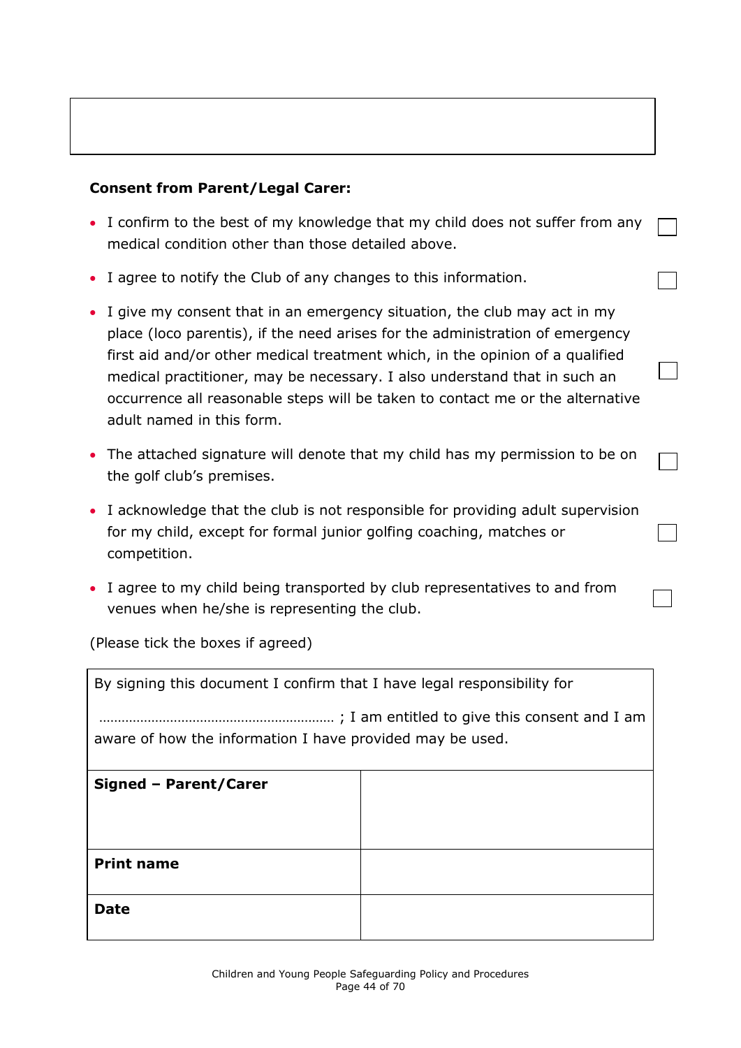**Consent from Parent/Legal Carer:**

- I confirm to the best of my knowledge that my child does not suffer from any medical condition other than those detailed above. ☐
- I agree to notify the Club of any changes to this information. ☐
- I give my consent that in an emergency situation, the club may act in my place (loco parentis), if the need arises for the administration of emergency first aid and/or other medical treatment which, in the opinion of a qualified medical practitioner, may be necessary. I also understand that in such an occurrence all reasonable steps will be taken to contact me or the alternative adult named in this form. ☐
- The attached signature will denote that my child has my permission to be on the golf club's premises. ☐
- I acknowledge that the club is not responsible for providing adult supervision for my child, except for formal junior golfing coaching, matches or competition. ☐
- I agree to my child being transported by club representatives to and from venues when he/she is representing the club. ☐

(Please tick the boxes if agreed)

| By signing this document I confirm that I have legal responsibility for ……………………………………………………… ; I am entitled to give this consent and I am aware of how the information I have provided may be used. | |
|---|---|
| **Signed – Parent/Carer** | |
| **Print name** | |
| **Date** | |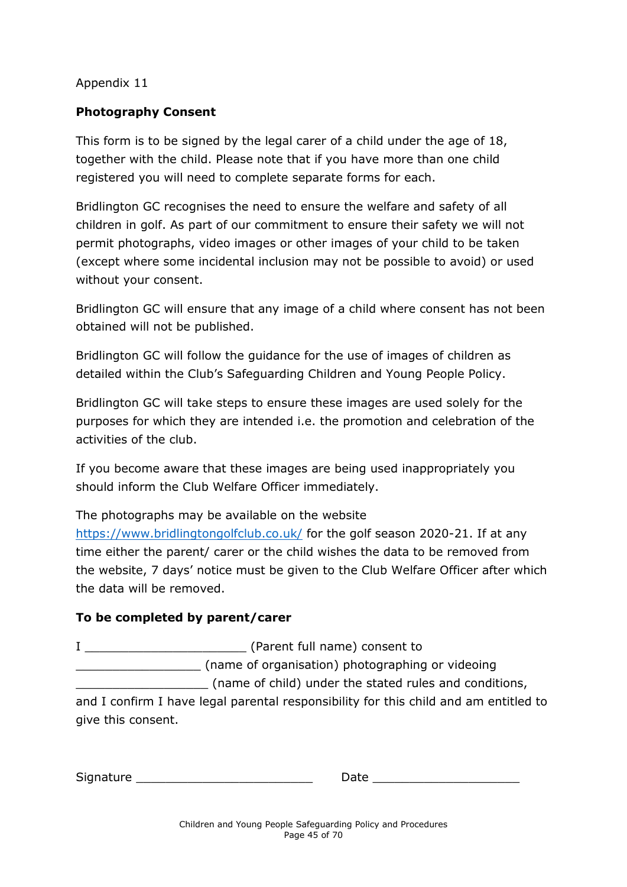Appendix 11

**Photography Consent**

This form is to be signed by the legal carer of a child under the age of 18, together with the child. Please note that if you have more than one child registered you will need to complete separate forms for each.

Bridlington GC recognises the need to ensure the welfare and safety of all children in golf. As part of our commitment to ensure their safety we will not permit photographs, video images or other images of your child to be taken (except where some incidental inclusion may not be possible to avoid) or used without your consent.

Bridlington GC will ensure that any image of a child where consent has not been obtained will not be published.

Bridlington GC will follow the guidance for the use of images of children as detailed within the Club's Safeguarding Children and Young People Policy.

Bridlington GC will take steps to ensure these images are used solely for the purposes for which they are intended i.e. the promotion and celebration of the activities of the club.

If you become aware that these images are being used inappropriately you should inform the Club Welfare Officer immediately.

The photographs may be available on the website https://www.bridlingtongolfclub.co.uk/ for the golf season 2020-21. If at any time either the parent/ carer or the child wishes the data to be removed from the website, 7 days' notice must be given to the Club Welfare Officer after which the data will be removed.

**To be completed by parent/carer**

I ______________________ (Parent full name) consent to _________________ (name of organisation) photographing or videoing __________________ (name of child) under the stated rules and conditions, and I confirm I have legal parental responsibility for this child and am entitled to give this consent.

Signature ________________________ Date ____________________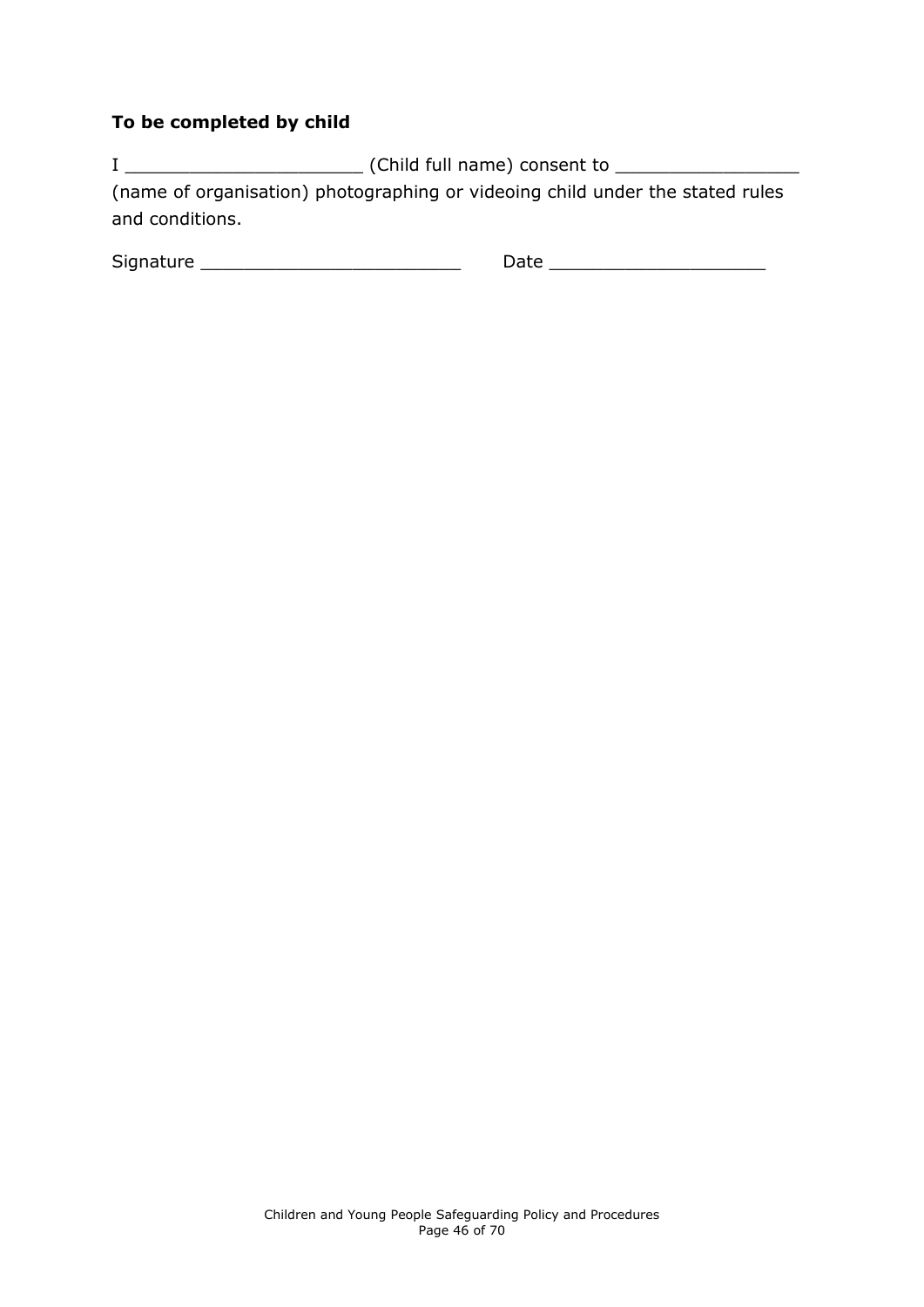**To be completed by child**

I ______________________ (Child full name) consent to _________________ (name of organisation) photographing or videoing child under the stated rules and conditions.

Signature _________________________ Date ____________________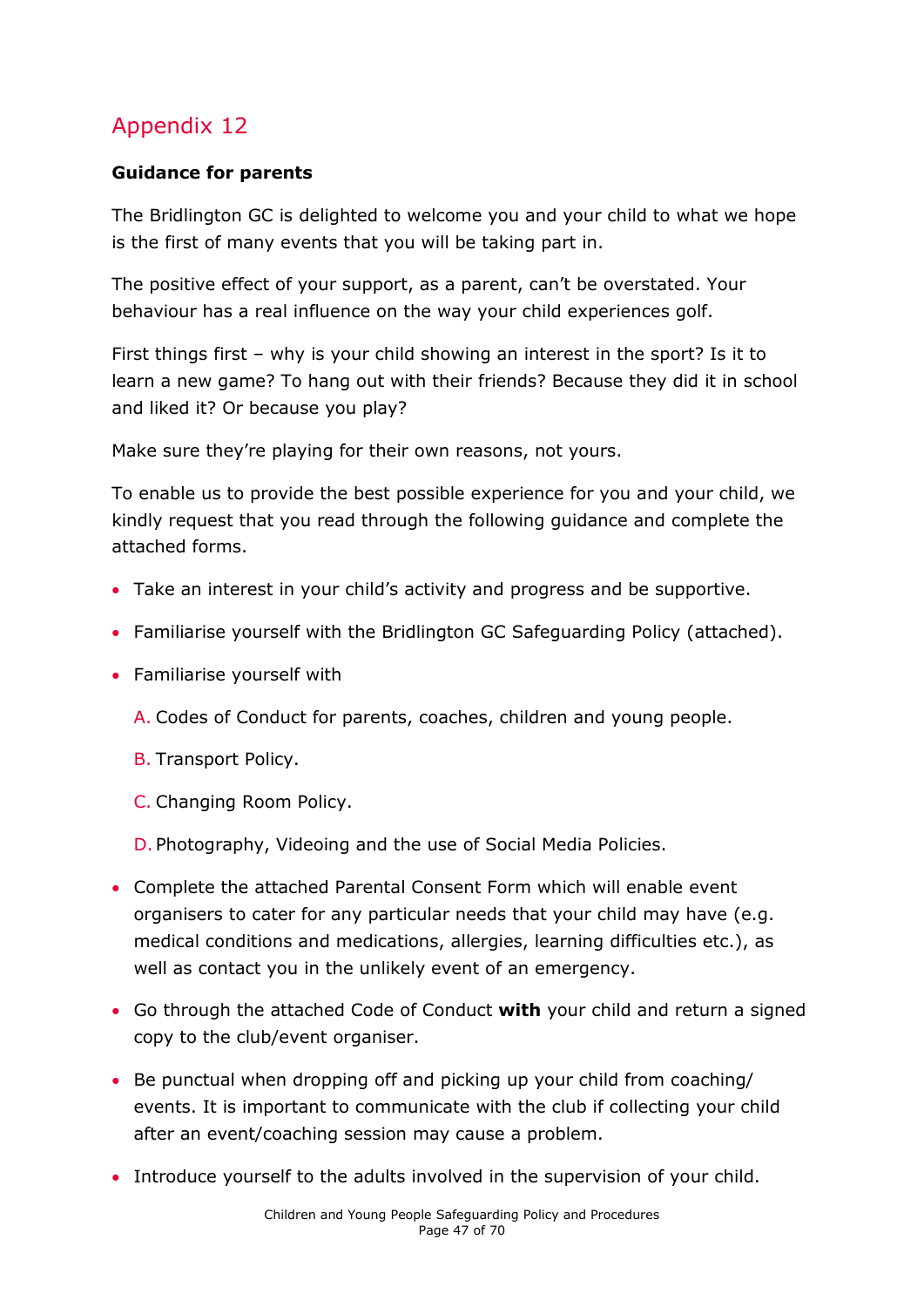# Appendix 12

**Guidance for parents**

The Bridlington GC is delighted to welcome you and your child to what we hope is the first of many events that you will be taking part in.

The positive effect of your support, as a parent, can't be overstated. Your behaviour has a real influence on the way your child experiences golf.

First things first – why is your child showing an interest in the sport? Is it to learn a new game? To hang out with their friends? Because they did it in school and liked it? Or because you play?

Make sure they're playing for their own reasons, not yours.

To enable us to provide the best possible experience for you and your child, we kindly request that you read through the following guidance and complete the attached forms.

- Take an interest in your child's activity and progress and be supportive.
- Familiarise yourself with the Bridlington GC Safeguarding Policy (attached).
- Familiarise yourself with

  A. Codes of Conduct for parents, coaches, children and young people.

  B. Transport Policy.

  C. Changing Room Policy.

  D. Photography, Videoing and the use of Social Media Policies.

- Complete the attached Parental Consent Form which will enable event organisers to cater for any particular needs that your child may have (e.g. medical conditions and medications, allergies, learning difficulties etc.), as well as contact you in the unlikely event of an emergency.
- Go through the attached Code of Conduct **with** your child and return a signed copy to the club/event organiser.
- Be punctual when dropping off and picking up your child from coaching/ events. It is important to communicate with the club if collecting your child after an event/coaching session may cause a problem.
- Introduce yourself to the adults involved in the supervision of your child.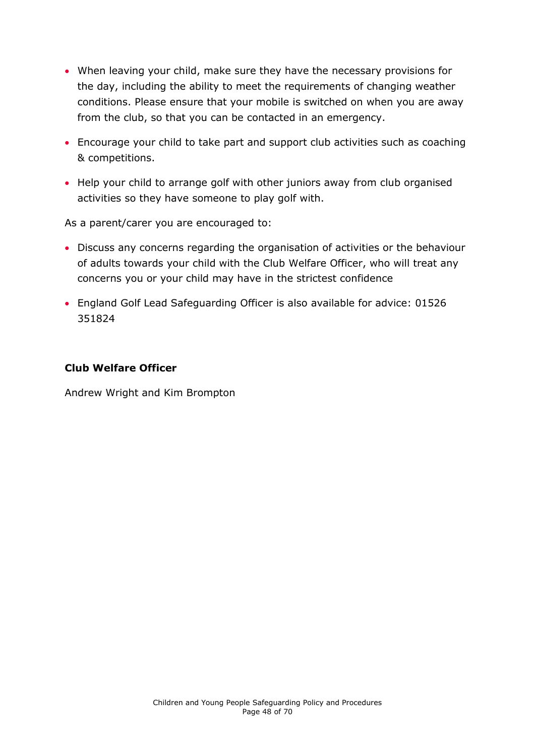- When leaving your child, make sure they have the necessary provisions for the day, including the ability to meet the requirements of changing weather conditions. Please ensure that your mobile is switched on when you are away from the club, so that you can be contacted in an emergency.
- Encourage your child to take part and support club activities such as coaching & competitions.
- Help your child to arrange golf with other juniors away from club organised activities so they have someone to play golf with.

As a parent/carer you are encouraged to:

- Discuss any concerns regarding the organisation of activities or the behaviour of adults towards your child with the Club Welfare Officer, who will treat any concerns you or your child may have in the strictest confidence
- England Golf Lead Safeguarding Officer is also available for advice: 01526 351824

**Club Welfare Officer**

Andrew Wright and Kim Brompton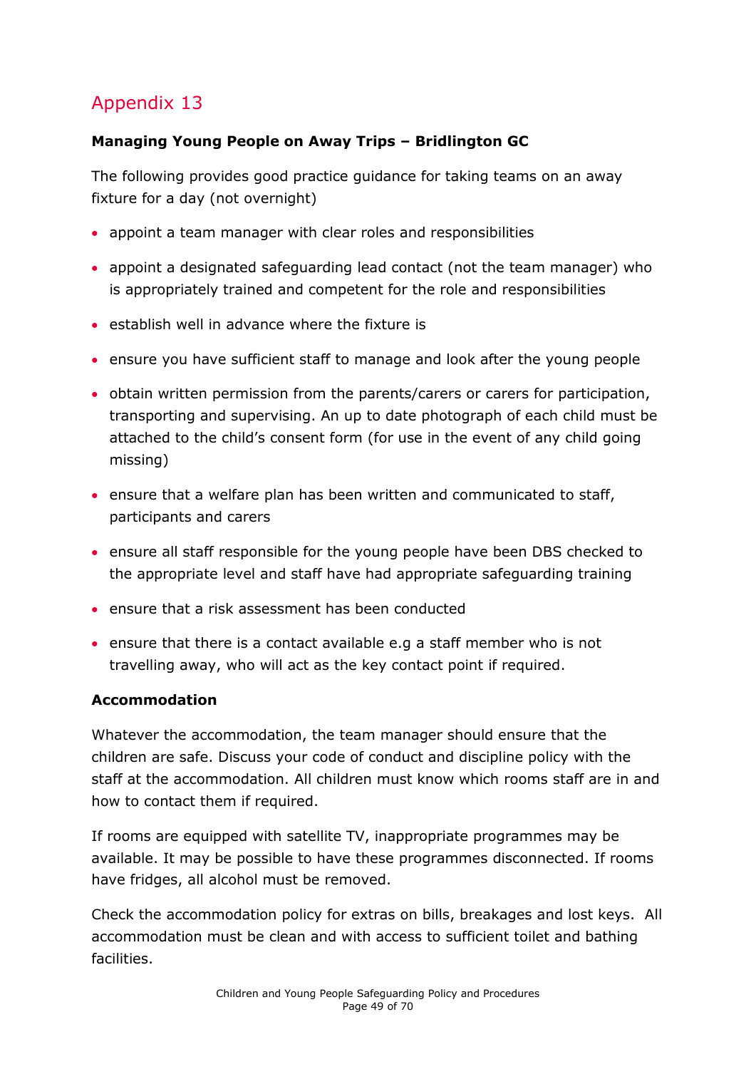## Appendix 13

**Managing Young People on Away Trips – Bridlington GC**

The following provides good practice guidance for taking teams on an away fixture for a day (not overnight)

- appoint a team manager with clear roles and responsibilities
- appoint a designated safeguarding lead contact (not the team manager) who is appropriately trained and competent for the role and responsibilities
- establish well in advance where the fixture is
- ensure you have sufficient staff to manage and look after the young people
- obtain written permission from the parents/carers or carers for participation, transporting and supervising. An up to date photograph of each child must be attached to the child's consent form (for use in the event of any child going missing)
- ensure that a welfare plan has been written and communicated to staff, participants and carers
- ensure all staff responsible for the young people have been DBS checked to the appropriate level and staff have had appropriate safeguarding training
- ensure that a risk assessment has been conducted
- ensure that there is a contact available e.g a staff member who is not travelling away, who will act as the key contact point if required.

**Accommodation**

Whatever the accommodation, the team manager should ensure that the children are safe. Discuss your code of conduct and discipline policy with the staff at the accommodation. All children must know which rooms staff are in and how to contact them if required.

If rooms are equipped with satellite TV, inappropriate programmes may be available. It may be possible to have these programmes disconnected. If rooms have fridges, all alcohol must be removed.

Check the accommodation policy for extras on bills, breakages and lost keys. All accommodation must be clean and with access to sufficient toilet and bathing facilities.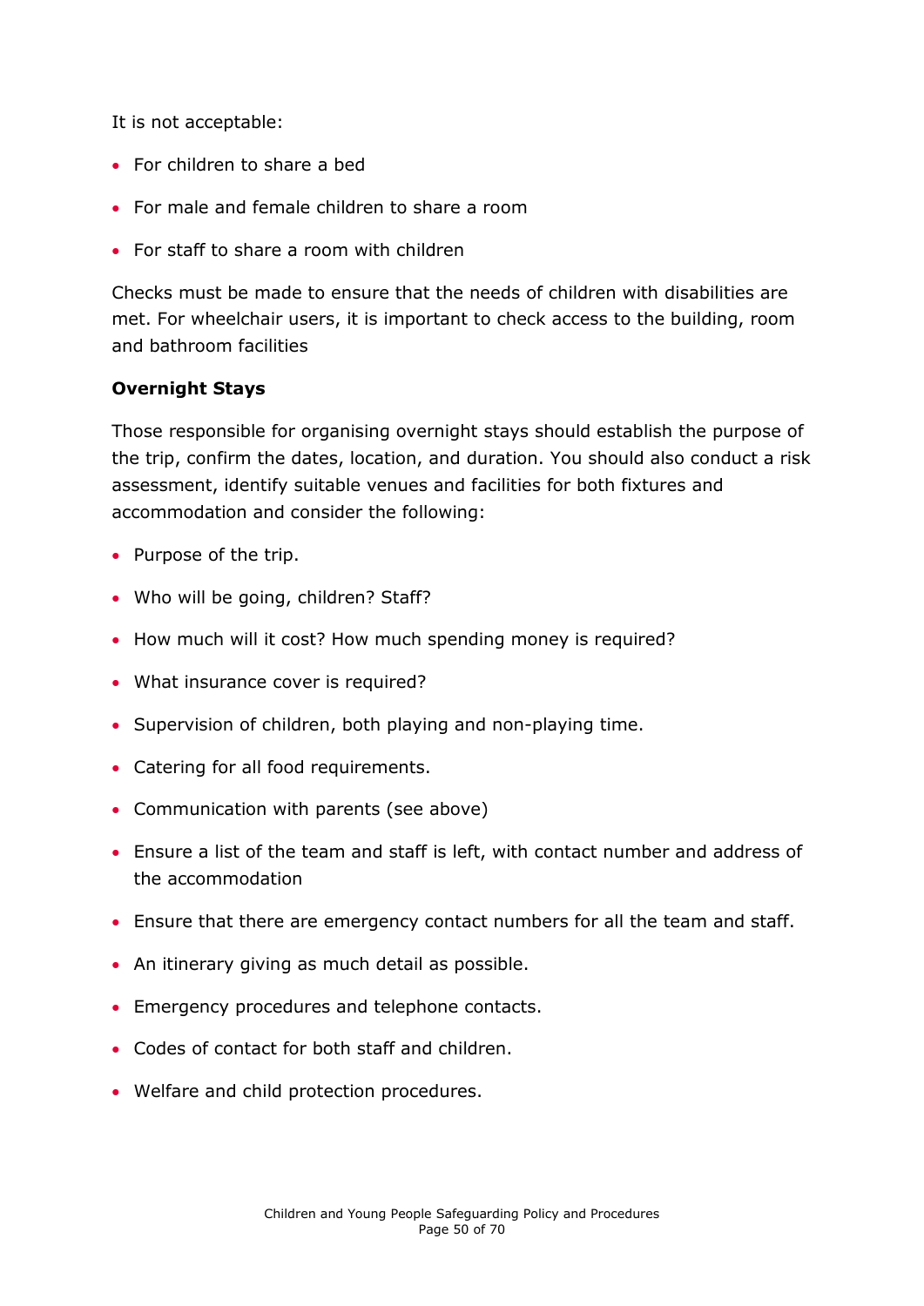It is not acceptable:

- For children to share a bed
- For male and female children to share a room
- For staff to share a room with children

Checks must be made to ensure that the needs of children with disabilities are met. For wheelchair users, it is important to check access to the building, room and bathroom facilities

**Overnight Stays**

Those responsible for organising overnight stays should establish the purpose of the trip, confirm the dates, location, and duration. You should also conduct a risk assessment, identify suitable venues and facilities for both fixtures and accommodation and consider the following:

- Purpose of the trip.
- Who will be going, children? Staff?
- How much will it cost? How much spending money is required?
- What insurance cover is required?
- Supervision of children, both playing and non-playing time.
- Catering for all food requirements.
- Communication with parents (see above)
- Ensure a list of the team and staff is left, with contact number and address of the accommodation
- Ensure that there are emergency contact numbers for all the team and staff.
- An itinerary giving as much detail as possible.
- Emergency procedures and telephone contacts.
- Codes of contact for both staff and children.
- Welfare and child protection procedures.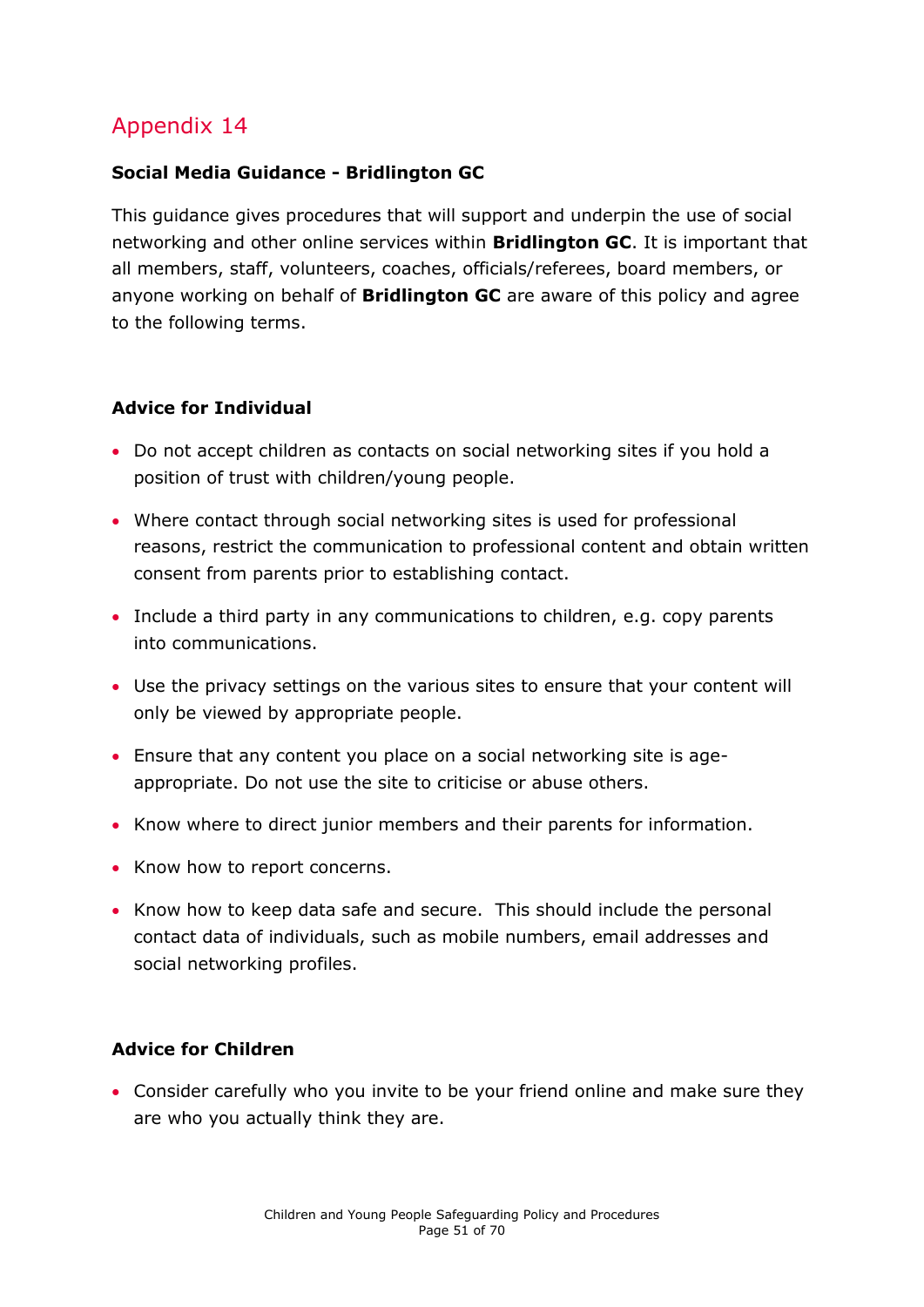## Appendix 14

**Social Media Guidance - Bridlington GC**

This guidance gives procedures that will support and underpin the use of social networking and other online services within **Bridlington GC**. It is important that all members, staff, volunteers, coaches, officials/referees, board members, or anyone working on behalf of **Bridlington GC** are aware of this policy and agree to the following terms.

**Advice for Individual**

- Do not accept children as contacts on social networking sites if you hold a position of trust with children/young people.
- Where contact through social networking sites is used for professional reasons, restrict the communication to professional content and obtain written consent from parents prior to establishing contact.
- Include a third party in any communications to children, e.g. copy parents into communications.
- Use the privacy settings on the various sites to ensure that your content will only be viewed by appropriate people.
- Ensure that any content you place on a social networking site is age-appropriate. Do not use the site to criticise or abuse others.
- Know where to direct junior members and their parents for information.
- Know how to report concerns.
- Know how to keep data safe and secure. This should include the personal contact data of individuals, such as mobile numbers, email addresses and social networking profiles.

**Advice for Children**

- Consider carefully who you invite to be your friend online and make sure they are who you actually think they are.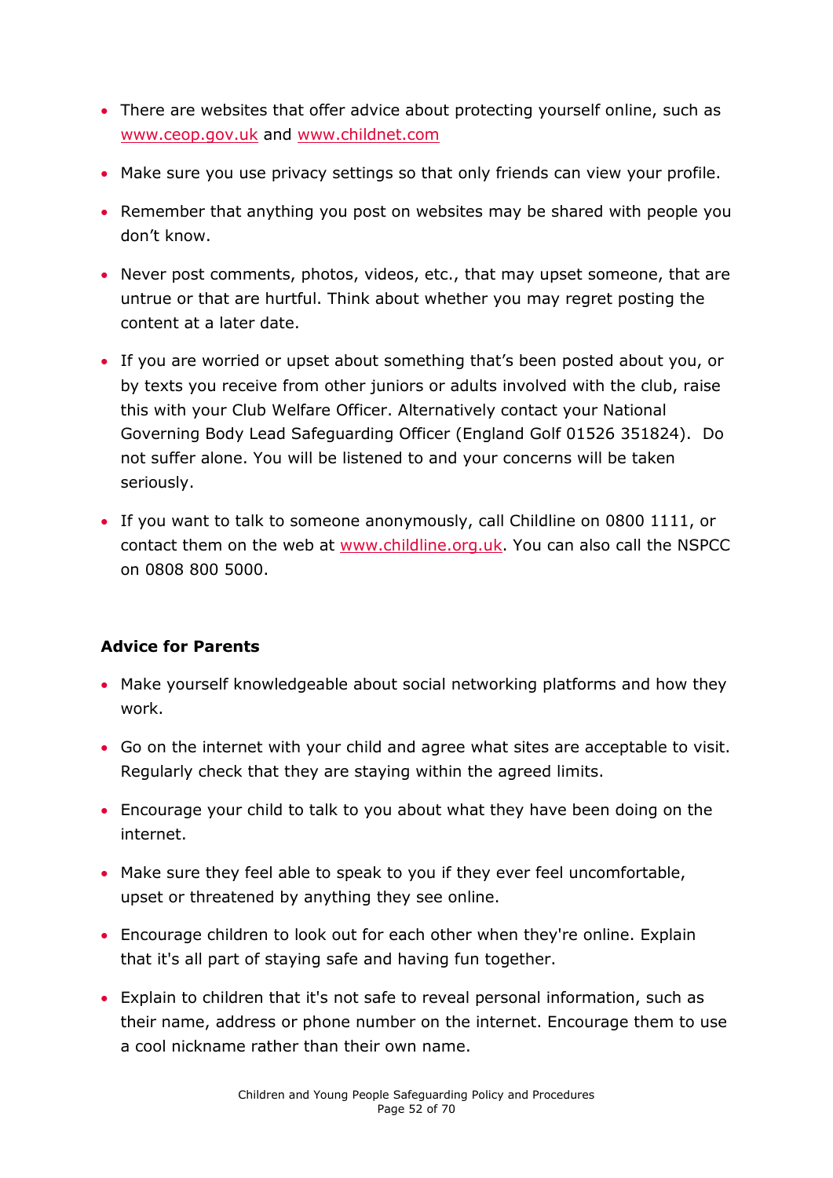- There are websites that offer advice about protecting yourself online, such as [www.ceop.gov.uk](http://www.ceop.gov.uk) and [www.childnet.com](http://www.childnet.com)
- Make sure you use privacy settings so that only friends can view your profile.
- Remember that anything you post on websites may be shared with people you don't know.
- Never post comments, photos, videos, etc., that may upset someone, that are untrue or that are hurtful. Think about whether you may regret posting the content at a later date.
- If you are worried or upset about something that's been posted about you, or by texts you receive from other juniors or adults involved with the club, raise this with your Club Welfare Officer. Alternatively contact your National Governing Body Lead Safeguarding Officer (England Golf 01526 351824). Do not suffer alone. You will be listened to and your concerns will be taken seriously.
- If you want to talk to someone anonymously, call Childline on 0800 1111, or contact them on the web at [www.childline.org.uk](http://www.childline.org.uk). You can also call the NSPCC on 0808 800 5000.

**Advice for Parents**

- Make yourself knowledgeable about social networking platforms and how they work.
- Go on the internet with your child and agree what sites are acceptable to visit. Regularly check that they are staying within the agreed limits.
- Encourage your child to talk to you about what they have been doing on the internet.
- Make sure they feel able to speak to you if they ever feel uncomfortable, upset or threatened by anything they see online.
- Encourage children to look out for each other when they're online. Explain that it's all part of staying safe and having fun together.
- Explain to children that it's not safe to reveal personal information, such as their name, address or phone number on the internet. Encourage them to use a cool nickname rather than their own name.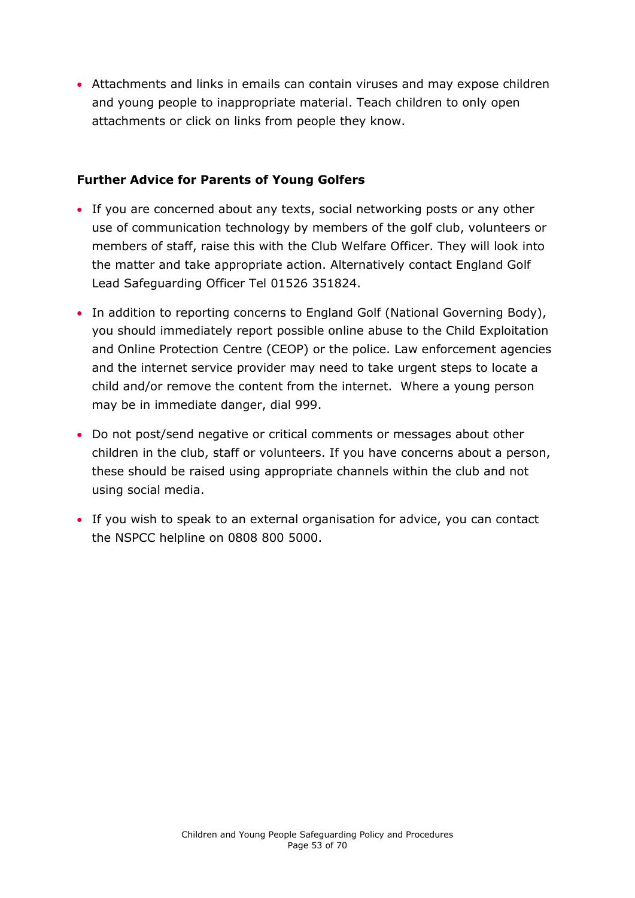- Attachments and links in emails can contain viruses and may expose children and young people to inappropriate material. Teach children to only open attachments or click on links from people they know.

**Further Advice for Parents of Young Golfers**

- If you are concerned about any texts, social networking posts or any other use of communication technology by members of the golf club, volunteers or members of staff, raise this with the Club Welfare Officer. They will look into the matter and take appropriate action. Alternatively contact England Golf Lead Safeguarding Officer Tel 01526 351824.
- In addition to reporting concerns to England Golf (National Governing Body), you should immediately report possible online abuse to the Child Exploitation and Online Protection Centre (CEOP) or the police. Law enforcement agencies and the internet service provider may need to take urgent steps to locate a child and/or remove the content from the internet. Where a young person may be in immediate danger, dial 999.
- Do not post/send negative or critical comments or messages about other children in the club, staff or volunteers. If you have concerns about a person, these should be raised using appropriate channels within the club and not using social media.
- If you wish to speak to an external organisation for advice, you can contact the NSPCC helpline on 0808 800 5000.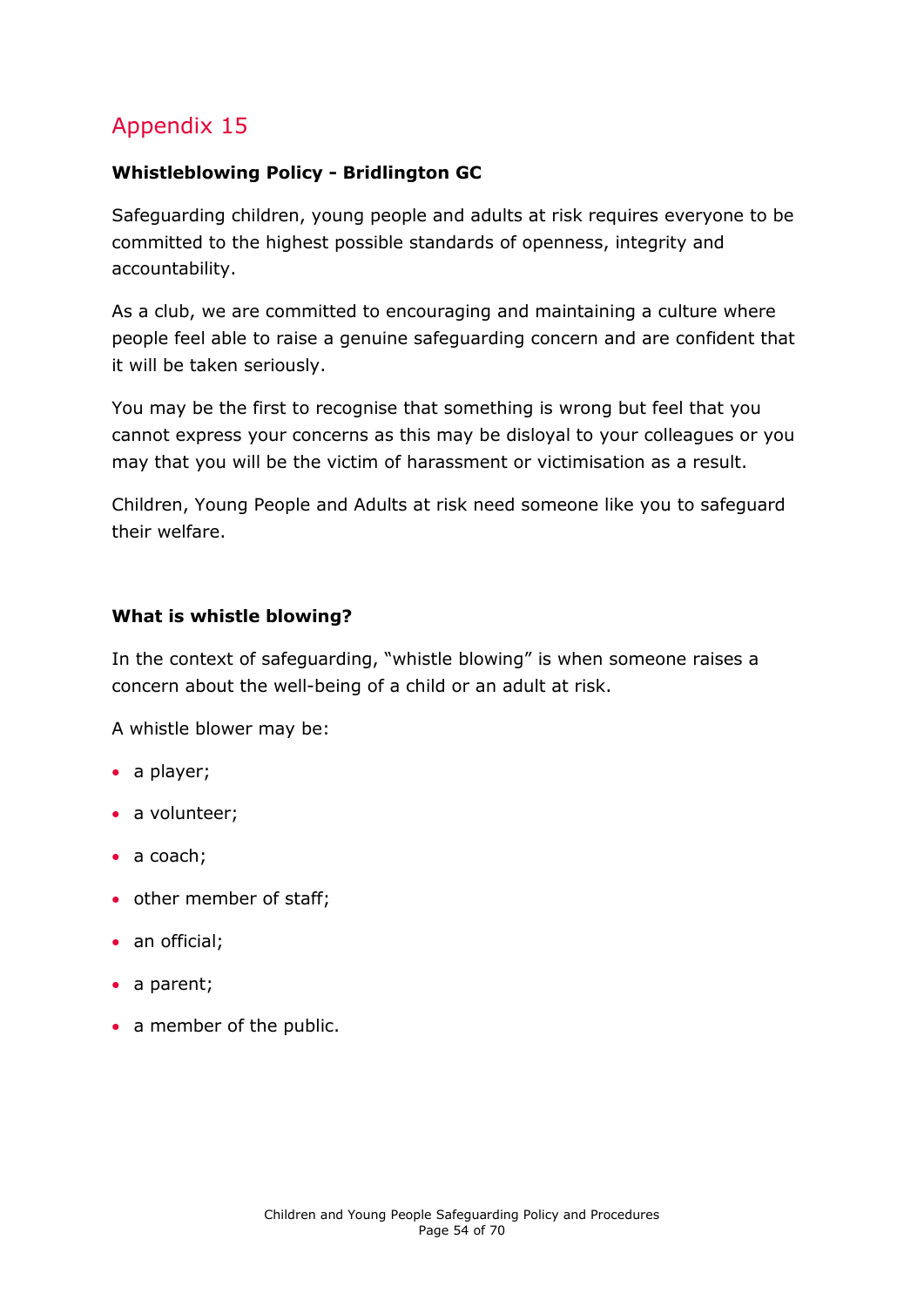# Appendix 15

**Whistleblowing Policy - Bridlington GC**

Safeguarding children, young people and adults at risk requires everyone to be committed to the highest possible standards of openness, integrity and accountability.

As a club, we are committed to encouraging and maintaining a culture where people feel able to raise a genuine safeguarding concern and are confident that it will be taken seriously.

You may be the first to recognise that something is wrong but feel that you cannot express your concerns as this may be disloyal to your colleagues or you may that you will be the victim of harassment or victimisation as a result.

Children, Young People and Adults at risk need someone like you to safeguard their welfare.

**What is whistle blowing?**

In the context of safeguarding, "whistle blowing" is when someone raises a concern about the well-being of a child or an adult at risk.

A whistle blower may be:

- a player;
- a volunteer;
- a coach;
- other member of staff;
- an official;
- a parent;
- a member of the public.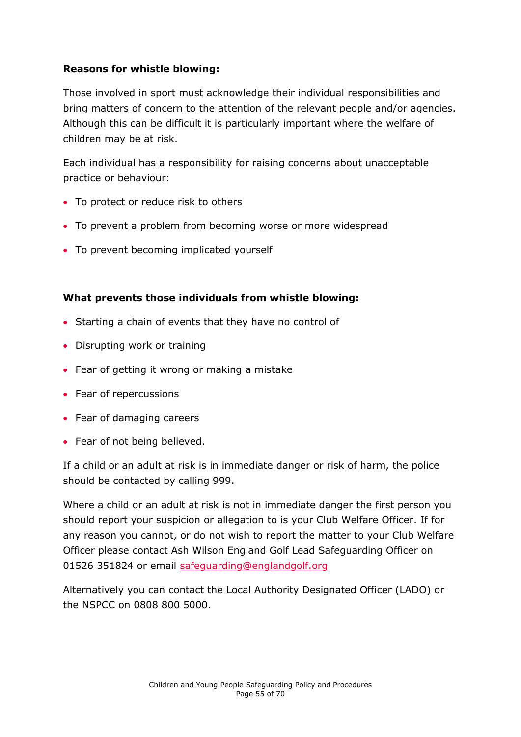**Reasons for whistle blowing:**

Those involved in sport must acknowledge their individual responsibilities and bring matters of concern to the attention of the relevant people and/or agencies. Although this can be difficult it is particularly important where the welfare of children may be at risk.

Each individual has a responsibility for raising concerns about unacceptable practice or behaviour:

- To protect or reduce risk to others
- To prevent a problem from becoming worse or more widespread
- To prevent becoming implicated yourself

**What prevents those individuals from whistle blowing:**

- Starting a chain of events that they have no control of
- Disrupting work or training
- Fear of getting it wrong or making a mistake
- Fear of repercussions
- Fear of damaging careers
- Fear of not being believed.

If a child or an adult at risk is in immediate danger or risk of harm, the police should be contacted by calling 999.

Where a child or an adult at risk is not in immediate danger the first person you should report your suspicion or allegation to is your Club Welfare Officer. If for any reason you cannot, or do not wish to report the matter to your Club Welfare Officer please contact Ash Wilson England Golf Lead Safeguarding Officer on 01526 351824 or email safeguarding@englandgolf.org

Alternatively you can contact the Local Authority Designated Officer (LADO) or the NSPCC on 0808 800 5000.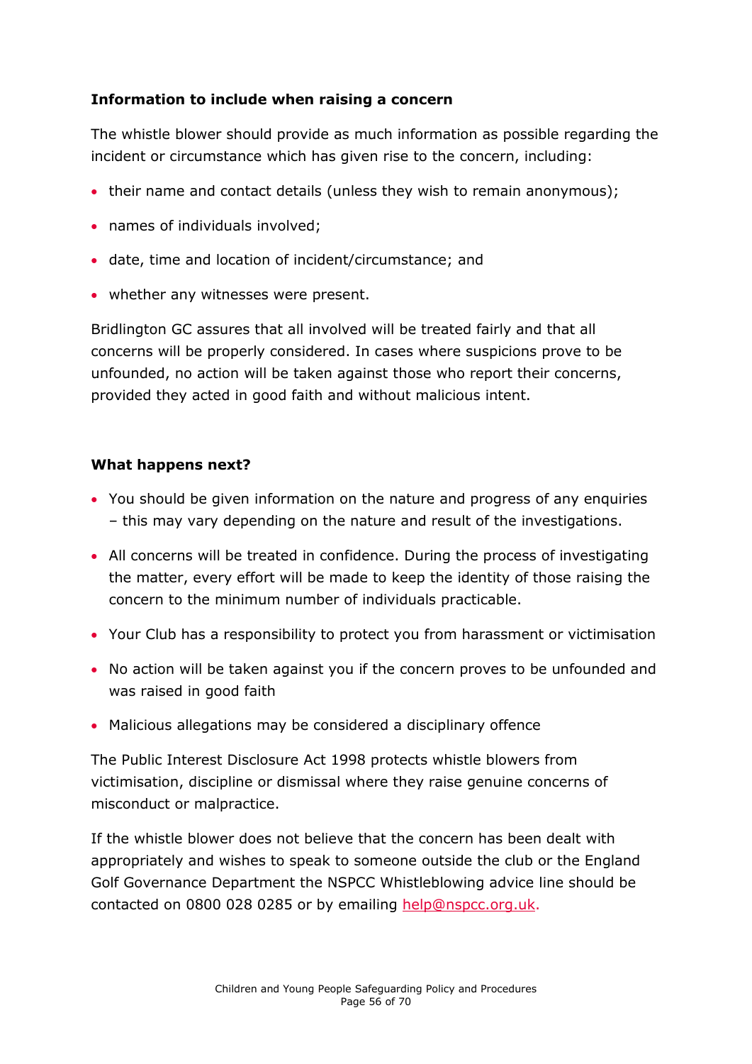**Information to include when raising a concern**

The whistle blower should provide as much information as possible regarding the incident or circumstance which has given rise to the concern, including:

- their name and contact details (unless they wish to remain anonymous);
- names of individuals involved;
- date, time and location of incident/circumstance; and
- whether any witnesses were present.

Bridlington GC assures that all involved will be treated fairly and that all concerns will be properly considered. In cases where suspicions prove to be unfounded, no action will be taken against those who report their concerns, provided they acted in good faith and without malicious intent.

**What happens next?**

- You should be given information on the nature and progress of any enquiries – this may vary depending on the nature and result of the investigations.
- All concerns will be treated in confidence. During the process of investigating the matter, every effort will be made to keep the identity of those raising the concern to the minimum number of individuals practicable.
- Your Club has a responsibility to protect you from harassment or victimisation
- No action will be taken against you if the concern proves to be unfounded and was raised in good faith
- Malicious allegations may be considered a disciplinary offence

The Public Interest Disclosure Act 1998 protects whistle blowers from victimisation, discipline or dismissal where they raise genuine concerns of misconduct or malpractice.

If the whistle blower does not believe that the concern has been dealt with appropriately and wishes to speak to someone outside the club or the England Golf Governance Department the NSPCC Whistleblowing advice line should be contacted on 0800 028 0285 or by emailing help@nspcc.org.uk.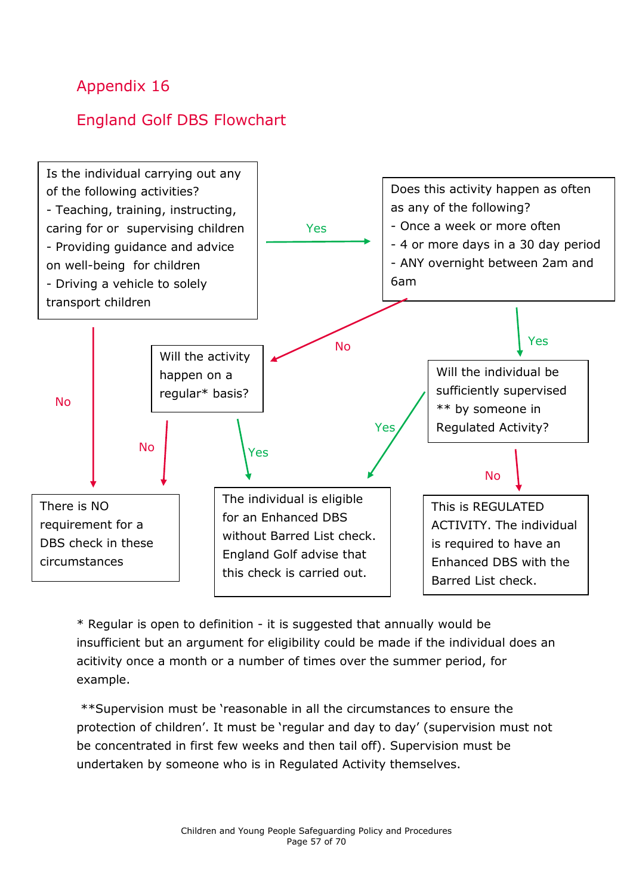## Appendix 16

## England Golf DBS Flowchart

**Is the individual carrying out any of the following activities?**
- Teaching, training, instructing, caring for or supervising children
- Providing guidance and advice on well-being for children
- Driving a vehicle to solely transport children

→ **Yes:** Does this activity happen as often as any of the following?
- Once a week or more often
- 4 or more days in a 30 day period
- ANY overnight between 2am and 6am

→ **No:** There is NO requirement for a DBS check in these circumstances

**Does this activity happen as often as any of the following?**

→ **Yes:** Will the individual be sufficiently supervised ** by someone in Regulated Activity?

→ **No:** Will the activity happen on a regular* basis?

**Will the activity happen on a regular* basis?**

→ **Yes:** The individual is eligible for an Enhanced DBS without Barred List check. England Golf advise that this check is carried out.

→ **No:** There is NO requirement for a DBS check in these circumstances

**Will the individual be sufficiently supervised ** by someone in Regulated Activity?**

→ **Yes:** The individual is eligible for an Enhanced DBS without Barred List check. England Golf advise that this check is carried out.

→ **No:** This is REGULATED ACTIVITY. The individual is required to have an Enhanced DBS with the Barred List check.

\* Regular is open to definition - it is suggested that annually would be insufficient but an argument for eligibility could be made if the individual does an acitivity once a month or a number of times over the summer period, for example.

**Supervision must be ‘reasonable in all the circumstances to ensure the protection of children’. It must be ‘regular and day to day’ (supervision must not be concentrated in first few weeks and then tail off). Supervision must be undertaken by someone who is in Regulated Activity themselves.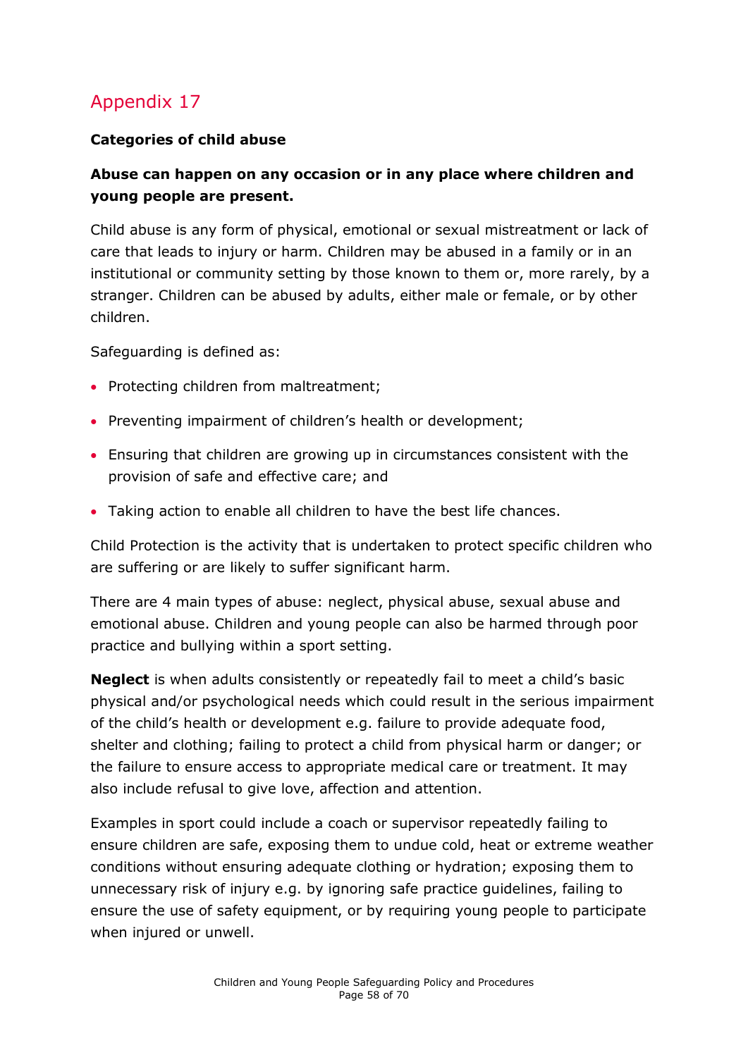## Appendix 17

**Categories of child abuse**

**Abuse can happen on any occasion or in any place where children and young people are present.**

Child abuse is any form of physical, emotional or sexual mistreatment or lack of care that leads to injury or harm. Children may be abused in a family or in an institutional or community setting by those known to them or, more rarely, by a stranger. Children can be abused by adults, either male or female, or by other children.

Safeguarding is defined as:

- Protecting children from maltreatment;
- Preventing impairment of children's health or development;
- Ensuring that children are growing up in circumstances consistent with the provision of safe and effective care; and
- Taking action to enable all children to have the best life chances.

Child Protection is the activity that is undertaken to protect specific children who are suffering or are likely to suffer significant harm.

There are 4 main types of abuse: neglect, physical abuse, sexual abuse and emotional abuse. Children and young people can also be harmed through poor practice and bullying within a sport setting.

**Neglect** is when adults consistently or repeatedly fail to meet a child's basic physical and/or psychological needs which could result in the serious impairment of the child's health or development e.g. failure to provide adequate food, shelter and clothing; failing to protect a child from physical harm or danger; or the failure to ensure access to appropriate medical care or treatment. It may also include refusal to give love, affection and attention.

Examples in sport could include a coach or supervisor repeatedly failing to ensure children are safe, exposing them to undue cold, heat or extreme weather conditions without ensuring adequate clothing or hydration; exposing them to unnecessary risk of injury e.g. by ignoring safe practice guidelines, failing to ensure the use of safety equipment, or by requiring young people to participate when injured or unwell.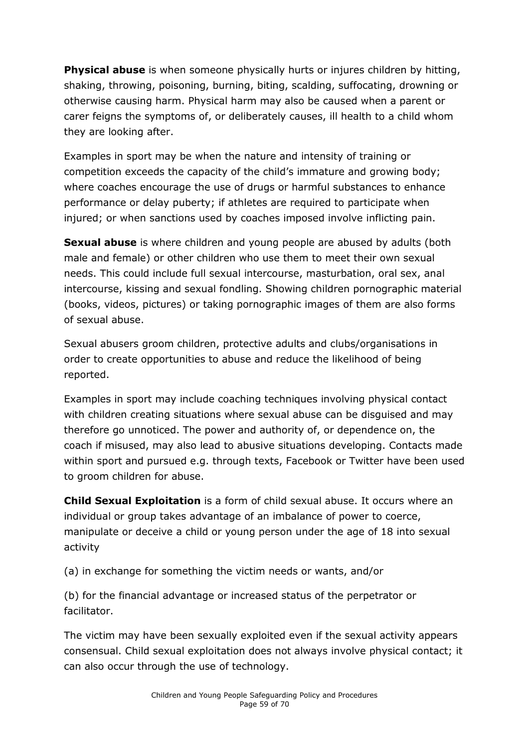**Physical abuse** is when someone physically hurts or injures children by hitting, shaking, throwing, poisoning, burning, biting, scalding, suffocating, drowning or otherwise causing harm. Physical harm may also be caused when a parent or carer feigns the symptoms of, or deliberately causes, ill health to a child whom they are looking after.

Examples in sport may be when the nature and intensity of training or competition exceeds the capacity of the child's immature and growing body; where coaches encourage the use of drugs or harmful substances to enhance performance or delay puberty; if athletes are required to participate when injured; or when sanctions used by coaches imposed involve inflicting pain.

**Sexual abuse** is where children and young people are abused by adults (both male and female) or other children who use them to meet their own sexual needs. This could include full sexual intercourse, masturbation, oral sex, anal intercourse, kissing and sexual fondling. Showing children pornographic material (books, videos, pictures) or taking pornographic images of them are also forms of sexual abuse.

Sexual abusers groom children, protective adults and clubs/organisations in order to create opportunities to abuse and reduce the likelihood of being reported.

Examples in sport may include coaching techniques involving physical contact with children creating situations where sexual abuse can be disguised and may therefore go unnoticed. The power and authority of, or dependence on, the coach if misused, may also lead to abusive situations developing. Contacts made within sport and pursued e.g. through texts, Facebook or Twitter have been used to groom children for abuse.

**Child Sexual Exploitation** is a form of child sexual abuse. It occurs where an individual or group takes advantage of an imbalance of power to coerce, manipulate or deceive a child or young person under the age of 18 into sexual activity

(a) in exchange for something the victim needs or wants, and/or

(b) for the financial advantage or increased status of the perpetrator or facilitator.

The victim may have been sexually exploited even if the sexual activity appears consensual. Child sexual exploitation does not always involve physical contact; it can also occur through the use of technology.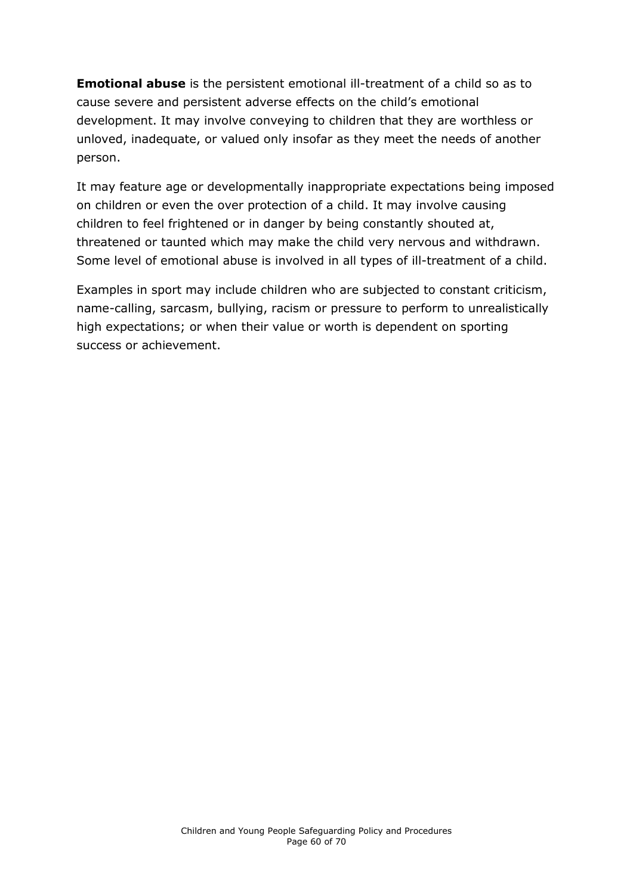**Emotional abuse** is the persistent emotional ill-treatment of a child so as to cause severe and persistent adverse effects on the child's emotional development. It may involve conveying to children that they are worthless or unloved, inadequate, or valued only insofar as they meet the needs of another person.

It may feature age or developmentally inappropriate expectations being imposed on children or even the over protection of a child. It may involve causing children to feel frightened or in danger by being constantly shouted at, threatened or taunted which may make the child very nervous and withdrawn. Some level of emotional abuse is involved in all types of ill-treatment of a child.

Examples in sport may include children who are subjected to constant criticism, name-calling, sarcasm, bullying, racism or pressure to perform to unrealistically high expectations; or when their value or worth is dependent on sporting success or achievement.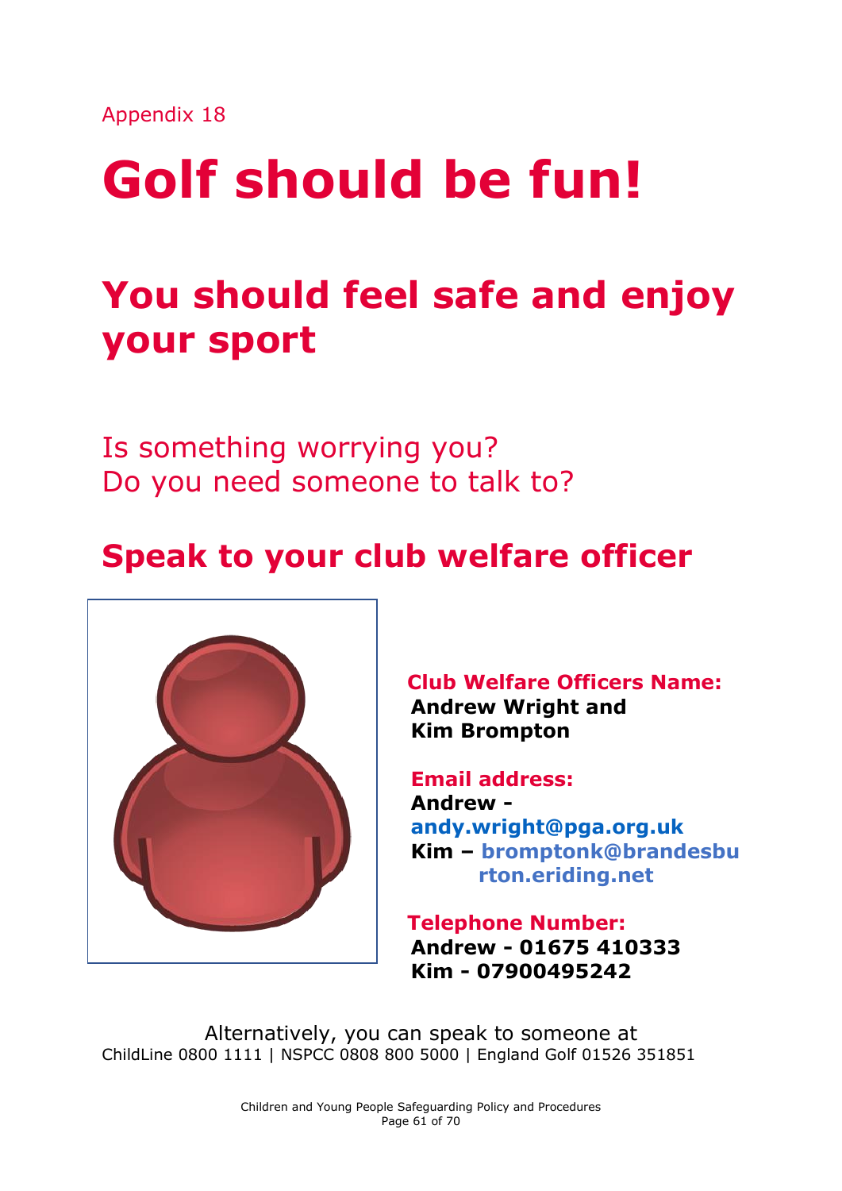Appendix 18

# Golf should be fun!

## You should feel safe and enjoy your sport

Is something worrying you?
Do you need someone to talk to?

## Speak to your club welfare officer

**Club Welfare Officers Name:**
**Andrew Wright and Kim Brompton**

**Email address:**
**Andrew - andy.wright@pga.org.uk**
**Kim – bromptonk@brandesburton.eriding.net**

**Telephone Number:**
**Andrew - 01675 410333**
**Kim - 07900495242**

Alternatively, you can speak to someone at
ChildLine 0800 1111 | NSPCC 0808 800 5000 | England Golf 01526 351851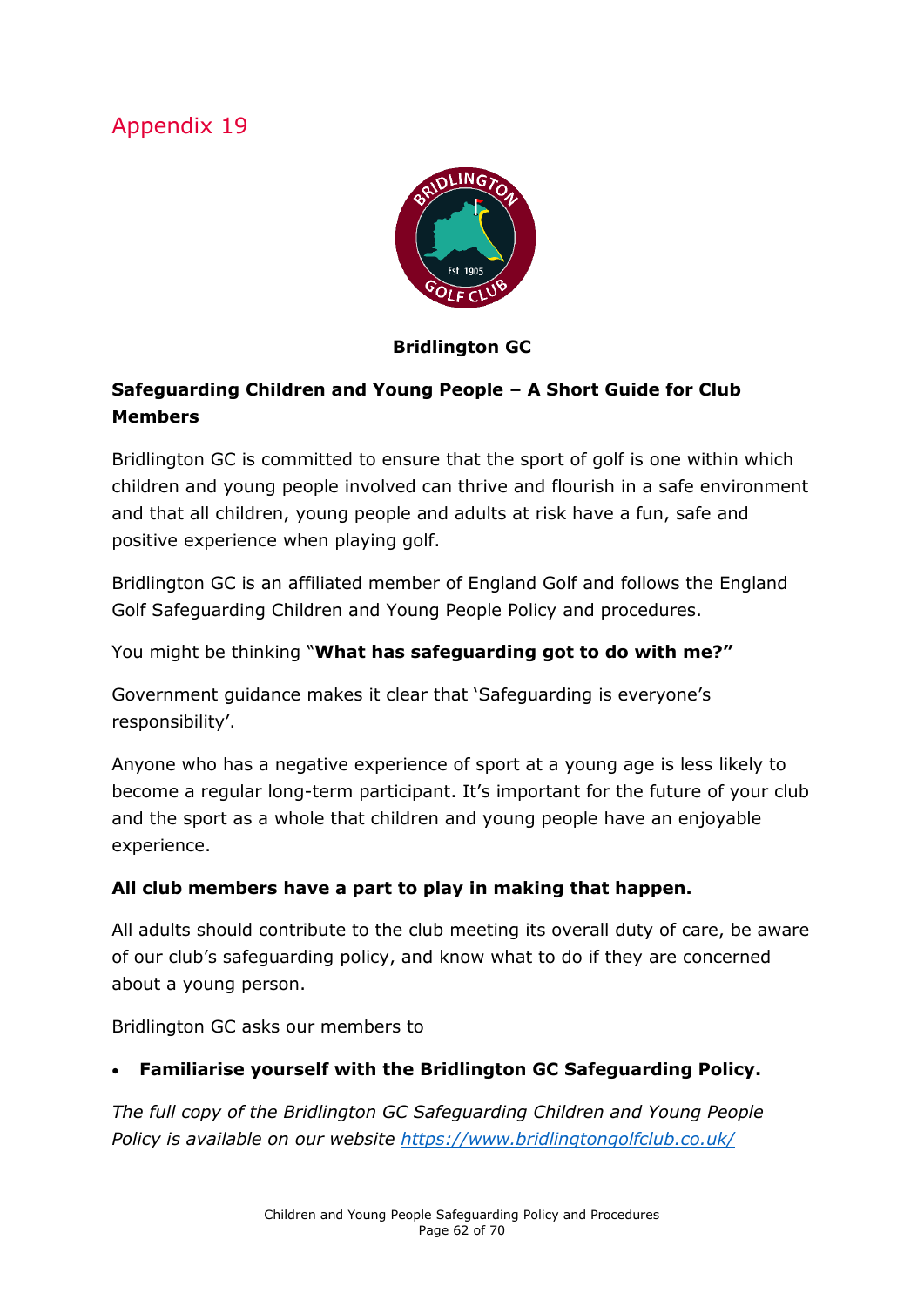# Appendix 19

**Bridlington GC**

## Safeguarding Children and Young People – A Short Guide for Club Members

Bridlington GC is committed to ensure that the sport of golf is one within which children and young people involved can thrive and flourish in a safe environment and that all children, young people and adults at risk have a fun, safe and positive experience when playing golf.

Bridlington GC is an affiliated member of England Golf and follows the England Golf Safeguarding Children and Young People Policy and procedures.

You might be thinking "**What has safeguarding got to do with me?"**

Government guidance makes it clear that 'Safeguarding is everyone's responsibility'.

Anyone who has a negative experience of sport at a young age is less likely to become a regular long-term participant. It's important for the future of your club and the sport as a whole that children and young people have an enjoyable experience.

**All club members have a part to play in making that happen.**

All adults should contribute to the club meeting its overall duty of care, be aware of our club's safeguarding policy, and know what to do if they are concerned about a young person.

Bridlington GC asks our members to

- **Familiarise yourself with the Bridlington GC Safeguarding Policy.**

*The full copy of the Bridlington GC Safeguarding Children and Young People Policy is available on our website [https://www.bridlingtongolfclub.co.uk/](https://www.bridlingtongolfclub.co.uk/)*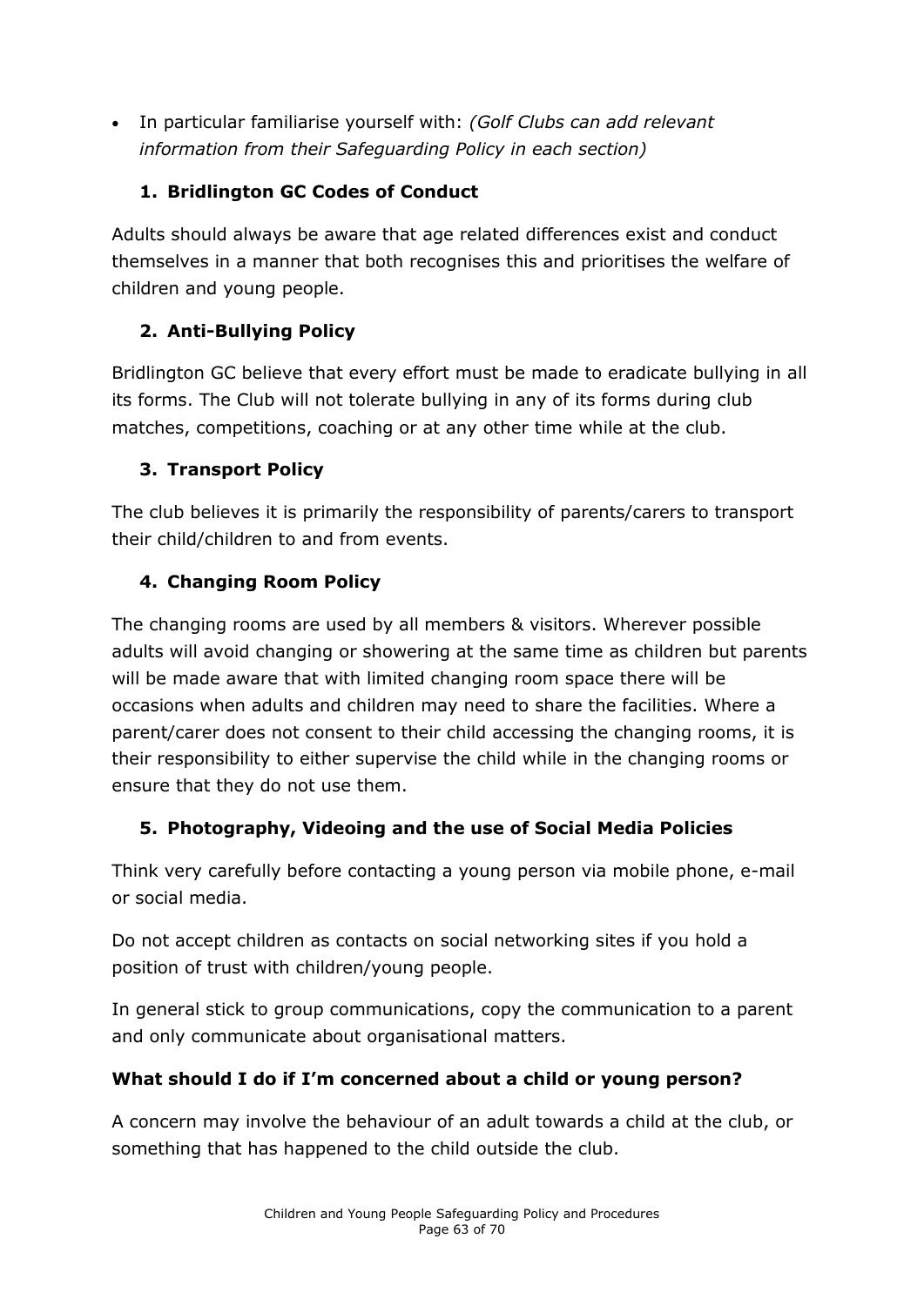- In particular familiarise yourself with: *(Golf Clubs can add relevant information from their Safeguarding Policy in each section)*

### 1. Bridlington GC Codes of Conduct

Adults should always be aware that age related differences exist and conduct themselves in a manner that both recognises this and prioritises the welfare of children and young people.

### 2. Anti-Bullying Policy

Bridlington GC believe that every effort must be made to eradicate bullying in all its forms. The Club will not tolerate bullying in any of its forms during club matches, competitions, coaching or at any other time while at the club.

### 3. Transport Policy

The club believes it is primarily the responsibility of parents/carers to transport their child/children to and from events.

### 4. Changing Room Policy

The changing rooms are used by all members & visitors. Wherever possible adults will avoid changing or showering at the same time as children but parents will be made aware that with limited changing room space there will be occasions when adults and children may need to share the facilities. Where a parent/carer does not consent to their child accessing the changing rooms, it is their responsibility to either supervise the child while in the changing rooms or ensure that they do not use them.

### 5. Photography, Videoing and the use of Social Media Policies

Think very carefully before contacting a young person via mobile phone, e-mail or social media.

Do not accept children as contacts on social networking sites if you hold a position of trust with children/young people.

In general stick to group communications, copy the communication to a parent and only communicate about organisational matters.

**What should I do if I'm concerned about a child or young person?**

A concern may involve the behaviour of an adult towards a child at the club, or something that has happened to the child outside the club.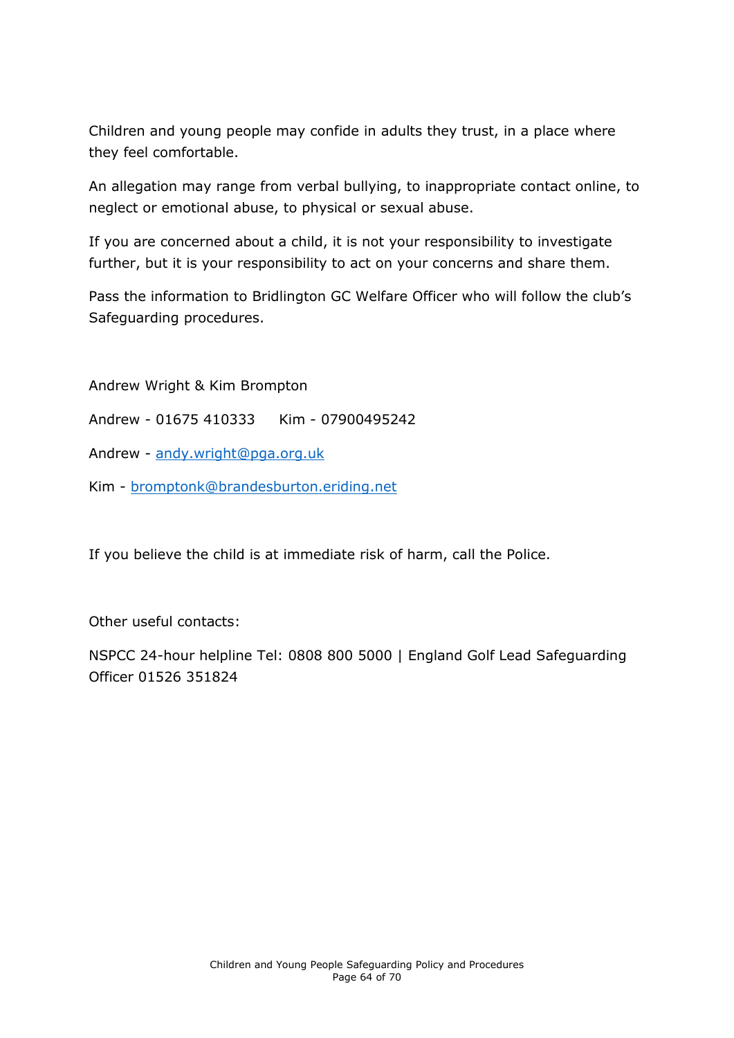Children and young people may confide in adults they trust, in a place where they feel comfortable.

An allegation may range from verbal bullying, to inappropriate contact online, to neglect or emotional abuse, to physical or sexual abuse.

If you are concerned about a child, it is not your responsibility to investigate further, but it is your responsibility to act on your concerns and share them.

Pass the information to Bridlington GC Welfare Officer who will follow the club's Safeguarding procedures.

Andrew Wright & Kim Brompton

Andrew - 01675 410333     Kim - 07900495242

Andrew - andy.wright@pga.org.uk

Kim - bromptonk@brandesburton.eriding.net

If you believe the child is at immediate risk of harm, call the Police.

Other useful contacts:

NSPCC 24-hour helpline Tel: 0808 800 5000 | England Golf Lead Safeguarding Officer 01526 351824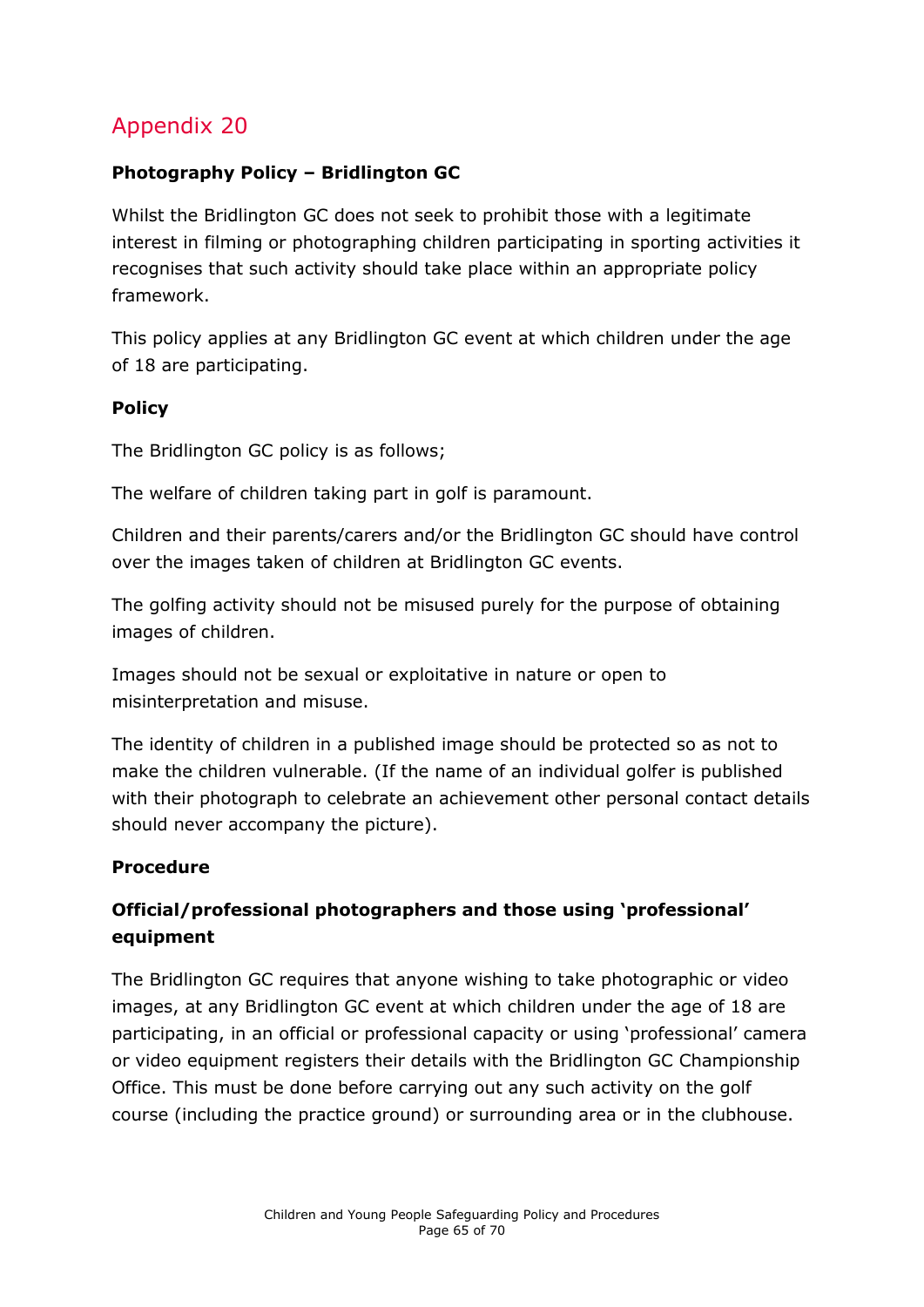# Appendix 20

**Photography Policy – Bridlington GC**

Whilst the Bridlington GC does not seek to prohibit those with a legitimate interest in filming or photographing children participating in sporting activities it recognises that such activity should take place within an appropriate policy framework.

This policy applies at any Bridlington GC event at which children under the age of 18 are participating.

**Policy**

The Bridlington GC policy is as follows;

The welfare of children taking part in golf is paramount.

Children and their parents/carers and/or the Bridlington GC should have control over the images taken of children at Bridlington GC events.

The golfing activity should not be misused purely for the purpose of obtaining images of children.

Images should not be sexual or exploitative in nature or open to misinterpretation and misuse.

The identity of children in a published image should be protected so as not to make the children vulnerable. (If the name of an individual golfer is published with their photograph to celebrate an achievement other personal contact details should never accompany the picture).

**Procedure**

**Official/professional photographers and those using 'professional' equipment**

The Bridlington GC requires that anyone wishing to take photographic or video images, at any Bridlington GC event at which children under the age of 18 are participating, in an official or professional capacity or using 'professional' camera or video equipment registers their details with the Bridlington GC Championship Office. This must be done before carrying out any such activity on the golf course (including the practice ground) or surrounding area or in the clubhouse.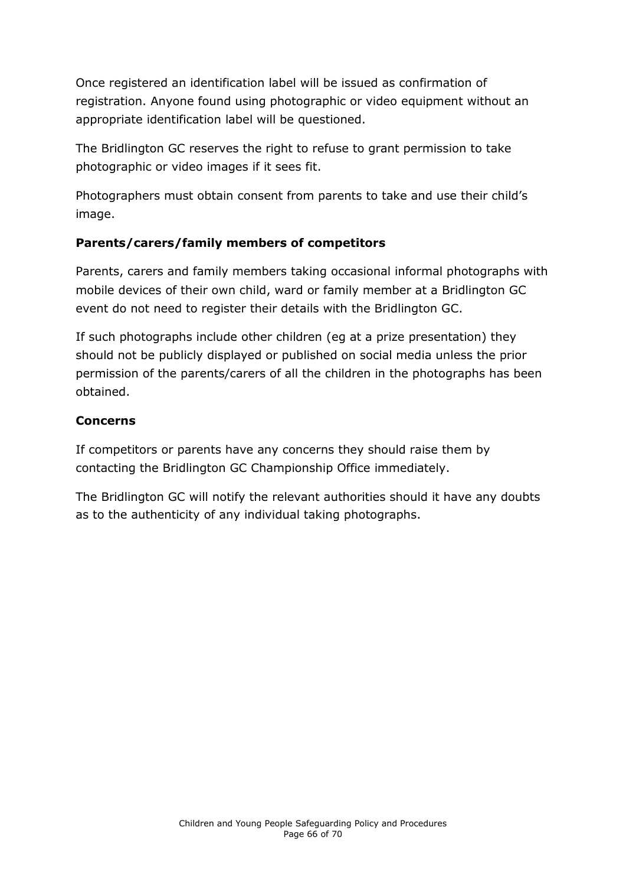Once registered an identification label will be issued as confirmation of registration. Anyone found using photographic or video equipment without an appropriate identification label will be questioned.

The Bridlington GC reserves the right to refuse to grant permission to take photographic or video images if it sees fit.

Photographers must obtain consent from parents to take and use their child's image.

**Parents/carers/family members of competitors**

Parents, carers and family members taking occasional informal photographs with mobile devices of their own child, ward or family member at a Bridlington GC event do not need to register their details with the Bridlington GC.

If such photographs include other children (eg at a prize presentation) they should not be publicly displayed or published on social media unless the prior permission of the parents/carers of all the children in the photographs has been obtained.

**Concerns**

If competitors or parents have any concerns they should raise them by contacting the Bridlington GC Championship Office immediately.

The Bridlington GC will notify the relevant authorities should it have any doubts as to the authenticity of any individual taking photographs.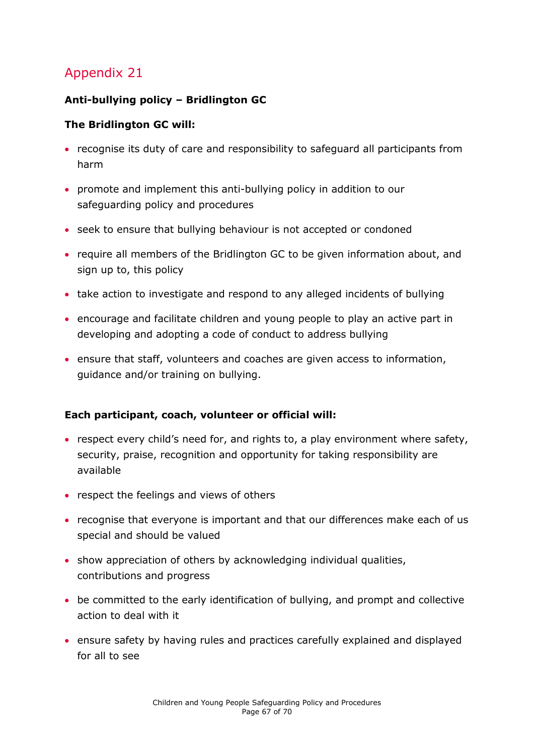# Appendix 21

**Anti-bullying policy – Bridlington GC**

**The Bridlington GC will:**

- recognise its duty of care and responsibility to safeguard all participants from harm
- promote and implement this anti-bullying policy in addition to our safeguarding policy and procedures
- seek to ensure that bullying behaviour is not accepted or condoned
- require all members of the Bridlington GC to be given information about, and sign up to, this policy
- take action to investigate and respond to any alleged incidents of bullying
- encourage and facilitate children and young people to play an active part in developing and adopting a code of conduct to address bullying
- ensure that staff, volunteers and coaches are given access to information, guidance and/or training on bullying.

**Each participant, coach, volunteer or official will:**

- respect every child's need for, and rights to, a play environment where safety, security, praise, recognition and opportunity for taking responsibility are available
- respect the feelings and views of others
- recognise that everyone is important and that our differences make each of us special and should be valued
- show appreciation of others by acknowledging individual qualities, contributions and progress
- be committed to the early identification of bullying, and prompt and collective action to deal with it
- ensure safety by having rules and practices carefully explained and displayed for all to see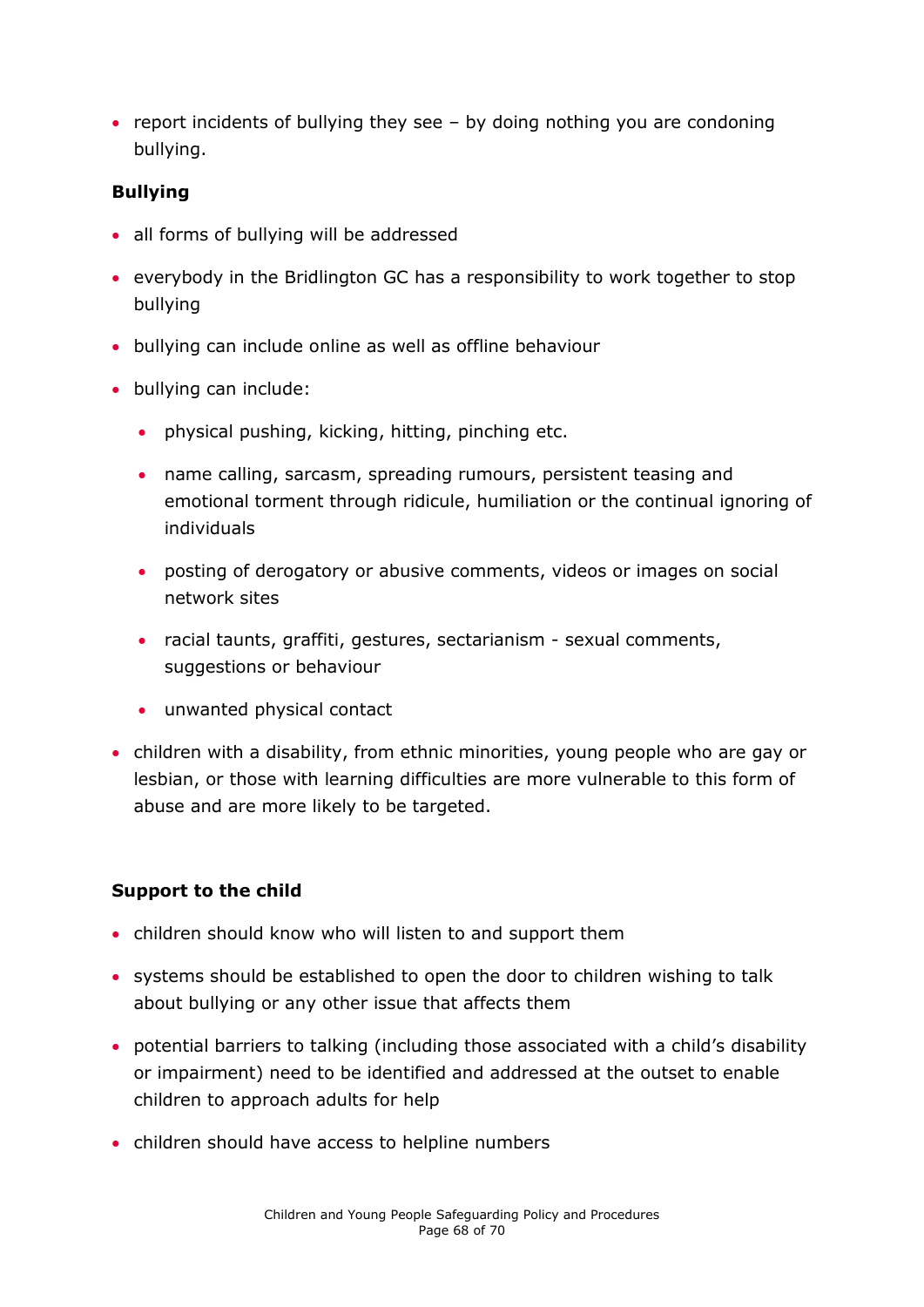- report incidents of bullying they see – by doing nothing you are condoning bullying.

**Bullying**

- all forms of bullying will be addressed
- everybody in the Bridlington GC has a responsibility to work together to stop bullying
- bullying can include online as well as offline behaviour
- bullying can include:
  - physical pushing, kicking, hitting, pinching etc.
  - name calling, sarcasm, spreading rumours, persistent teasing and emotional torment through ridicule, humiliation or the continual ignoring of individuals
  - posting of derogatory or abusive comments, videos or images on social network sites
  - racial taunts, graffiti, gestures, sectarianism - sexual comments, suggestions or behaviour
  - unwanted physical contact
- children with a disability, from ethnic minorities, young people who are gay or lesbian, or those with learning difficulties are more vulnerable to this form of abuse and are more likely to be targeted.

**Support to the child**

- children should know who will listen to and support them
- systems should be established to open the door to children wishing to talk about bullying or any other issue that affects them
- potential barriers to talking (including those associated with a child's disability or impairment) need to be identified and addressed at the outset to enable children to approach adults for help
- children should have access to helpline numbers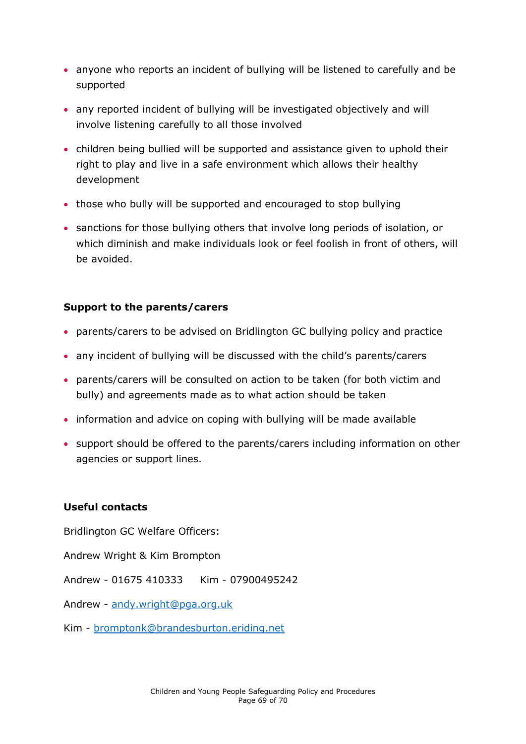- anyone who reports an incident of bullying will be listened to carefully and be supported
- any reported incident of bullying will be investigated objectively and will involve listening carefully to all those involved
- children being bullied will be supported and assistance given to uphold their right to play and live in a safe environment which allows their healthy development
- those who bully will be supported and encouraged to stop bullying
- sanctions for those bullying others that involve long periods of isolation, or which diminish and make individuals look or feel foolish in front of others, will be avoided.

**Support to the parents/carers**

- parents/carers to be advised on Bridlington GC bullying policy and practice
- any incident of bullying will be discussed with the child's parents/carers
- parents/carers will be consulted on action to be taken (for both victim and bully) and agreements made as to what action should be taken
- information and advice on coping with bullying will be made available
- support should be offered to the parents/carers including information on other agencies or support lines.

**Useful contacts**

Bridlington GC Welfare Officers:

Andrew Wright & Kim Brompton

Andrew - 01675 410333 Kim - 07900495242

Andrew - andy.wright@pga.org.uk

Kim - bromptonk@brandesburton.eriding.net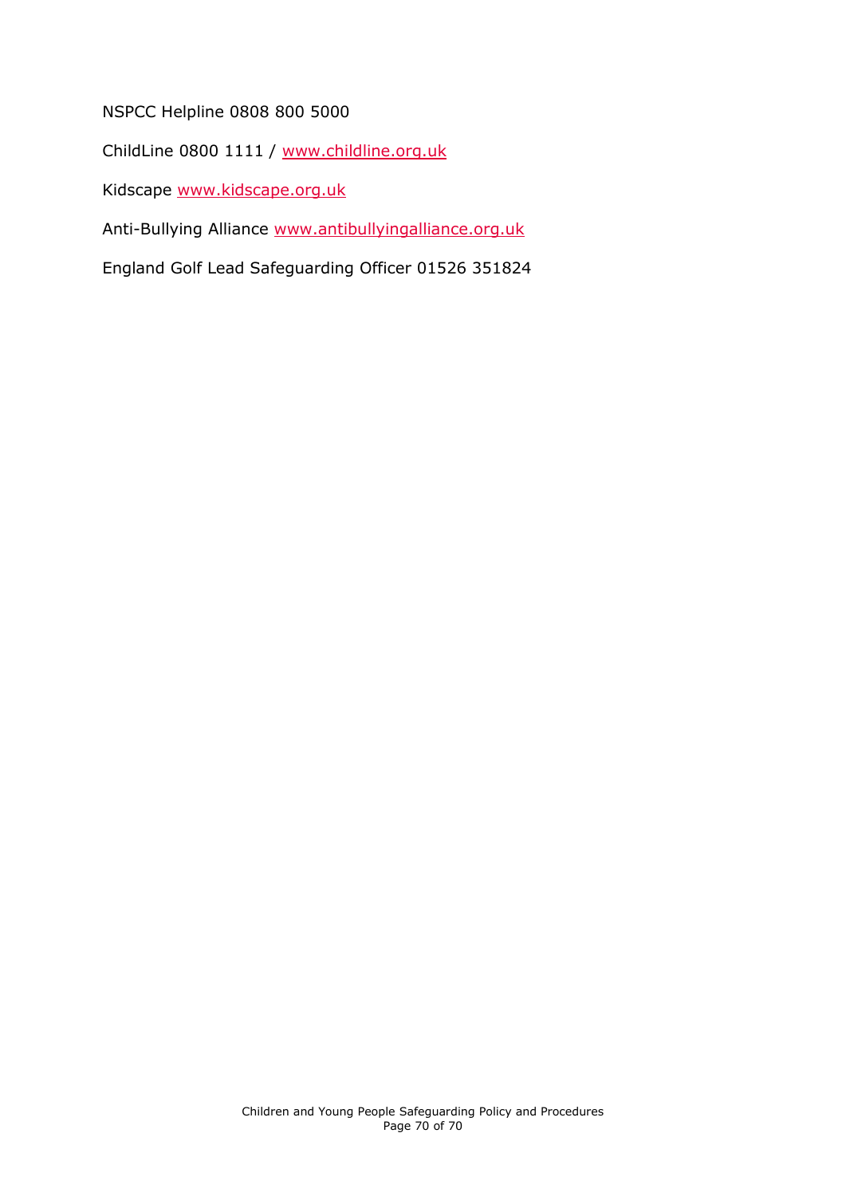NSPCC Helpline 0808 800 5000

ChildLine 0800 1111 / [www.childline.org.uk](http://www.childline.org.uk)

Kidscape [www.kidscape.org.uk](http://www.kidscape.org.uk)

Anti-Bullying Alliance [www.antibullyingalliance.org.uk](http://www.antibullyingalliance.org.uk)

England Golf Lead Safeguarding Officer 01526 351824